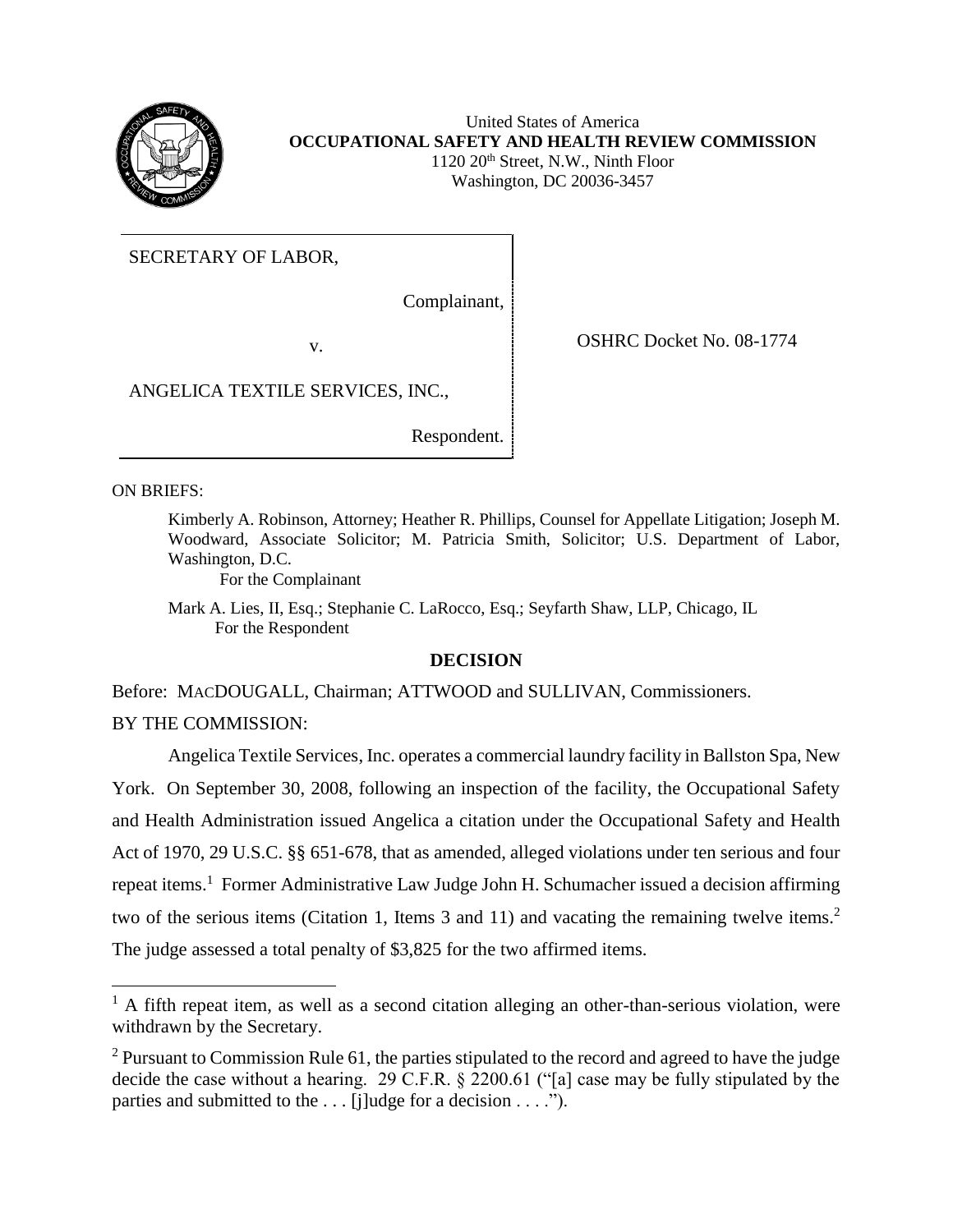United States of America
**OCCUPATIONAL SAFETY AND HEALTH REVIEW COMMISSION**
1120 20th Street, N.W., Ninth Floor
Washington, DC 20036-3457

| | |
|---|---|
| SECRETARY OF LABOR, | |
| Complainant, | |
| v. | OSHRC Docket No. 08-1774 |
| ANGELICA TEXTILE SERVICES, INC., | |
| Respondent. | |

ON BRIEFS:

Kimberly A. Robinson, Attorney; Heather R. Phillips, Counsel for Appellate Litigation; Joseph M. Woodward, Associate Solicitor; M. Patricia Smith, Solicitor; U.S. Department of Labor, Washington, D.C.
For the Complainant

Mark A. Lies, II, Esq.; Stephanie C. LaRocco, Esq.; Seyfarth Shaw, LLP, Chicago, IL
For the Respondent

## DECISION

Before: MACDOUGALL, Chairman; ATTWOOD and SULLIVAN, Commissioners.

BY THE COMMISSION:

Angelica Textile Services, Inc. operates a commercial laundry facility in Ballston Spa, New York. On September 30, 2008, following an inspection of the facility, the Occupational Safety and Health Administration issued Angelica a citation under the Occupational Safety and Health Act of 1970, 29 U.S.C. §§ 651-678, that as amended, alleged violations under ten serious and four repeat items.[1] Former Administrative Law Judge John H. Schumacher issued a decision affirming two of the serious items (Citation 1, Items 3 and 11) and vacating the remaining twelve items.[2] The judge assessed a total penalty of $3,825 for the two affirmed items.

[1] A fifth repeat item, as well as a second citation alleging an other-than-serious violation, were withdrawn by the Secretary.

[2] Pursuant to Commission Rule 61, the parties stipulated to the record and agreed to have the judge decide the case without a hearing. 29 C.F.R. § 2200.61 ("[a] case may be fully stipulated by the parties and submitted to the . . . [j]udge for a decision . . . .").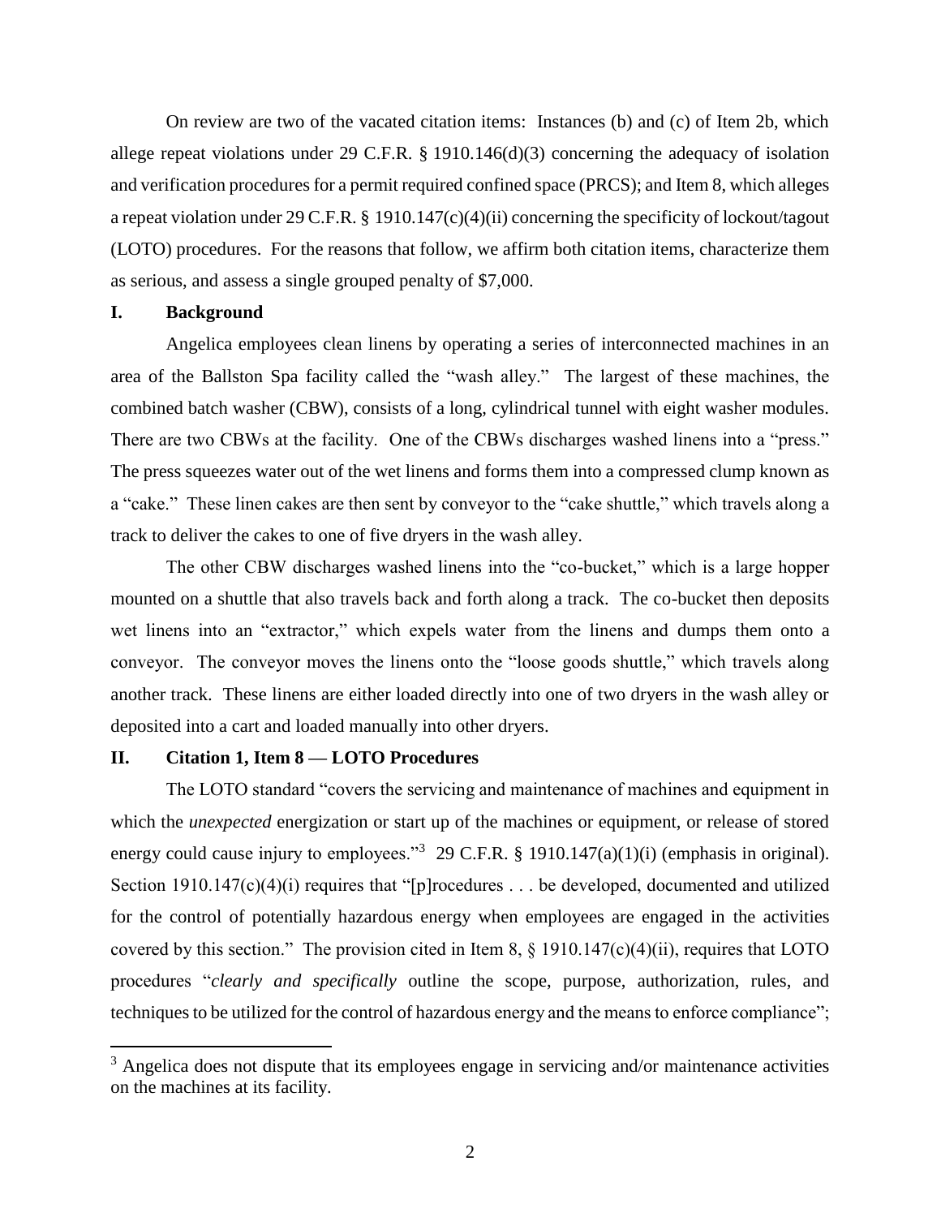On review are two of the vacated citation items: Instances (b) and (c) of Item 2b, which allege repeat violations under 29 C.F.R. § 1910.146(d)(3) concerning the adequacy of isolation and verification procedures for a permit required confined space (PRCS); and Item 8, which alleges a repeat violation under 29 C.F.R. § 1910.147(c)(4)(ii) concerning the specificity of lockout/tagout (LOTO) procedures. For the reasons that follow, we affirm both citation items, characterize them as serious, and assess a single grouped penalty of $7,000.

## I. Background

Angelica employees clean linens by operating a series of interconnected machines in an area of the Ballston Spa facility called the "wash alley." The largest of these machines, the combined batch washer (CBW), consists of a long, cylindrical tunnel with eight washer modules. There are two CBWs at the facility. One of the CBWs discharges washed linens into a "press." The press squeezes water out of the wet linens and forms them into a compressed clump known as a "cake." These linen cakes are then sent by conveyor to the "cake shuttle," which travels along a track to deliver the cakes to one of five dryers in the wash alley.

The other CBW discharges washed linens into the "co-bucket," which is a large hopper mounted on a shuttle that also travels back and forth along a track. The co-bucket then deposits wet linens into an "extractor," which expels water from the linens and dumps them onto a conveyor. The conveyor moves the linens onto the "loose goods shuttle," which travels along another track. These linens are either loaded directly into one of two dryers in the wash alley or deposited into a cart and loaded manually into other dryers.

## II. Citation 1, Item 8 — LOTO Procedures

The LOTO standard "covers the servicing and maintenance of machines and equipment in which the *unexpected* energization or start up of the machines or equipment, or release of stored energy could cause injury to employees."[3] 29 C.F.R. § 1910.147(a)(1)(i) (emphasis in original). Section 1910.147(c)(4)(i) requires that "[p]rocedures . . . be developed, documented and utilized for the control of potentially hazardous energy when employees are engaged in the activities covered by this section." The provision cited in Item 8, § 1910.147(c)(4)(ii), requires that LOTO procedures "*clearly and specifically* outline the scope, purpose, authorization, rules, and techniques to be utilized for the control of hazardous energy and the means to enforce compliance";

[3] Angelica does not dispute that its employees engage in servicing and/or maintenance activities on the machines at its facility.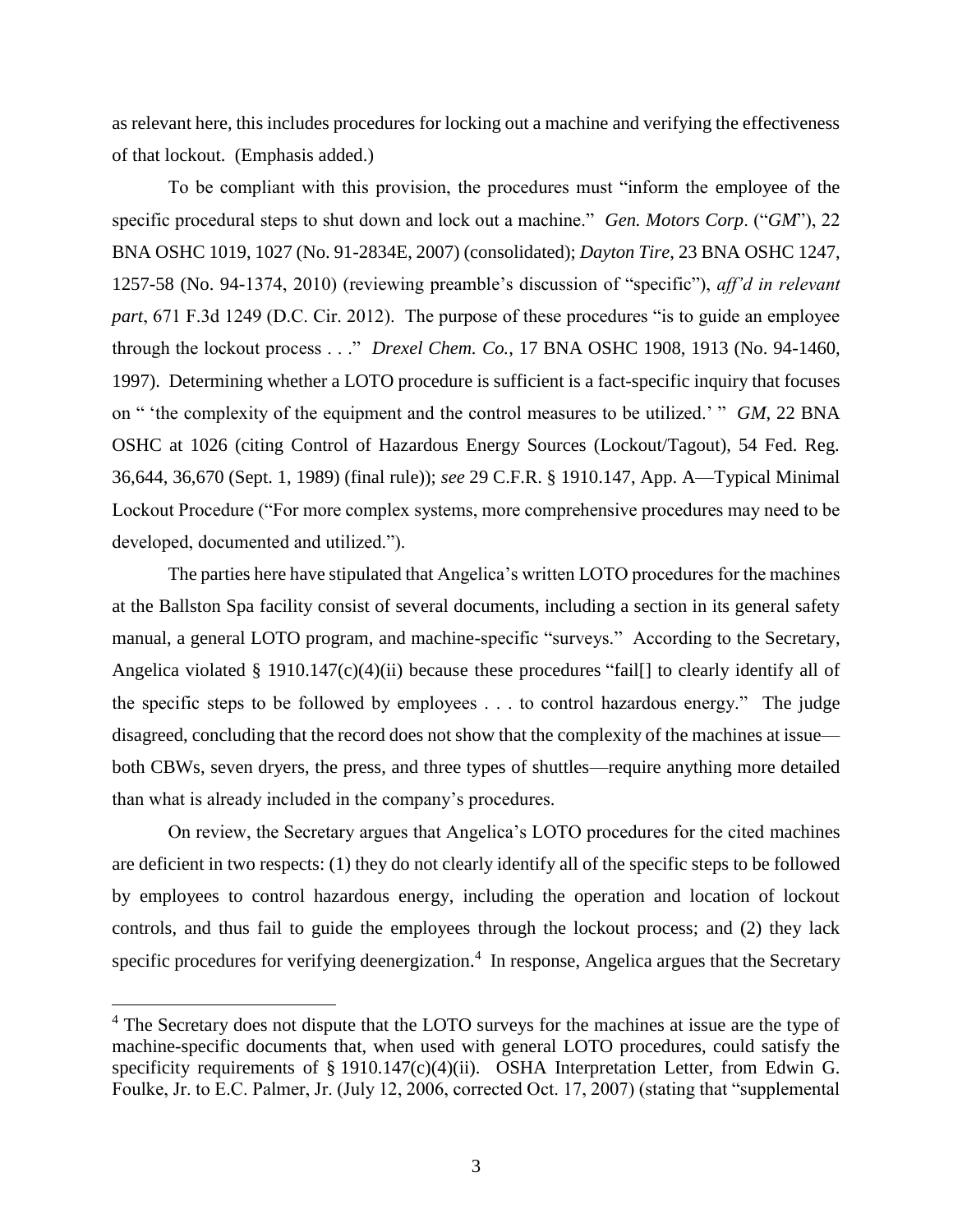as relevant here, this includes procedures for locking out a machine and verifying the effectiveness of that lockout. (Emphasis added.)

To be compliant with this provision, the procedures must "inform the employee of the specific procedural steps to shut down and lock out a machine." *Gen. Motors Corp*. ("*GM*"), 22 BNA OSHC 1019, 1027 (No. 91-2834E, 2007) (consolidated); *Dayton Tire*, 23 BNA OSHC 1247, 1257-58 (No. 94-1374, 2010) (reviewing preamble's discussion of "specific"), *aff'd in relevant part*, 671 F.3d 1249 (D.C. Cir. 2012). The purpose of these procedures "is to guide an employee through the lockout process . . ." *Drexel Chem. Co.*, 17 BNA OSHC 1908, 1913 (No. 94-1460, 1997). Determining whether a LOTO procedure is sufficient is a fact-specific inquiry that focuses on " 'the complexity of the equipment and the control measures to be utilized.' " *GM*, 22 BNA OSHC at 1026 (citing Control of Hazardous Energy Sources (Lockout/Tagout), 54 Fed. Reg. 36,644, 36,670 (Sept. 1, 1989) (final rule)); *see* 29 C.F.R. § 1910.147, App. A—Typical Minimal Lockout Procedure ("For more complex systems, more comprehensive procedures may need to be developed, documented and utilized.").

The parties here have stipulated that Angelica's written LOTO procedures for the machines at the Ballston Spa facility consist of several documents, including a section in its general safety manual, a general LOTO program, and machine-specific "surveys." According to the Secretary, Angelica violated § 1910.147(c)(4)(ii) because these procedures "fail[] to clearly identify all of the specific steps to be followed by employees . . . to control hazardous energy." The judge disagreed, concluding that the record does not show that the complexity of the machines at issue—both CBWs, seven dryers, the press, and three types of shuttles—require anything more detailed than what is already included in the company's procedures.

On review, the Secretary argues that Angelica's LOTO procedures for the cited machines are deficient in two respects: (1) they do not clearly identify all of the specific steps to be followed by employees to control hazardous energy, including the operation and location of lockout controls, and thus fail to guide the employees through the lockout process; and (2) they lack specific procedures for verifying deenergization.[4] In response, Angelica argues that the Secretary

---

[4] The Secretary does not dispute that the LOTO surveys for the machines at issue are the type of machine-specific documents that, when used with general LOTO procedures, could satisfy the specificity requirements of § 1910.147(c)(4)(ii). OSHA Interpretation Letter, from Edwin G. Foulke, Jr. to E.C. Palmer, Jr. (July 12, 2006, corrected Oct. 17, 2007) (stating that "supplemental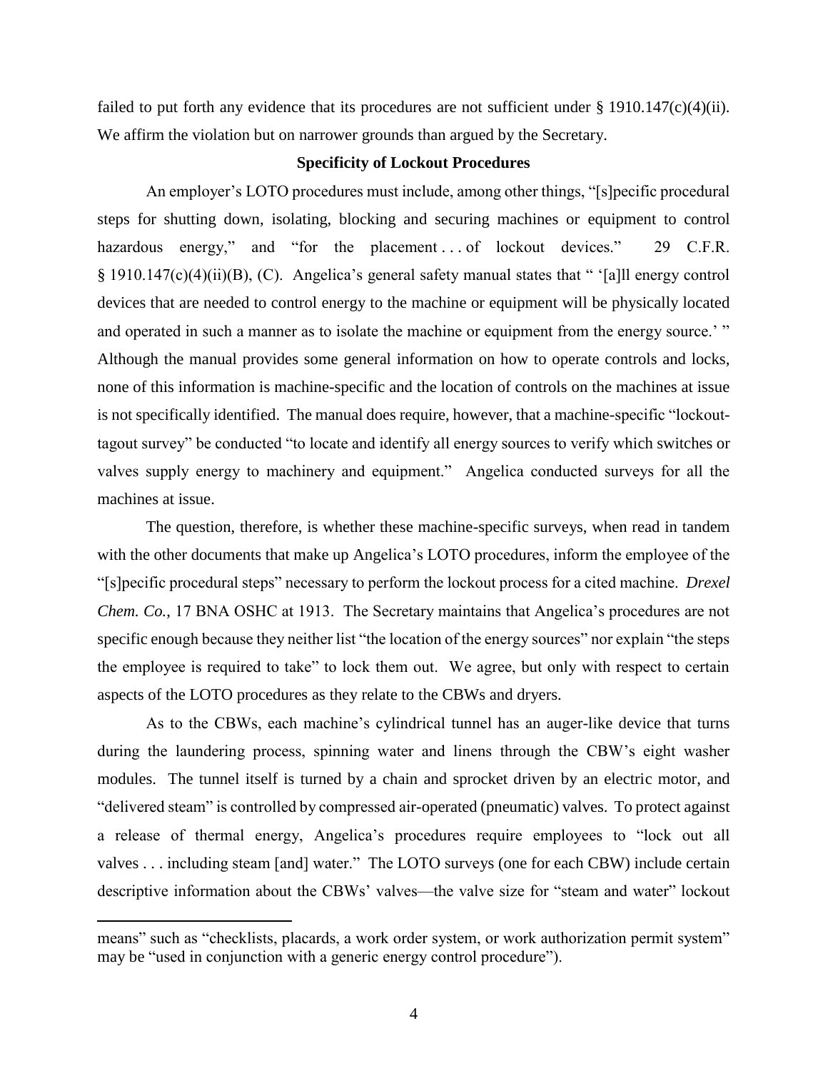failed to put forth any evidence that its procedures are not sufficient under § 1910.147(c)(4)(ii). We affirm the violation but on narrower grounds than argued by the Secretary.

### Specificity of Lockout Procedures

An employer's LOTO procedures must include, among other things, "[s]pecific procedural steps for shutting down, isolating, blocking and securing machines or equipment to control hazardous energy," and "for the placement . . . of lockout devices." 29 C.F.R. § 1910.147(c)(4)(ii)(B), (C). Angelica's general safety manual states that " '[a]ll energy control devices that are needed to control energy to the machine or equipment will be physically located and operated in such a manner as to isolate the machine or equipment from the energy source.' " Although the manual provides some general information on how to operate controls and locks, none of this information is machine-specific and the location of controls on the machines at issue is not specifically identified. The manual does require, however, that a machine-specific "lockout-tagout survey" be conducted "to locate and identify all energy sources to verify which switches or valves supply energy to machinery and equipment." Angelica conducted surveys for all the machines at issue.

The question, therefore, is whether these machine-specific surveys, when read in tandem with the other documents that make up Angelica's LOTO procedures, inform the employee of the "[s]pecific procedural steps" necessary to perform the lockout process for a cited machine. *Drexel Chem. Co.*, 17 BNA OSHC at 1913. The Secretary maintains that Angelica's procedures are not specific enough because they neither list "the location of the energy sources" nor explain "the steps the employee is required to take" to lock them out. We agree, but only with respect to certain aspects of the LOTO procedures as they relate to the CBWs and dryers.

As to the CBWs, each machine's cylindrical tunnel has an auger-like device that turns during the laundering process, spinning water and linens through the CBW's eight washer modules. The tunnel itself is turned by a chain and sprocket driven by an electric motor, and "delivered steam" is controlled by compressed air-operated (pneumatic) valves. To protect against a release of thermal energy, Angelica's procedures require employees to "lock out all valves . . . including steam [and] water." The LOTO surveys (one for each CBW) include certain descriptive information about the CBWs' valves—the valve size for "steam and water" lockout

---

means" such as "checklists, placards, a work order system, or work authorization permit system" may be "used in conjunction with a generic energy control procedure").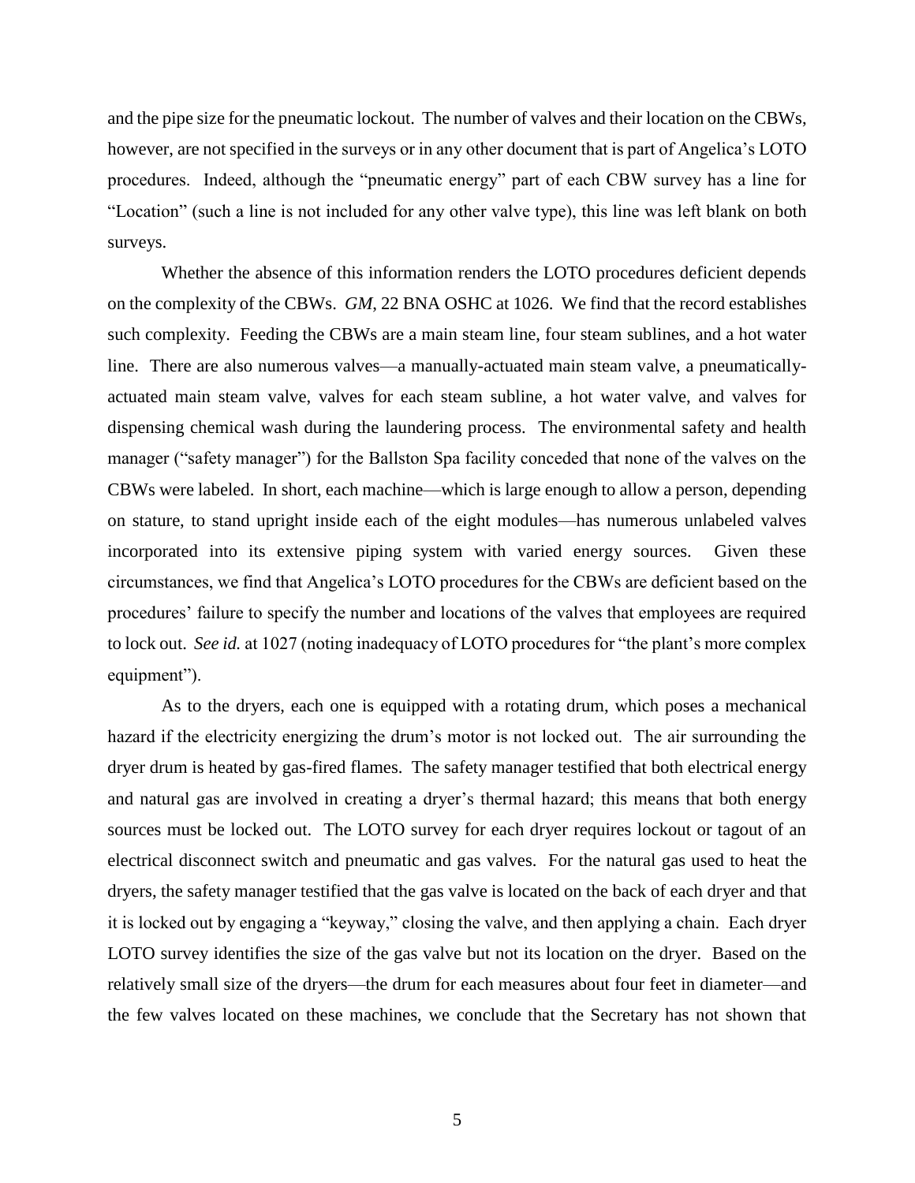and the pipe size for the pneumatic lockout. The number of valves and their location on the CBWs, however, are not specified in the surveys or in any other document that is part of Angelica's LOTO procedures. Indeed, although the "pneumatic energy" part of each CBW survey has a line for "Location" (such a line is not included for any other valve type), this line was left blank on both surveys.

Whether the absence of this information renders the LOTO procedures deficient depends on the complexity of the CBWs. *GM*, 22 BNA OSHC at 1026. We find that the record establishes such complexity. Feeding the CBWs are a main steam line, four steam sublines, and a hot water line. There are also numerous valves—a manually-actuated main steam valve, a pneumatically-actuated main steam valve, valves for each steam subline, a hot water valve, and valves for dispensing chemical wash during the laundering process. The environmental safety and health manager ("safety manager") for the Ballston Spa facility conceded that none of the valves on the CBWs were labeled. In short, each machine—which is large enough to allow a person, depending on stature, to stand upright inside each of the eight modules—has numerous unlabeled valves incorporated into its extensive piping system with varied energy sources. Given these circumstances, we find that Angelica's LOTO procedures for the CBWs are deficient based on the procedures' failure to specify the number and locations of the valves that employees are required to lock out. *See id.* at 1027 (noting inadequacy of LOTO procedures for "the plant's more complex equipment").

As to the dryers, each one is equipped with a rotating drum, which poses a mechanical hazard if the electricity energizing the drum's motor is not locked out. The air surrounding the dryer drum is heated by gas-fired flames. The safety manager testified that both electrical energy and natural gas are involved in creating a dryer's thermal hazard; this means that both energy sources must be locked out. The LOTO survey for each dryer requires lockout or tagout of an electrical disconnect switch and pneumatic and gas valves. For the natural gas used to heat the dryers, the safety manager testified that the gas valve is located on the back of each dryer and that it is locked out by engaging a "keyway," closing the valve, and then applying a chain. Each dryer LOTO survey identifies the size of the gas valve but not its location on the dryer. Based on the relatively small size of the dryers—the drum for each measures about four feet in diameter—and the few valves located on these machines, we conclude that the Secretary has not shown that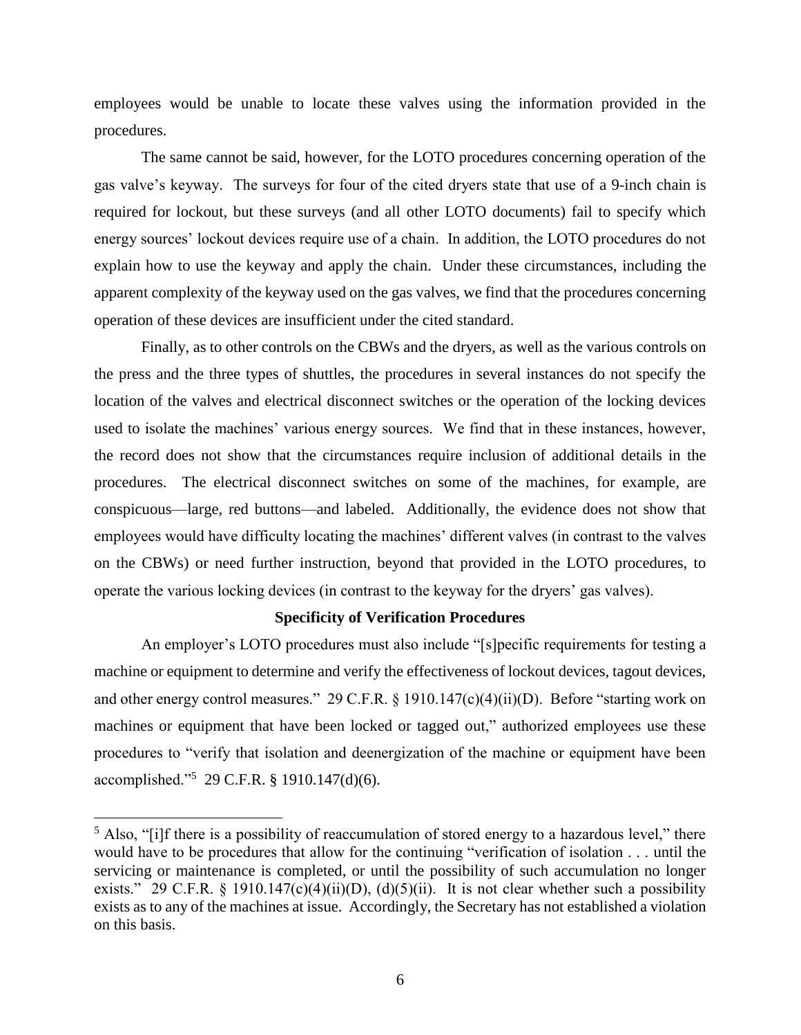employees would be unable to locate these valves using the information provided in the procedures.

The same cannot be said, however, for the LOTO procedures concerning operation of the gas valve's keyway. The surveys for four of the cited dryers state that use of a 9-inch chain is required for lockout, but these surveys (and all other LOTO documents) fail to specify which energy sources' lockout devices require use of a chain. In addition, the LOTO procedures do not explain how to use the keyway and apply the chain. Under these circumstances, including the apparent complexity of the keyway used on the gas valves, we find that the procedures concerning operation of these devices are insufficient under the cited standard.

Finally, as to other controls on the CBWs and the dryers, as well as the various controls on the press and the three types of shuttles, the procedures in several instances do not specify the location of the valves and electrical disconnect switches or the operation of the locking devices used to isolate the machines' various energy sources. We find that in these instances, however, the record does not show that the circumstances require inclusion of additional details in the procedures. The electrical disconnect switches on some of the machines, for example, are conspicuous—large, red buttons—and labeled. Additionally, the evidence does not show that employees would have difficulty locating the machines' different valves (in contrast to the valves on the CBWs) or need further instruction, beyond that provided in the LOTO procedures, to operate the various locking devices (in contrast to the keyway for the dryers' gas valves).

### Specificity of Verification Procedures

An employer's LOTO procedures must also include "[s]pecific requirements for testing a machine or equipment to determine and verify the effectiveness of lockout devices, tagout devices, and other energy control measures." 29 C.F.R. § 1910.147(c)(4)(ii)(D). Before "starting work on machines or equipment that have been locked or tagged out," authorized employees use these procedures to "verify that isolation and deenergization of the machine or equipment have been accomplished."[5] 29 C.F.R. § 1910.147(d)(6).

---

[5] Also, "[i]f there is a possibility of reaccumulation of stored energy to a hazardous level," there would have to be procedures that allow for the continuing "verification of isolation . . . until the servicing or maintenance is completed, or until the possibility of such accumulation no longer exists." 29 C.F.R. § 1910.147(c)(4)(ii)(D), (d)(5)(ii). It is not clear whether such a possibility exists as to any of the machines at issue. Accordingly, the Secretary has not established a violation on this basis.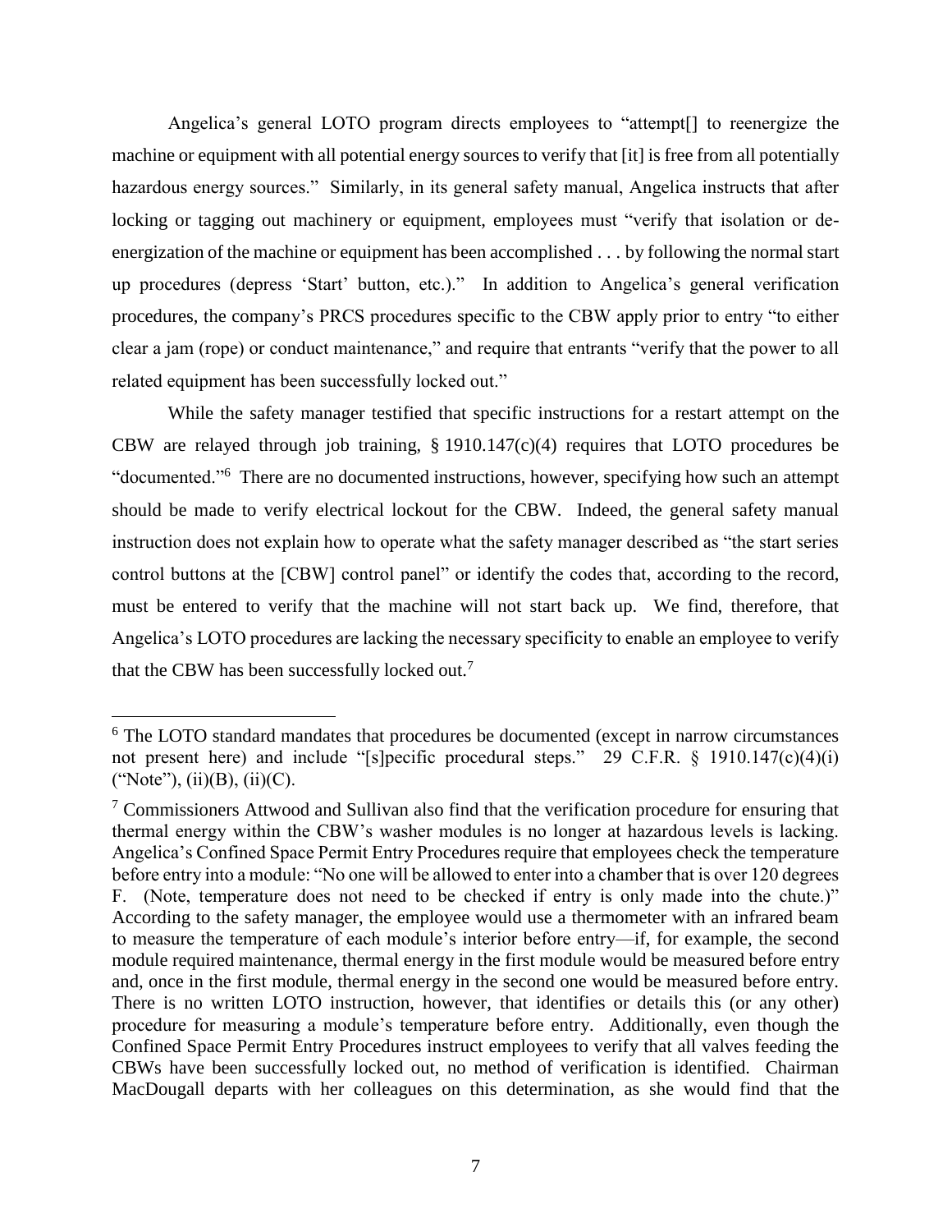Angelica's general LOTO program directs employees to "attempt[] to reenergize the machine or equipment with all potential energy sources to verify that [it] is free from all potentially hazardous energy sources." Similarly, in its general safety manual, Angelica instructs that after locking or tagging out machinery or equipment, employees must "verify that isolation or de-energization of the machine or equipment has been accomplished . . . by following the normal start up procedures (depress 'Start' button, etc.)." In addition to Angelica's general verification procedures, the company's PRCS procedures specific to the CBW apply prior to entry "to either clear a jam (rope) or conduct maintenance," and require that entrants "verify that the power to all related equipment has been successfully locked out."

While the safety manager testified that specific instructions for a restart attempt on the CBW are relayed through job training, § 1910.147(c)(4) requires that LOTO procedures be "documented."[6] There are no documented instructions, however, specifying how such an attempt should be made to verify electrical lockout for the CBW. Indeed, the general safety manual instruction does not explain how to operate what the safety manager described as "the start series control buttons at the [CBW] control panel" or identify the codes that, according to the record, must be entered to verify that the machine will not start back up. We find, therefore, that Angelica's LOTO procedures are lacking the necessary specificity to enable an employee to verify that the CBW has been successfully locked out.[7]

---

[6] The LOTO standard mandates that procedures be documented (except in narrow circumstances not present here) and include "[s]pecific procedural steps." 29 C.F.R. § 1910.147(c)(4)(i) ("Note"), (ii)(B), (ii)(C).

[7] Commissioners Attwood and Sullivan also find that the verification procedure for ensuring that thermal energy within the CBW's washer modules is no longer at hazardous levels is lacking. Angelica's Confined Space Permit Entry Procedures require that employees check the temperature before entry into a module: "No one will be allowed to enter into a chamber that is over 120 degrees F. (Note, temperature does not need to be checked if entry is only made into the chute.)" According to the safety manager, the employee would use a thermometer with an infrared beam to measure the temperature of each module's interior before entry—if, for example, the second module required maintenance, thermal energy in the first module would be measured before entry and, once in the first module, thermal energy in the second one would be measured before entry. There is no written LOTO instruction, however, that identifies or details this (or any other) procedure for measuring a module's temperature before entry. Additionally, even though the Confined Space Permit Entry Procedures instruct employees to verify that all valves feeding the CBWs have been successfully locked out, no method of verification is identified. Chairman MacDougall departs with her colleagues on this determination, as she would find that the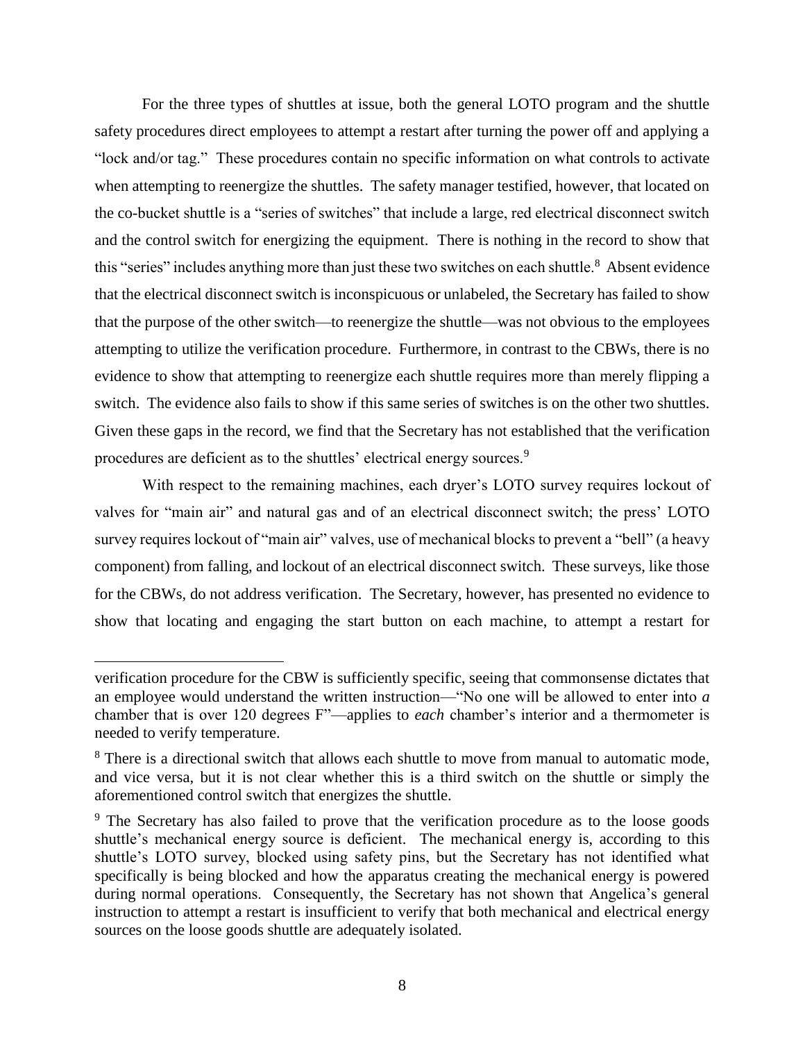For the three types of shuttles at issue, both the general LOTO program and the shuttle safety procedures direct employees to attempt a restart after turning the power off and applying a "lock and/or tag." These procedures contain no specific information on what controls to activate when attempting to reenergize the shuttles. The safety manager testified, however, that located on the co-bucket shuttle is a "series of switches" that include a large, red electrical disconnect switch and the control switch for energizing the equipment. There is nothing in the record to show that this "series" includes anything more than just these two switches on each shuttle.[8] Absent evidence that the electrical disconnect switch is inconspicuous or unlabeled, the Secretary has failed to show that the purpose of the other switch—to reenergize the shuttle—was not obvious to the employees attempting to utilize the verification procedure. Furthermore, in contrast to the CBWs, there is no evidence to show that attempting to reenergize each shuttle requires more than merely flipping a switch. The evidence also fails to show if this same series of switches is on the other two shuttles. Given these gaps in the record, we find that the Secretary has not established that the verification procedures are deficient as to the shuttles' electrical energy sources.[9]

With respect to the remaining machines, each dryer's LOTO survey requires lockout of valves for "main air" and natural gas and of an electrical disconnect switch; the press' LOTO survey requires lockout of "main air" valves, use of mechanical blocks to prevent a "bell" (a heavy component) from falling, and lockout of an electrical disconnect switch. These surveys, like those for the CBWs, do not address verification. The Secretary, however, has presented no evidence to show that locating and engaging the start button on each machine, to attempt a restart for

---

verification procedure for the CBW is sufficiently specific, seeing that commonsense dictates that an employee would understand the written instruction—"No one will be allowed to enter into *a* chamber that is over 120 degrees F"—applies to *each* chamber's interior and a thermometer is needed to verify temperature.

[8] There is a directional switch that allows each shuttle to move from manual to automatic mode, and vice versa, but it is not clear whether this is a third switch on the shuttle or simply the aforementioned control switch that energizes the shuttle.

[9] The Secretary has also failed to prove that the verification procedure as to the loose goods shuttle's mechanical energy source is deficient. The mechanical energy is, according to this shuttle's LOTO survey, blocked using safety pins, but the Secretary has not identified what specifically is being blocked and how the apparatus creating the mechanical energy is powered during normal operations. Consequently, the Secretary has not shown that Angelica's general instruction to attempt a restart is insufficient to verify that both mechanical and electrical energy sources on the loose goods shuttle are adequately isolated.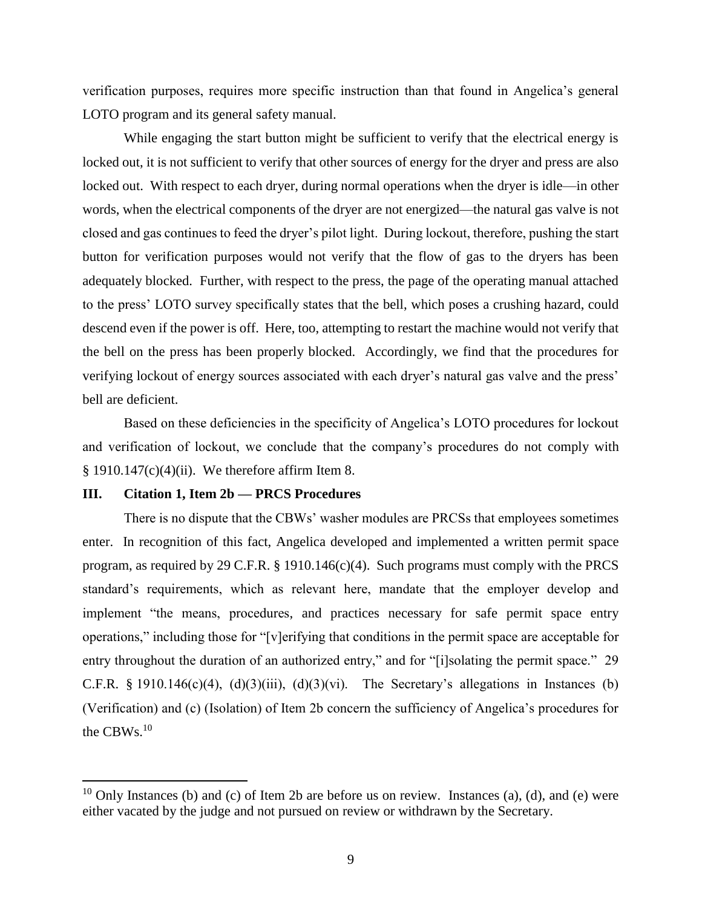verification purposes, requires more specific instruction than that found in Angelica's general LOTO program and its general safety manual.

While engaging the start button might be sufficient to verify that the electrical energy is locked out, it is not sufficient to verify that other sources of energy for the dryer and press are also locked out. With respect to each dryer, during normal operations when the dryer is idle—in other words, when the electrical components of the dryer are not energized—the natural gas valve is not closed and gas continues to feed the dryer's pilot light. During lockout, therefore, pushing the start button for verification purposes would not verify that the flow of gas to the dryers has been adequately blocked. Further, with respect to the press, the page of the operating manual attached to the press' LOTO survey specifically states that the bell, which poses a crushing hazard, could descend even if the power is off. Here, too, attempting to restart the machine would not verify that the bell on the press has been properly blocked. Accordingly, we find that the procedures for verifying lockout of energy sources associated with each dryer's natural gas valve and the press' bell are deficient.

Based on these deficiencies in the specificity of Angelica's LOTO procedures for lockout and verification of lockout, we conclude that the company's procedures do not comply with § 1910.147(c)(4)(ii). We therefore affirm Item 8.

## III. Citation 1, Item 2b — PRCS Procedures

There is no dispute that the CBWs' washer modules are PRCSs that employees sometimes enter. In recognition of this fact, Angelica developed and implemented a written permit space program, as required by 29 C.F.R. § 1910.146(c)(4). Such programs must comply with the PRCS standard's requirements, which as relevant here, mandate that the employer develop and implement "the means, procedures, and practices necessary for safe permit space entry operations," including those for "[v]erifying that conditions in the permit space are acceptable for entry throughout the duration of an authorized entry," and for "[i]solating the permit space." 29 C.F.R. § 1910.146(c)(4), (d)(3)(iii), (d)(3)(vi). The Secretary's allegations in Instances (b) (Verification) and (c) (Isolation) of Item 2b concern the sufficiency of Angelica's procedures for the CBWs.[10]

[10] Only Instances (b) and (c) of Item 2b are before us on review. Instances (a), (d), and (e) were either vacated by the judge and not pursued on review or withdrawn by the Secretary.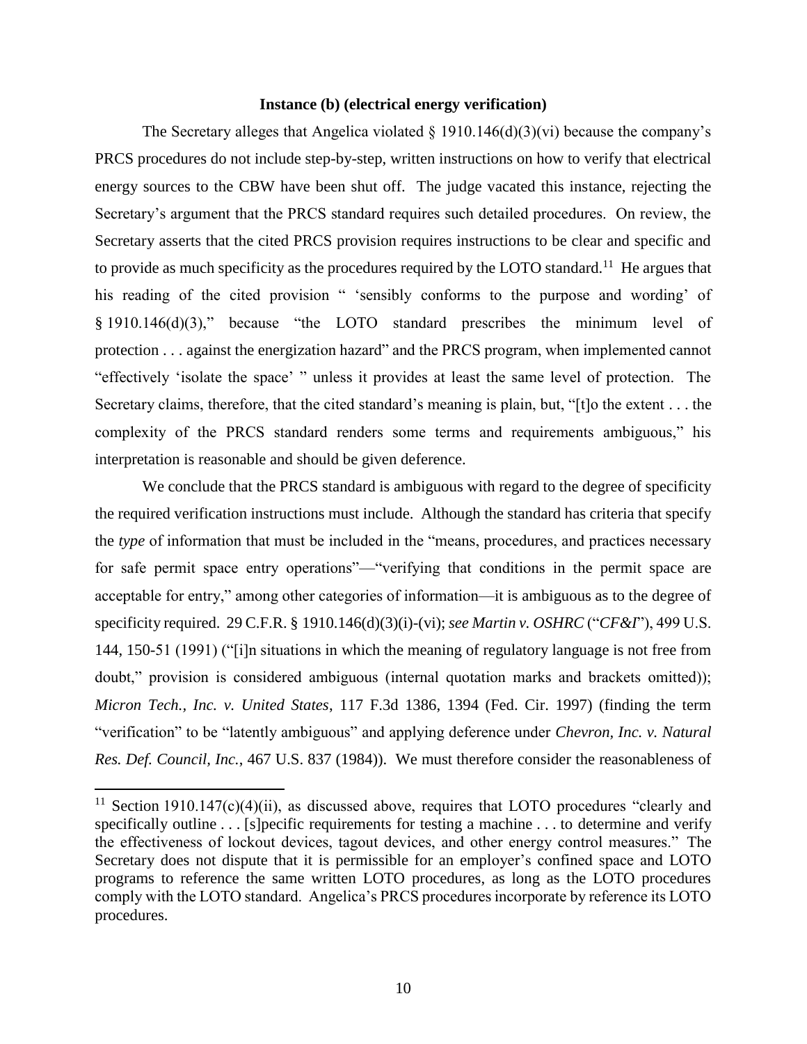**Instance (b) (electrical energy verification)**

The Secretary alleges that Angelica violated § 1910.146(d)(3)(vi) because the company's PRCS procedures do not include step-by-step, written instructions on how to verify that electrical energy sources to the CBW have been shut off. The judge vacated this instance, rejecting the Secretary's argument that the PRCS standard requires such detailed procedures. On review, the Secretary asserts that the cited PRCS provision requires instructions to be clear and specific and to provide as much specificity as the procedures required by the LOTO standard.[11] He argues that his reading of the cited provision " 'sensibly conforms to the purpose and wording' of § 1910.146(d)(3)," because "the LOTO standard prescribes the minimum level of protection . . . against the energization hazard" and the PRCS program, when implemented cannot "effectively 'isolate the space' " unless it provides at least the same level of protection. The Secretary claims, therefore, that the cited standard's meaning is plain, but, "[t]o the extent . . . the complexity of the PRCS standard renders some terms and requirements ambiguous," his interpretation is reasonable and should be given deference.

We conclude that the PRCS standard is ambiguous with regard to the degree of specificity the required verification instructions must include. Although the standard has criteria that specify the *type* of information that must be included in the "means, procedures, and practices necessary for safe permit space entry operations"—"verifying that conditions in the permit space are acceptable for entry," among other categories of information—it is ambiguous as to the degree of specificity required. 29 C.F.R. § 1910.146(d)(3)(i)-(vi); *see Martin v. OSHRC* ("*CF&I*"), 499 U.S. 144, 150-51 (1991) ("[i]n situations in which the meaning of regulatory language is not free from doubt," provision is considered ambiguous (internal quotation marks and brackets omitted)); *Micron Tech., Inc. v. United States*, 117 F.3d 1386, 1394 (Fed. Cir. 1997) (finding the term "verification" to be "latently ambiguous" and applying deference under *Chevron, Inc. v. Natural Res. Def. Council, Inc.*, 467 U.S. 837 (1984)). We must therefore consider the reasonableness of

[11] Section 1910.147(c)(4)(ii), as discussed above, requires that LOTO procedures "clearly and specifically outline . . . [s]pecific requirements for testing a machine . . . to determine and verify the effectiveness of lockout devices, tagout devices, and other energy control measures." The Secretary does not dispute that it is permissible for an employer's confined space and LOTO programs to reference the same written LOTO procedures, as long as the LOTO procedures comply with the LOTO standard. Angelica's PRCS procedures incorporate by reference its LOTO procedures.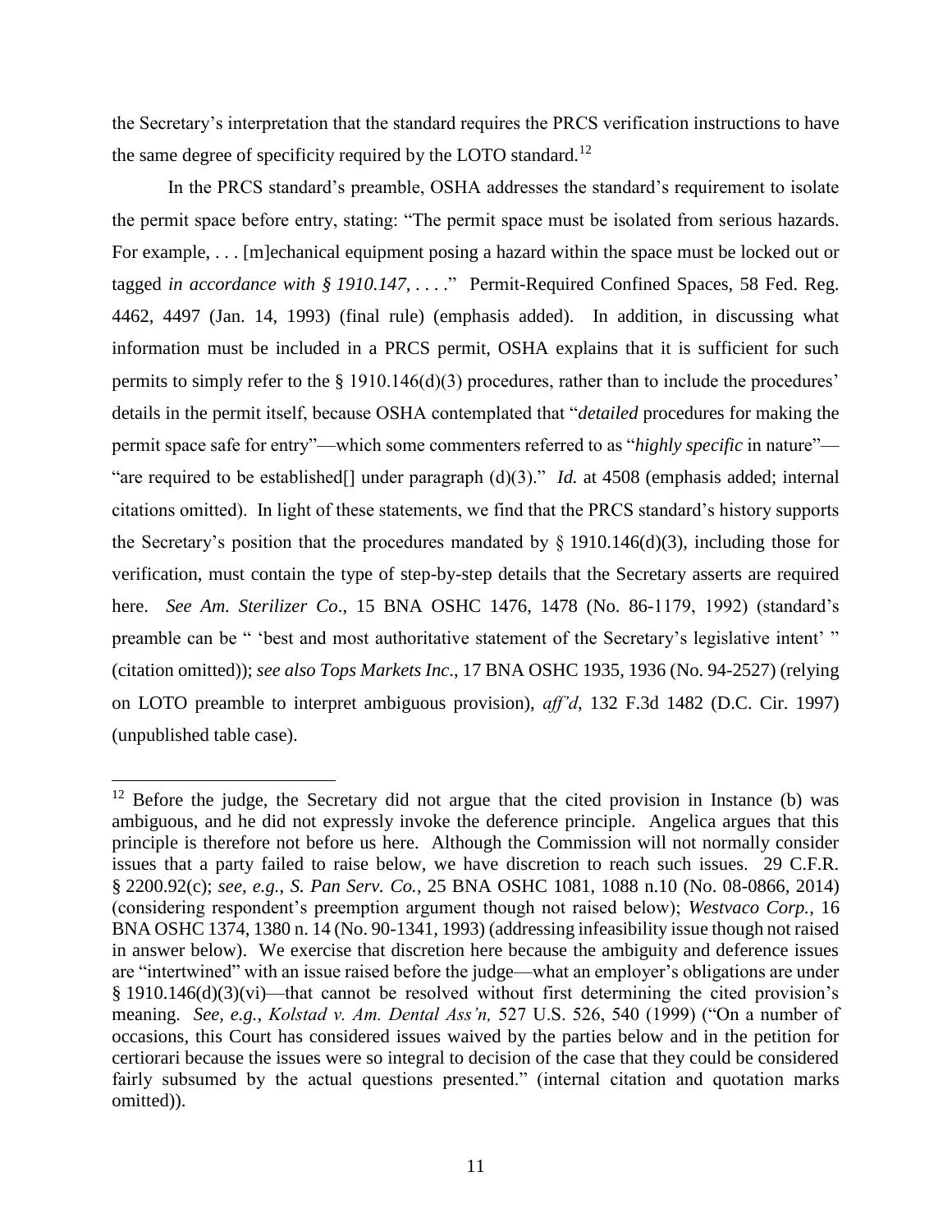the Secretary's interpretation that the standard requires the PRCS verification instructions to have the same degree of specificity required by the LOTO standard.[12]

In the PRCS standard's preamble, OSHA addresses the standard's requirement to isolate the permit space before entry, stating: "The permit space must be isolated from serious hazards. For example, . . . [m]echanical equipment posing a hazard within the space must be locked out or tagged *in accordance with § 1910.147*, . . . ." Permit-Required Confined Spaces, 58 Fed. Reg. 4462, 4497 (Jan. 14, 1993) (final rule) (emphasis added). In addition, in discussing what information must be included in a PRCS permit, OSHA explains that it is sufficient for such permits to simply refer to the § 1910.146(d)(3) procedures, rather than to include the procedures' details in the permit itself, because OSHA contemplated that "*detailed* procedures for making the permit space safe for entry"—which some commenters referred to as "*highly specific* in nature"—"are required to be established[] under paragraph (d)(3)." *Id.* at 4508 (emphasis added; internal citations omitted). In light of these statements, we find that the PRCS standard's history supports the Secretary's position that the procedures mandated by § 1910.146(d)(3), including those for verification, must contain the type of step-by-step details that the Secretary asserts are required here. *See Am. Sterilizer Co*., 15 BNA OSHC 1476, 1478 (No. 86-1179, 1992) (standard's preamble can be " 'best and most authoritative statement of the Secretary's legislative intent' " (citation omitted)); *see also Tops Markets Inc*., 17 BNA OSHC 1935, 1936 (No. 94-2527) (relying on LOTO preamble to interpret ambiguous provision), *aff'd*, 132 F.3d 1482 (D.C. Cir. 1997) (unpublished table case).

---

[12] Before the judge, the Secretary did not argue that the cited provision in Instance (b) was ambiguous, and he did not expressly invoke the deference principle. Angelica argues that this principle is therefore not before us here. Although the Commission will not normally consider issues that a party failed to raise below, we have discretion to reach such issues. 29 C.F.R. § 2200.92(c); *see, e.g.*, *S. Pan Serv. Co.*, 25 BNA OSHC 1081, 1088 n.10 (No. 08-0866, 2014) (considering respondent's preemption argument though not raised below); *Westvaco Corp.*, 16 BNA OSHC 1374, 1380 n. 14 (No. 90-1341, 1993) (addressing infeasibility issue though not raised in answer below). We exercise that discretion here because the ambiguity and deference issues are "intertwined" with an issue raised before the judge—what an employer's obligations are under § 1910.146(d)(3)(vi)—that cannot be resolved without first determining the cited provision's meaning. *See, e.g.*, *Kolstad v. Am. Dental Ass'n,* 527 U.S. 526, 540 (1999) ("On a number of occasions, this Court has considered issues waived by the parties below and in the petition for certiorari because the issues were so integral to decision of the case that they could be considered fairly subsumed by the actual questions presented." (internal citation and quotation marks omitted)).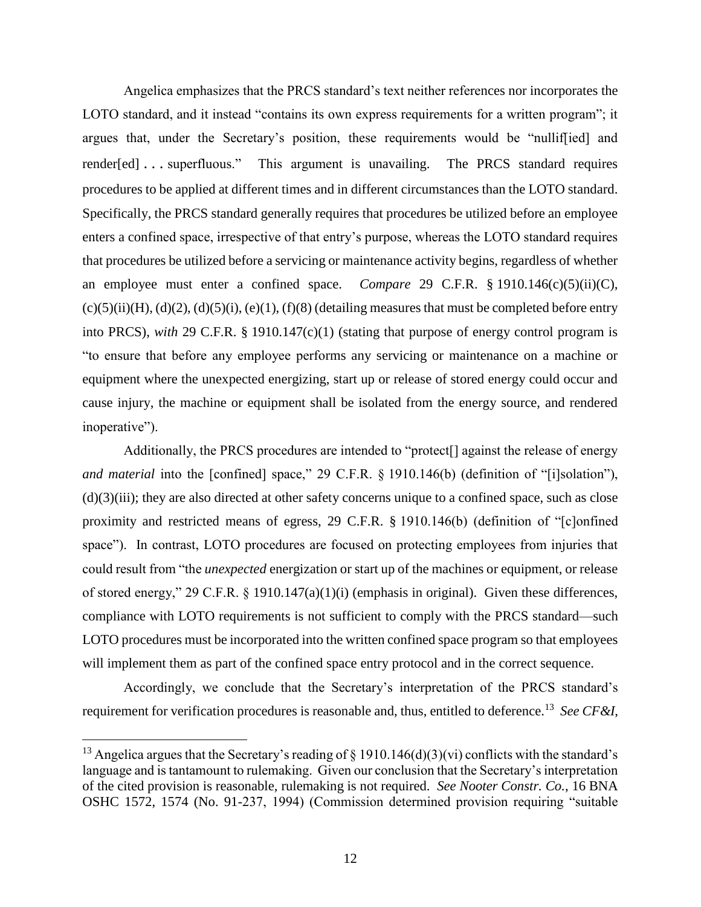Angelica emphasizes that the PRCS standard's text neither references nor incorporates the LOTO standard, and it instead "contains its own express requirements for a written program"; it argues that, under the Secretary's position, these requirements would be "nullif[ied] and render[ed] . . . superfluous." This argument is unavailing. The PRCS standard requires procedures to be applied at different times and in different circumstances than the LOTO standard. Specifically, the PRCS standard generally requires that procedures be utilized before an employee enters a confined space, irrespective of that entry's purpose, whereas the LOTO standard requires that procedures be utilized before a servicing or maintenance activity begins, regardless of whether an employee must enter a confined space. *Compare* 29 C.F.R. § 1910.146(c)(5)(ii)(C), (c)(5)(ii)(H), (d)(2), (d)(5)(i), (e)(1), (f)(8) (detailing measures that must be completed before entry into PRCS), *with* 29 C.F.R. § 1910.147(c)(1) (stating that purpose of energy control program is "to ensure that before any employee performs any servicing or maintenance on a machine or equipment where the unexpected energizing, start up or release of stored energy could occur and cause injury, the machine or equipment shall be isolated from the energy source, and rendered inoperative").

Additionally, the PRCS procedures are intended to "protect[] against the release of energy *and material* into the [confined] space," 29 C.F.R. § 1910.146(b) (definition of "[i]solation"), (d)(3)(iii); they are also directed at other safety concerns unique to a confined space, such as close proximity and restricted means of egress, 29 C.F.R. § 1910.146(b) (definition of "[c]onfined space"). In contrast, LOTO procedures are focused on protecting employees from injuries that could result from "the *unexpected* energization or start up of the machines or equipment, or release of stored energy," 29 C.F.R. § 1910.147(a)(1)(i) (emphasis in original). Given these differences, compliance with LOTO requirements is not sufficient to comply with the PRCS standard—such LOTO procedures must be incorporated into the written confined space program so that employees will implement them as part of the confined space entry protocol and in the correct sequence.

Accordingly, we conclude that the Secretary's interpretation of the PRCS standard's requirement for verification procedures is reasonable and, thus, entitled to deference.[13] *See CF&I*,

---

[13] Angelica argues that the Secretary's reading of § 1910.146(d)(3)(vi) conflicts with the standard's language and is tantamount to rulemaking. Given our conclusion that the Secretary's interpretation of the cited provision is reasonable, rulemaking is not required. *See Nooter Constr. Co.*, 16 BNA OSHC 1572, 1574 (No. 91-237, 1994) (Commission determined provision requiring "suitable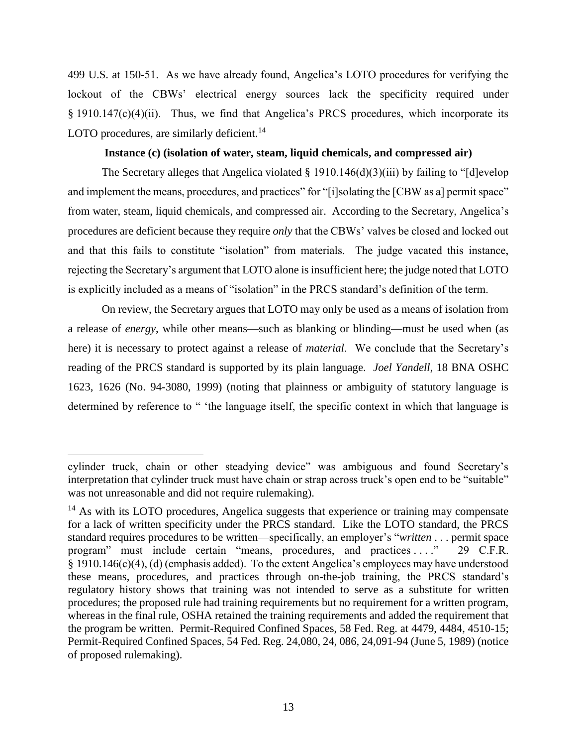499 U.S. at 150-51. As we have already found, Angelica's LOTO procedures for verifying the lockout of the CBWs' electrical energy sources lack the specificity required under § 1910.147(c)(4)(ii). Thus, we find that Angelica's PRCS procedures, which incorporate its LOTO procedures, are similarly deficient.[14]

**Instance (c) (isolation of water, steam, liquid chemicals, and compressed air)**

The Secretary alleges that Angelica violated § 1910.146(d)(3)(iii) by failing to "[d]evelop and implement the means, procedures, and practices" for "[i]solating the [CBW as a] permit space" from water, steam, liquid chemicals, and compressed air. According to the Secretary, Angelica's procedures are deficient because they require *only* that the CBWs' valves be closed and locked out and that this fails to constitute "isolation" from materials. The judge vacated this instance, rejecting the Secretary's argument that LOTO alone is insufficient here; the judge noted that LOTO is explicitly included as a means of "isolation" in the PRCS standard's definition of the term.

On review, the Secretary argues that LOTO may only be used as a means of isolation from a release of *energy*, while other means—such as blanking or blinding—must be used when (as here) it is necessary to protect against a release of *material*. We conclude that the Secretary's reading of the PRCS standard is supported by its plain language. *Joel Yandell*, 18 BNA OSHC 1623, 1626 (No. 94-3080, 1999) (noting that plainness or ambiguity of statutory language is determined by reference to " 'the language itself, the specific context in which that language is

---

cylinder truck, chain or other steadying device" was ambiguous and found Secretary's interpretation that cylinder truck must have chain or strap across truck's open end to be "suitable" was not unreasonable and did not require rulemaking).

[14] As with its LOTO procedures, Angelica suggests that experience or training may compensate for a lack of written specificity under the PRCS standard. Like the LOTO standard, the PRCS standard requires procedures to be written—specifically, an employer's "*written* . . . permit space program" must include certain "means, procedures, and practices . . . ." 29 C.F.R. § 1910.146(c)(4), (d) (emphasis added). To the extent Angelica's employees may have understood these means, procedures, and practices through on-the-job training, the PRCS standard's regulatory history shows that training was not intended to serve as a substitute for written procedures; the proposed rule had training requirements but no requirement for a written program, whereas in the final rule, OSHA retained the training requirements and added the requirement that the program be written. Permit-Required Confined Spaces, 58 Fed. Reg. at 4479, 4484, 4510-15; Permit-Required Confined Spaces, 54 Fed. Reg. 24,080, 24, 086, 24,091-94 (June 5, 1989) (notice of proposed rulemaking).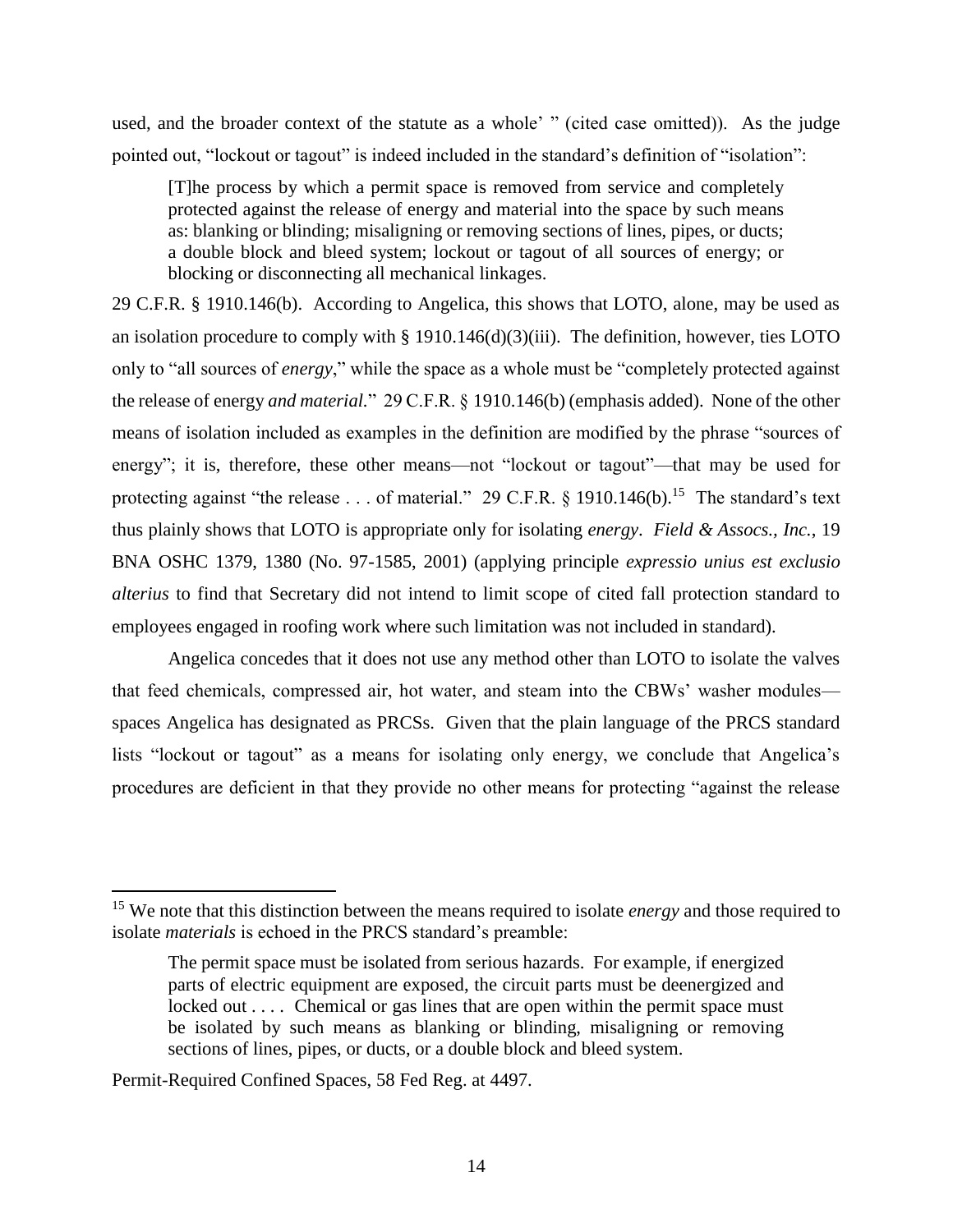used, and the broader context of the statute as a whole' " (cited case omitted)). As the judge pointed out, "lockout or tagout" is indeed included in the standard's definition of "isolation":

> [T]he process by which a permit space is removed from service and completely protected against the release of energy and material into the space by such means as: blanking or blinding; misaligning or removing sections of lines, pipes, or ducts; a double block and bleed system; lockout or tagout of all sources of energy; or blocking or disconnecting all mechanical linkages.

29 C.F.R. § 1910.146(b). According to Angelica, this shows that LOTO, alone, may be used as an isolation procedure to comply with § 1910.146(d)(3)(iii). The definition, however, ties LOTO only to "all sources of *energy*," while the space as a whole must be "completely protected against the release of energy *and material*." 29 C.F.R. § 1910.146(b) (emphasis added). None of the other means of isolation included as examples in the definition are modified by the phrase "sources of energy"; it is, therefore, these other means—not "lockout or tagout"—that may be used for protecting against "the release . . . of material." 29 C.F.R. § 1910.146(b).[15] The standard's text thus plainly shows that LOTO is appropriate only for isolating *energy*. *Field & Assocs., Inc.*, 19 BNA OSHC 1379, 1380 (No. 97-1585, 2001) (applying principle *expressio unius est exclusio alterius* to find that Secretary did not intend to limit scope of cited fall protection standard to employees engaged in roofing work where such limitation was not included in standard).

Angelica concedes that it does not use any method other than LOTO to isolate the valves that feed chemicals, compressed air, hot water, and steam into the CBWs' washer modules—spaces Angelica has designated as PRCSs. Given that the plain language of the PRCS standard lists "lockout or tagout" as a means for isolating only energy, we conclude that Angelica's procedures are deficient in that they provide no other means for protecting "against the release

---

[15] We note that this distinction between the means required to isolate *energy* and those required to isolate *materials* is echoed in the PRCS standard's preamble:

> The permit space must be isolated from serious hazards. For example, if energized parts of electric equipment are exposed, the circuit parts must be deenergized and locked out . . . . Chemical or gas lines that are open within the permit space must be isolated by such means as blanking or blinding, misaligning or removing sections of lines, pipes, or ducts, or a double block and bleed system.

Permit-Required Confined Spaces, 58 Fed Reg. at 4497.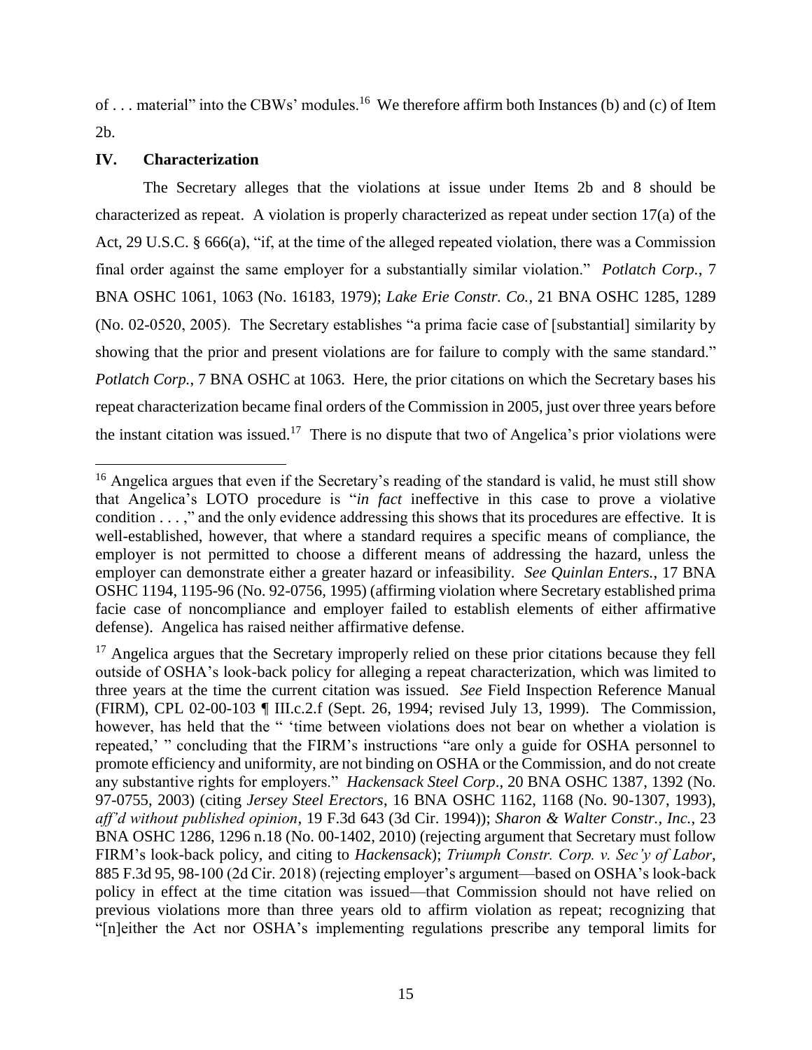of . . . material" into the CBWs' modules.[16] We therefore affirm both Instances (b) and (c) of Item 2b.

## IV. Characterization

The Secretary alleges that the violations at issue under Items 2b and 8 should be characterized as repeat. A violation is properly characterized as repeat under section 17(a) of the Act, 29 U.S.C. § 666(a), "if, at the time of the alleged repeated violation, there was a Commission final order against the same employer for a substantially similar violation." *Potlatch Corp.*, 7 BNA OSHC 1061, 1063 (No. 16183, 1979); *Lake Erie Constr. Co.*, 21 BNA OSHC 1285, 1289 (No. 02-0520, 2005). The Secretary establishes "a prima facie case of [substantial] similarity by showing that the prior and present violations are for failure to comply with the same standard." *Potlatch Corp.*, 7 BNA OSHC at 1063. Here, the prior citations on which the Secretary bases his repeat characterization became final orders of the Commission in 2005, just over three years before the instant citation was issued.[17] There is no dispute that two of Angelica's prior violations were

---

[16] Angelica argues that even if the Secretary's reading of the standard is valid, he must still show that Angelica's LOTO procedure is "*in fact* ineffective in this case to prove a violative condition . . . ," and the only evidence addressing this shows that its procedures are effective. It is well-established, however, that where a standard requires a specific means of compliance, the employer is not permitted to choose a different means of addressing the hazard, unless the employer can demonstrate either a greater hazard or infeasibility. *See Quinlan Enters.*, 17 BNA OSHC 1194, 1195-96 (No. 92-0756, 1995) (affirming violation where Secretary established prima facie case of noncompliance and employer failed to establish elements of either affirmative defense). Angelica has raised neither affirmative defense.

[17] Angelica argues that the Secretary improperly relied on these prior citations because they fell outside of OSHA's look-back policy for alleging a repeat characterization, which was limited to three years at the time the current citation was issued. *See* Field Inspection Reference Manual (FIRM), CPL 02-00-103 ¶ III.c.2.f (Sept. 26, 1994; revised July 13, 1999). The Commission, however, has held that the " 'time between violations does not bear on whether a violation is repeated,' " concluding that the FIRM's instructions "are only a guide for OSHA personnel to promote efficiency and uniformity, are not binding on OSHA or the Commission, and do not create any substantive rights for employers." *Hackensack Steel Corp*., 20 BNA OSHC 1387, 1392 (No. 97-0755, 2003) (citing *Jersey Steel Erectors*, 16 BNA OSHC 1162, 1168 (No. 90-1307, 1993), *aff'd without published opinion*, 19 F.3d 643 (3d Cir. 1994)); *Sharon & Walter Constr., Inc.*, 23 BNA OSHC 1286, 1296 n.18 (No. 00-1402, 2010) (rejecting argument that Secretary must follow FIRM's look-back policy, and citing to *Hackensack*); *Triumph Constr. Corp. v. Sec'y of Labor*, 885 F.3d 95, 98-100 (2d Cir. 2018) (rejecting employer's argument—based on OSHA's look-back policy in effect at the time citation was issued—that Commission should not have relied on previous violations more than three years old to affirm violation as repeat; recognizing that "[n]either the Act nor OSHA's implementing regulations prescribe any temporal limits for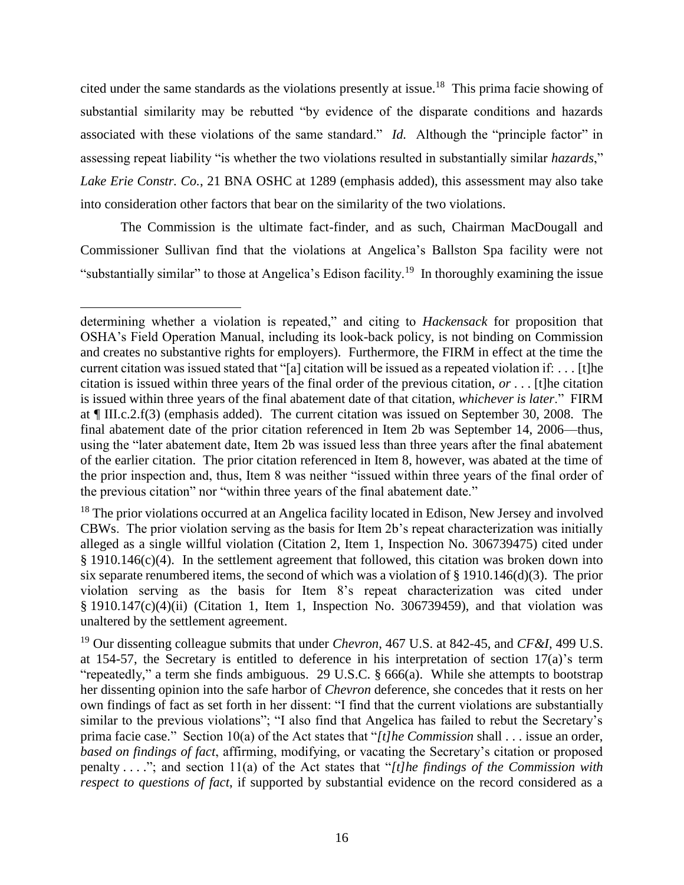cited under the same standards as the violations presently at issue.[18] This prima facie showing of substantial similarity may be rebutted "by evidence of the disparate conditions and hazards associated with these violations of the same standard." *Id.* Although the "principle factor" in assessing repeat liability "is whether the two violations resulted in substantially similar *hazards*," *Lake Erie Constr. Co.*, 21 BNA OSHC at 1289 (emphasis added), this assessment may also take into consideration other factors that bear on the similarity of the two violations.

The Commission is the ultimate fact-finder, and as such, Chairman MacDougall and Commissioner Sullivan find that the violations at Angelica's Ballston Spa facility were not "substantially similar" to those at Angelica's Edison facility.[19] In thoroughly examining the issue

---

determining whether a violation is repeated," and citing to *Hackensack* for proposition that OSHA's Field Operation Manual, including its look-back policy, is not binding on Commission and creates no substantive rights for employers). Furthermore, the FIRM in effect at the time the current citation was issued stated that "[a] citation will be issued as a repeated violation if: . . . [t]he citation is issued within three years of the final order of the previous citation, *or* . . . [t]he citation is issued within three years of the final abatement date of that citation, *whichever is later*." FIRM at ¶ III.c.2.f(3) (emphasis added). The current citation was issued on September 30, 2008. The final abatement date of the prior citation referenced in Item 2b was September 14, 2006—thus, using the "later abatement date, Item 2b was issued less than three years after the final abatement of the earlier citation. The prior citation referenced in Item 8, however, was abated at the time of the prior inspection and, thus, Item 8 was neither "issued within three years of the final order of the previous citation" nor "within three years of the final abatement date."

[18] The prior violations occurred at an Angelica facility located in Edison, New Jersey and involved CBWs. The prior violation serving as the basis for Item 2b's repeat characterization was initially alleged as a single willful violation (Citation 2, Item 1, Inspection No. 306739475) cited under § 1910.146(c)(4). In the settlement agreement that followed, this citation was broken down into six separate renumbered items, the second of which was a violation of § 1910.146(d)(3). The prior violation serving as the basis for Item 8's repeat characterization was cited under § 1910.147(c)(4)(ii) (Citation 1, Item 1, Inspection No. 306739459), and that violation was unaltered by the settlement agreement.

[19] Our dissenting colleague submits that under *Chevron*, 467 U.S. at 842-45, and *CF&I*, 499 U.S. at 154-57, the Secretary is entitled to deference in his interpretation of section 17(a)'s term "repeatedly," a term she finds ambiguous. 29 U.S.C. § 666(a). While she attempts to bootstrap her dissenting opinion into the safe harbor of *Chevron* deference, she concedes that it rests on her own findings of fact as set forth in her dissent: "I find that the current violations are substantially similar to the previous violations"; "I also find that Angelica has failed to rebut the Secretary's prima facie case." Section 10(a) of the Act states that "*[t]he Commission* shall . . . issue an order, *based on findings of fact*, affirming, modifying, or vacating the Secretary's citation or proposed penalty . . . ."; and section 11(a) of the Act states that "*[t]he findings of the Commission with respect to questions of fact*, if supported by substantial evidence on the record considered as a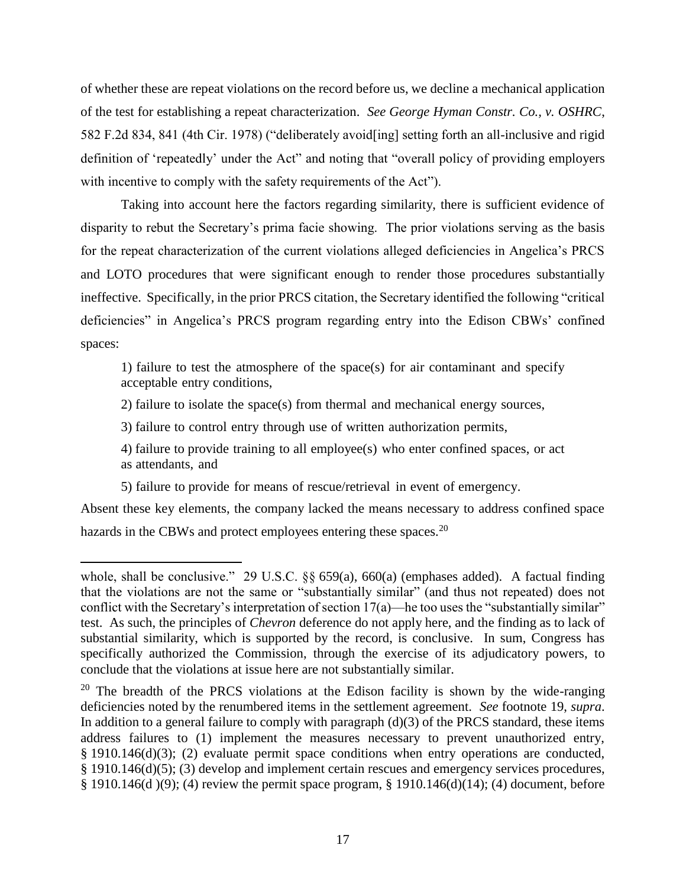of whether these are repeat violations on the record before us, we decline a mechanical application of the test for establishing a repeat characterization. *See George Hyman Constr. Co., v. OSHRC*, 582 F.2d 834, 841 (4th Cir. 1978) ("deliberately avoid[ing] setting forth an all-inclusive and rigid definition of 'repeatedly' under the Act" and noting that "overall policy of providing employers with incentive to comply with the safety requirements of the Act").

Taking into account here the factors regarding similarity, there is sufficient evidence of disparity to rebut the Secretary's prima facie showing. The prior violations serving as the basis for the repeat characterization of the current violations alleged deficiencies in Angelica's PRCS and LOTO procedures that were significant enough to render those procedures substantially ineffective. Specifically, in the prior PRCS citation, the Secretary identified the following "critical deficiencies" in Angelica's PRCS program regarding entry into the Edison CBWs' confined spaces:

> 1) failure to test the atmosphere of the space(s) for air contaminant and specify acceptable entry conditions,
>
> 2) failure to isolate the space(s) from thermal and mechanical energy sources,
>
> 3) failure to control entry through use of written authorization permits,
>
> 4) failure to provide training to all employee(s) who enter confined spaces, or act as attendants, and
>
> 5) failure to provide for means of rescue/retrieval in event of emergency.

Absent these key elements, the company lacked the means necessary to address confined space hazards in the CBWs and protect employees entering these spaces.[20]

---

whole, shall be conclusive." 29 U.S.C. §§ 659(a), 660(a) (emphases added). A factual finding that the violations are not the same or "substantially similar" (and thus not repeated) does not conflict with the Secretary's interpretation of section 17(a)—he too uses the "substantially similar" test. As such, the principles of *Chevron* deference do not apply here, and the finding as to lack of substantial similarity, which is supported by the record, is conclusive. In sum, Congress has specifically authorized the Commission, through the exercise of its adjudicatory powers, to conclude that the violations at issue here are not substantially similar.

[20] The breadth of the PRCS violations at the Edison facility is shown by the wide-ranging deficiencies noted by the renumbered items in the settlement agreement. *See* footnote 19, *supra*. In addition to a general failure to comply with paragraph (d)(3) of the PRCS standard, these items address failures to (1) implement the measures necessary to prevent unauthorized entry, § 1910.146(d)(3); (2) evaluate permit space conditions when entry operations are conducted, § 1910.146(d)(5); (3) develop and implement certain rescues and emergency services procedures, § 1910.146(d )(9); (4) review the permit space program, § 1910.146(d)(14); (4) document, before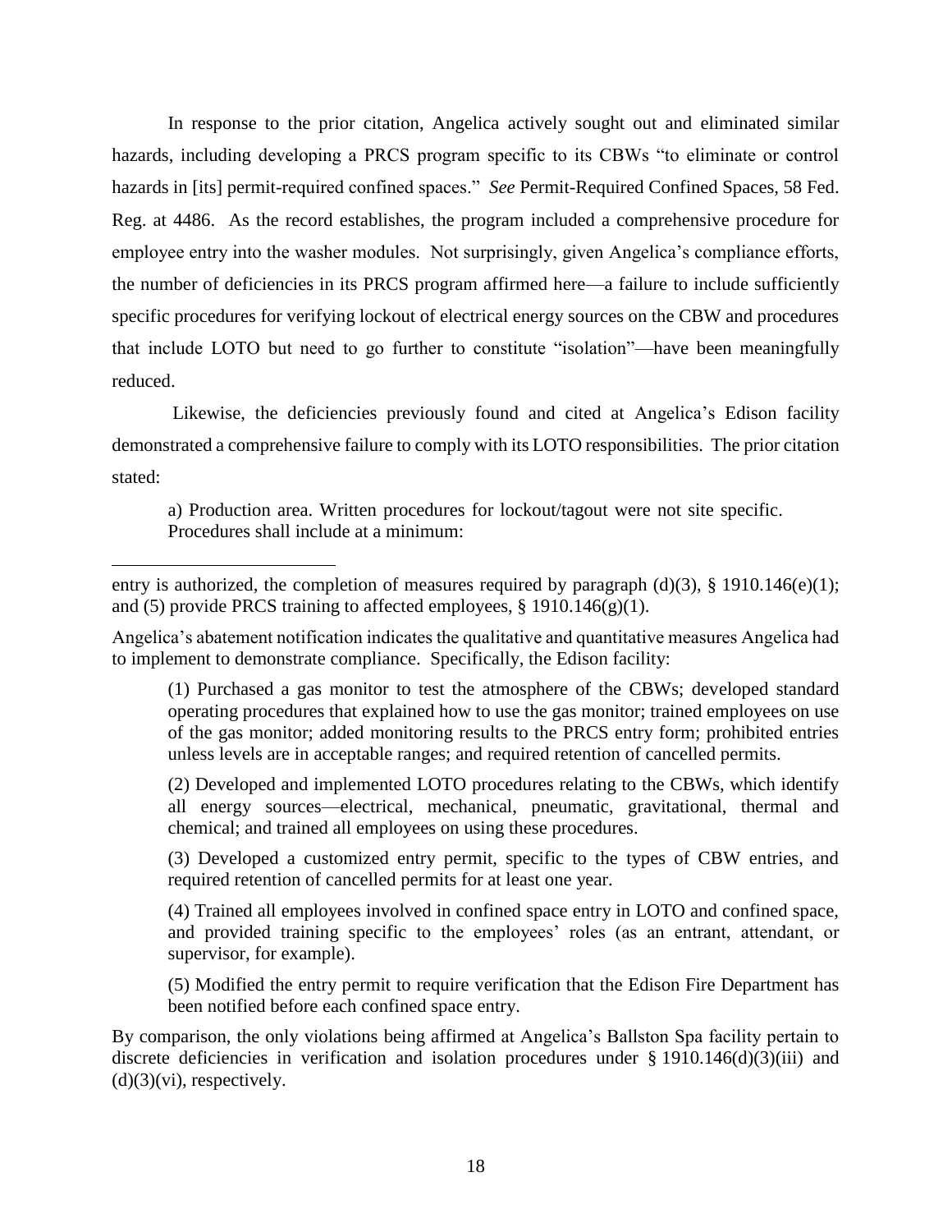In response to the prior citation, Angelica actively sought out and eliminated similar hazards, including developing a PRCS program specific to its CBWs "to eliminate or control hazards in [its] permit-required confined spaces." *See* Permit-Required Confined Spaces, 58 Fed. Reg. at 4486. As the record establishes, the program included a comprehensive procedure for employee entry into the washer modules. Not surprisingly, given Angelica's compliance efforts, the number of deficiencies in its PRCS program affirmed here—a failure to include sufficiently specific procedures for verifying lockout of electrical energy sources on the CBW and procedures that include LOTO but need to go further to constitute "isolation"—have been meaningfully reduced.

Likewise, the deficiencies previously found and cited at Angelica's Edison facility demonstrated a comprehensive failure to comply with its LOTO responsibilities. The prior citation stated:

> a) Production area. Written procedures for lockout/tagout were not site specific. Procedures shall include at a minimum:

---

entry is authorized, the completion of measures required by paragraph (d)(3), § 1910.146(e)(1); and (5) provide PRCS training to affected employees, § 1910.146(g)(1).

Angelica's abatement notification indicates the qualitative and quantitative measures Angelica had to implement to demonstrate compliance. Specifically, the Edison facility:

> (1) Purchased a gas monitor to test the atmosphere of the CBWs; developed standard operating procedures that explained how to use the gas monitor; trained employees on use of the gas monitor; added monitoring results to the PRCS entry form; prohibited entries unless levels are in acceptable ranges; and required retention of cancelled permits.
>
> (2) Developed and implemented LOTO procedures relating to the CBWs, which identify all energy sources—electrical, mechanical, pneumatic, gravitational, thermal and chemical; and trained all employees on using these procedures.
>
> (3) Developed a customized entry permit, specific to the types of CBW entries, and required retention of cancelled permits for at least one year.
>
> (4) Trained all employees involved in confined space entry in LOTO and confined space, and provided training specific to the employees' roles (as an entrant, attendant, or supervisor, for example).
>
> (5) Modified the entry permit to require verification that the Edison Fire Department has been notified before each confined space entry.

By comparison, the only violations being affirmed at Angelica's Ballston Spa facility pertain to discrete deficiencies in verification and isolation procedures under § 1910.146(d)(3)(iii) and (d)(3)(vi), respectively.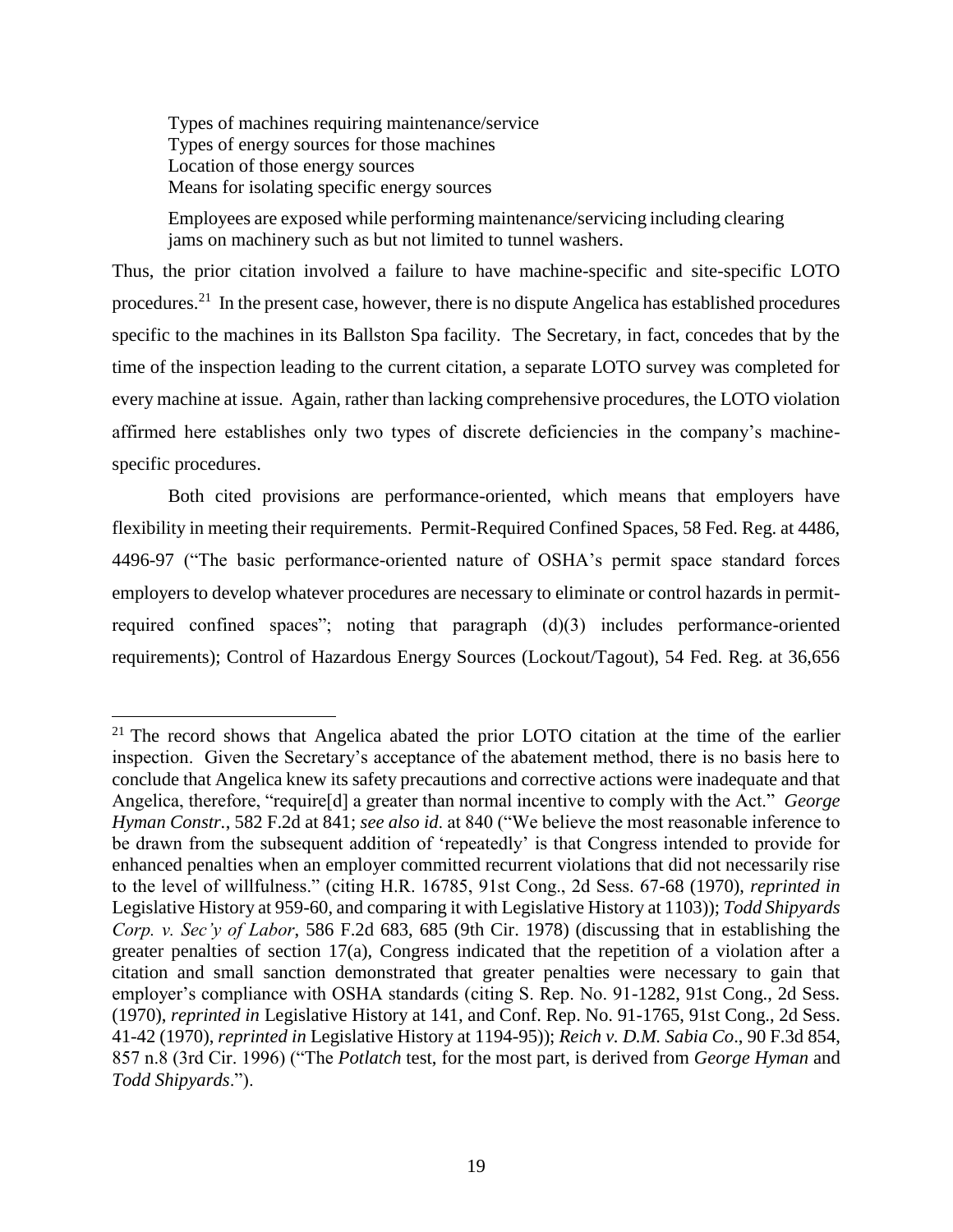Types of machines requiring maintenance/service
Types of energy sources for those machines
Location of those energy sources
Means for isolating specific energy sources

Employees are exposed while performing maintenance/servicing including clearing jams on machinery such as but not limited to tunnel washers.

Thus, the prior citation involved a failure to have machine-specific and site-specific LOTO procedures.[21] In the present case, however, there is no dispute Angelica has established procedures specific to the machines in its Ballston Spa facility. The Secretary, in fact, concedes that by the time of the inspection leading to the current citation, a separate LOTO survey was completed for every machine at issue. Again, rather than lacking comprehensive procedures, the LOTO violation affirmed here establishes only two types of discrete deficiencies in the company's machine-specific procedures.

Both cited provisions are performance-oriented, which means that employers have flexibility in meeting their requirements. Permit-Required Confined Spaces, 58 Fed. Reg. at 4486, 4496-97 ("The basic performance-oriented nature of OSHA's permit space standard forces employers to develop whatever procedures are necessary to eliminate or control hazards in permit-required confined spaces"; noting that paragraph (d)(3) includes performance-oriented requirements); Control of Hazardous Energy Sources (Lockout/Tagout), 54 Fed. Reg. at 36,656

[21] The record shows that Angelica abated the prior LOTO citation at the time of the earlier inspection. Given the Secretary's acceptance of the abatement method, there is no basis here to conclude that Angelica knew its safety precautions and corrective actions were inadequate and that Angelica, therefore, "require[d] a greater than normal incentive to comply with the Act." *George Hyman Constr.*, 582 F.2d at 841; *see also id.* at 840 ("We believe the most reasonable inference to be drawn from the subsequent addition of 'repeatedly' is that Congress intended to provide for enhanced penalties when an employer committed recurrent violations that did not necessarily rise to the level of willfulness." (citing H.R. 16785, 91st Cong., 2d Sess. 67-68 (1970), *reprinted in* Legislative History at 959-60, and comparing it with Legislative History at 1103)); *Todd Shipyards Corp. v. Sec'y of Labor*, 586 F.2d 683, 685 (9th Cir. 1978) (discussing that in establishing the greater penalties of section 17(a), Congress indicated that the repetition of a violation after a citation and small sanction demonstrated that greater penalties were necessary to gain that employer's compliance with OSHA standards (citing S. Rep. No. 91-1282, 91st Cong., 2d Sess. (1970), *reprinted in* Legislative History at 141, and Conf. Rep. No. 91-1765, 91st Cong., 2d Sess. 41-42 (1970), *reprinted in* Legislative History at 1194-95)); *Reich v. D.M. Sabia Co*., 90 F.3d 854, 857 n.8 (3rd Cir. 1996) ("The *Potlatch* test, for the most part, is derived from *George Hyman* and *Todd Shipyards*.").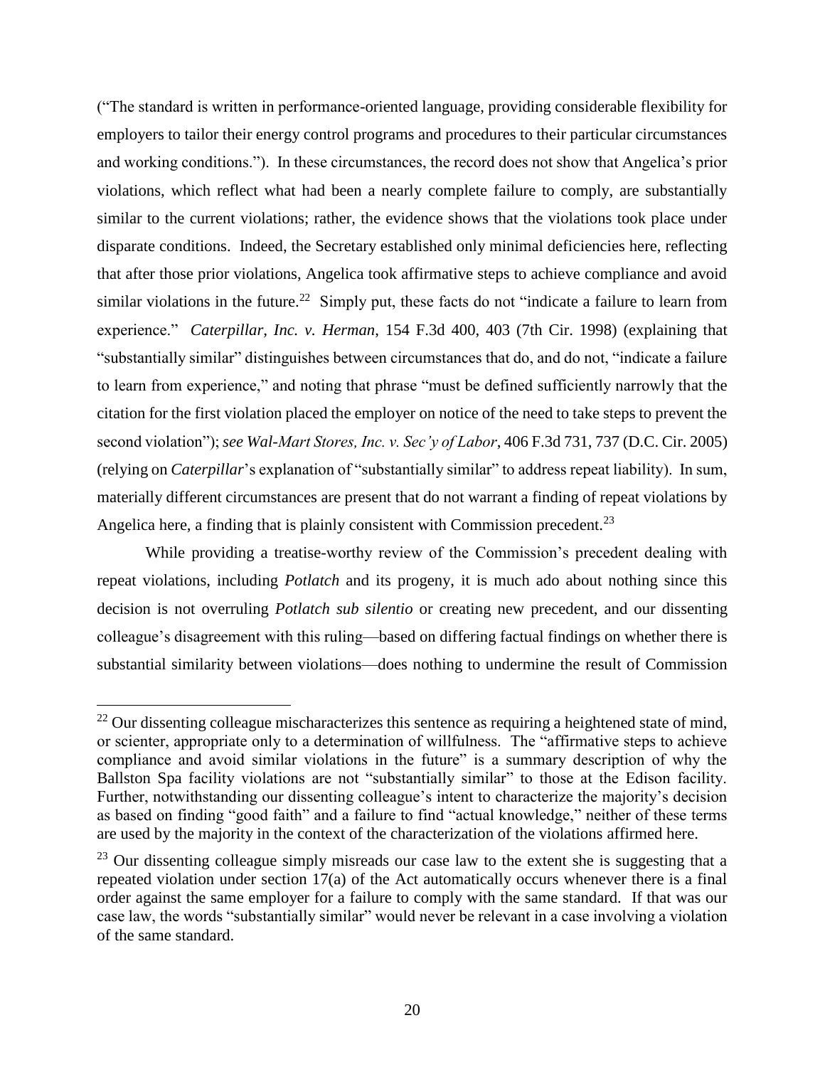("The standard is written in performance-oriented language, providing considerable flexibility for employers to tailor their energy control programs and procedures to their particular circumstances and working conditions."). In these circumstances, the record does not show that Angelica's prior violations, which reflect what had been a nearly complete failure to comply, are substantially similar to the current violations; rather, the evidence shows that the violations took place under disparate conditions. Indeed, the Secretary established only minimal deficiencies here, reflecting that after those prior violations, Angelica took affirmative steps to achieve compliance and avoid similar violations in the future.[22] Simply put, these facts do not "indicate a failure to learn from experience." *Caterpillar, Inc. v. Herman,* 154 F.3d 400, 403 (7th Cir. 1998) (explaining that "substantially similar" distinguishes between circumstances that do, and do not, "indicate a failure to learn from experience," and noting that phrase "must be defined sufficiently narrowly that the citation for the first violation placed the employer on notice of the need to take steps to prevent the second violation"); *see Wal-Mart Stores, Inc. v. Sec'y of Labor*, 406 F.3d 731, 737 (D.C. Cir. 2005) (relying on *Caterpillar*'s explanation of "substantially similar" to address repeat liability). In sum, materially different circumstances are present that do not warrant a finding of repeat violations by Angelica here, a finding that is plainly consistent with Commission precedent.[23]

While providing a treatise-worthy review of the Commission's precedent dealing with repeat violations, including *Potlatch* and its progeny, it is much ado about nothing since this decision is not overruling *Potlatch sub silentio* or creating new precedent, and our dissenting colleague's disagreement with this ruling—based on differing factual findings on whether there is substantial similarity between violations—does nothing to undermine the result of Commission

---

[22] Our dissenting colleague mischaracterizes this sentence as requiring a heightened state of mind, or scienter, appropriate only to a determination of willfulness. The "affirmative steps to achieve compliance and avoid similar violations in the future" is a summary description of why the Ballston Spa facility violations are not "substantially similar" to those at the Edison facility. Further, notwithstanding our dissenting colleague's intent to characterize the majority's decision as based on finding "good faith" and a failure to find "actual knowledge," neither of these terms are used by the majority in the context of the characterization of the violations affirmed here.

[23] Our dissenting colleague simply misreads our case law to the extent she is suggesting that a repeated violation under section 17(a) of the Act automatically occurs whenever there is a final order against the same employer for a failure to comply with the same standard. If that was our case law, the words "substantially similar" would never be relevant in a case involving a violation of the same standard.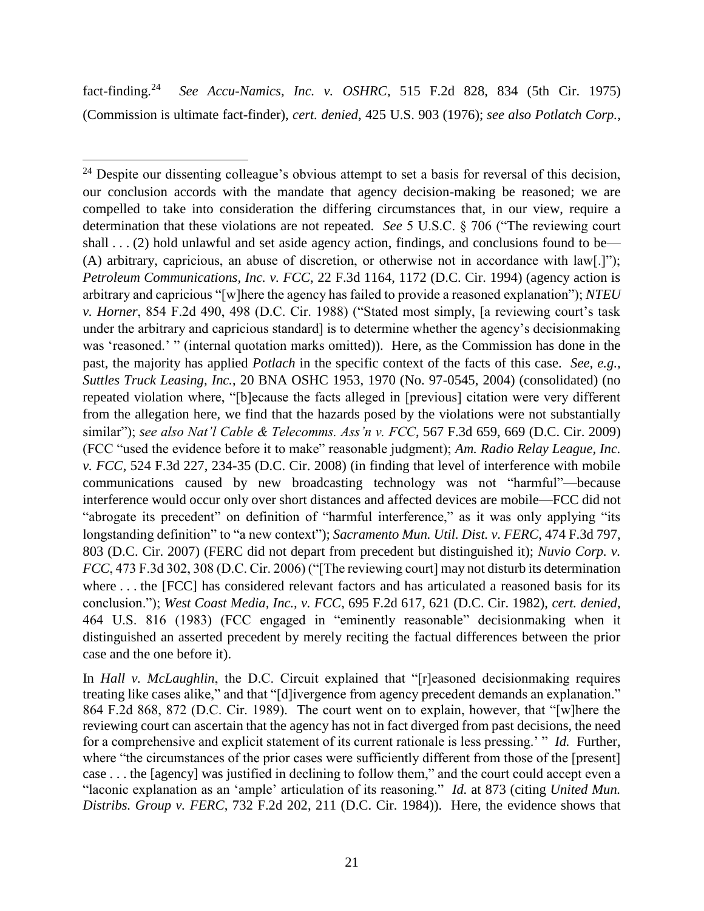fact-finding.[24] *See Accu-Namics, Inc. v. OSHRC*, 515 F.2d 828, 834 (5th Cir. 1975) (Commission is ultimate fact-finder), *cert. denied*, 425 U.S. 903 (1976); *see also Potlatch Corp.*,

---

[24] Despite our dissenting colleague's obvious attempt to set a basis for reversal of this decision, our conclusion accords with the mandate that agency decision-making be reasoned; we are compelled to take into consideration the differing circumstances that, in our view, require a determination that these violations are not repeated. *See* 5 U.S.C. § 706 ("The reviewing court shall . . . (2) hold unlawful and set aside agency action, findings, and conclusions found to be—(A) arbitrary, capricious, an abuse of discretion, or otherwise not in accordance with law[.]"); *Petroleum Communications, Inc. v. FCC*, 22 F.3d 1164, 1172 (D.C. Cir. 1994) (agency action is arbitrary and capricious "[w]here the agency has failed to provide a reasoned explanation"); *NTEU v. Horner*, 854 F.2d 490, 498 (D.C. Cir. 1988) ("Stated most simply, [a reviewing court's task under the arbitrary and capricious standard] is to determine whether the agency's decisionmaking was 'reasoned.' " (internal quotation marks omitted)). Here, as the Commission has done in the past, the majority has applied *Potlach* in the specific context of the facts of this case. *See, e.g., Suttles Truck Leasing, Inc.*, 20 BNA OSHC 1953, 1970 (No. 97-0545, 2004) (consolidated) (no repeated violation where, "[b]ecause the facts alleged in [previous] citation were very different from the allegation here, we find that the hazards posed by the violations were not substantially similar"); *see also Nat'l Cable & Telecomms. Ass'n v. FCC*, 567 F.3d 659, 669 (D.C. Cir. 2009) (FCC "used the evidence before it to make" reasonable judgment); *Am. Radio Relay League, Inc. v. FCC*, 524 F.3d 227, 234-35 (D.C. Cir. 2008) (in finding that level of interference with mobile communications caused by new broadcasting technology was not "harmful"—because interference would occur only over short distances and affected devices are mobile—FCC did not "abrogate its precedent" on definition of "harmful interference," as it was only applying "its longstanding definition" to "a new context"); *Sacramento Mun. Util. Dist. v. FERC*, 474 F.3d 797, 803 (D.C. Cir. 2007) (FERC did not depart from precedent but distinguished it); *Nuvio Corp. v. FCC*, 473 F.3d 302, 308 (D.C. Cir. 2006) ("[The reviewing court] may not disturb its determination where . . . the [FCC] has considered relevant factors and has articulated a reasoned basis for its conclusion."); *West Coast Media, Inc., v. FCC*, 695 F.2d 617, 621 (D.C. Cir. 1982), *cert. denied*, 464 U.S. 816 (1983) (FCC engaged in "eminently reasonable" decisionmaking when it distinguished an asserted precedent by merely reciting the factual differences between the prior case and the one before it).

In *Hall v. McLaughlin*, the D.C. Circuit explained that "[r]easoned decisionmaking requires treating like cases alike," and that "[d]ivergence from agency precedent demands an explanation." 864 F.2d 868, 872 (D.C. Cir. 1989). The court went on to explain, however, that "[w]here the reviewing court can ascertain that the agency has not in fact diverged from past decisions, the need for a comprehensive and explicit statement of its current rationale is less pressing.' " *Id.* Further, where "the circumstances of the prior cases were sufficiently different from those of the [present] case . . . the [agency] was justified in declining to follow them," and the court could accept even a "laconic explanation as an 'ample' articulation of its reasoning." *Id.* at 873 (citing *United Mun. Distribs. Group v. FERC*, 732 F.2d 202, 211 (D.C. Cir. 1984)). Here, the evidence shows that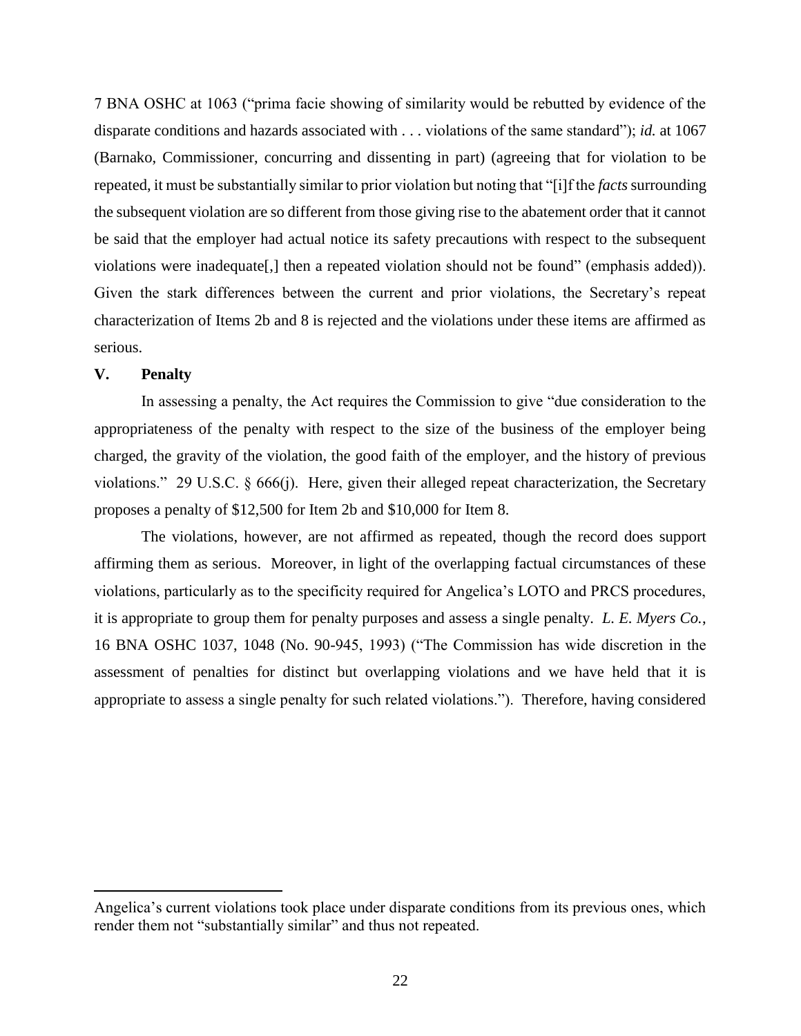7 BNA OSHC at 1063 ("prima facie showing of similarity would be rebutted by evidence of the disparate conditions and hazards associated with . . . violations of the same standard"); *id.* at 1067 (Barnako, Commissioner, concurring and dissenting in part) (agreeing that for violation to be repeated, it must be substantially similar to prior violation but noting that "[i]f the *facts* surrounding the subsequent violation are so different from those giving rise to the abatement order that it cannot be said that the employer had actual notice its safety precautions with respect to the subsequent violations were inadequate[,] then a repeated violation should not be found" (emphasis added)). Given the stark differences between the current and prior violations, the Secretary's repeat characterization of Items 2b and 8 is rejected and the violations under these items are affirmed as serious.

## V. Penalty

In assessing a penalty, the Act requires the Commission to give "due consideration to the appropriateness of the penalty with respect to the size of the business of the employer being charged, the gravity of the violation, the good faith of the employer, and the history of previous violations." 29 U.S.C. § 666(j). Here, given their alleged repeat characterization, the Secretary proposes a penalty of $12,500 for Item 2b and $10,000 for Item 8.

The violations, however, are not affirmed as repeated, though the record does support affirming them as serious. Moreover, in light of the overlapping factual circumstances of these violations, particularly as to the specificity required for Angelica's LOTO and PRCS procedures, it is appropriate to group them for penalty purposes and assess a single penalty. *L. E. Myers Co.*, 16 BNA OSHC 1037, 1048 (No. 90-945, 1993) ("The Commission has wide discretion in the assessment of penalties for distinct but overlapping violations and we have held that it is appropriate to assess a single penalty for such related violations."). Therefore, having considered

---

Angelica's current violations took place under disparate conditions from its previous ones, which render them not "substantially similar" and thus not repeated.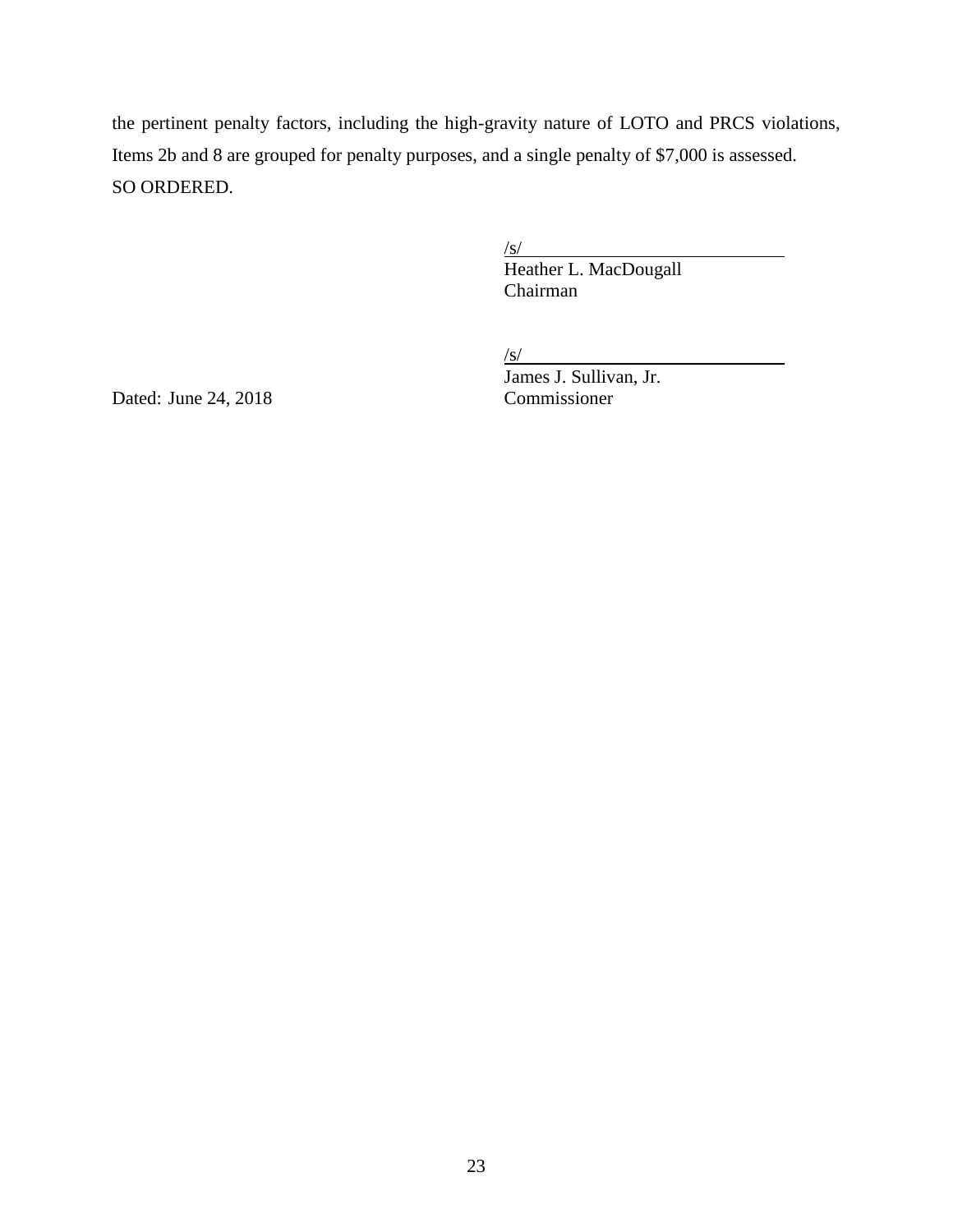the pertinent penalty factors, including the high-gravity nature of LOTO and PRCS violations, Items 2b and 8 are grouped for penalty purposes, and a single penalty of $7,000 is assessed.

SO ORDERED.

/s/
Heather L. MacDougall
Chairman

/s/
James J. Sullivan, Jr.
Commissioner

Dated: June 24, 2018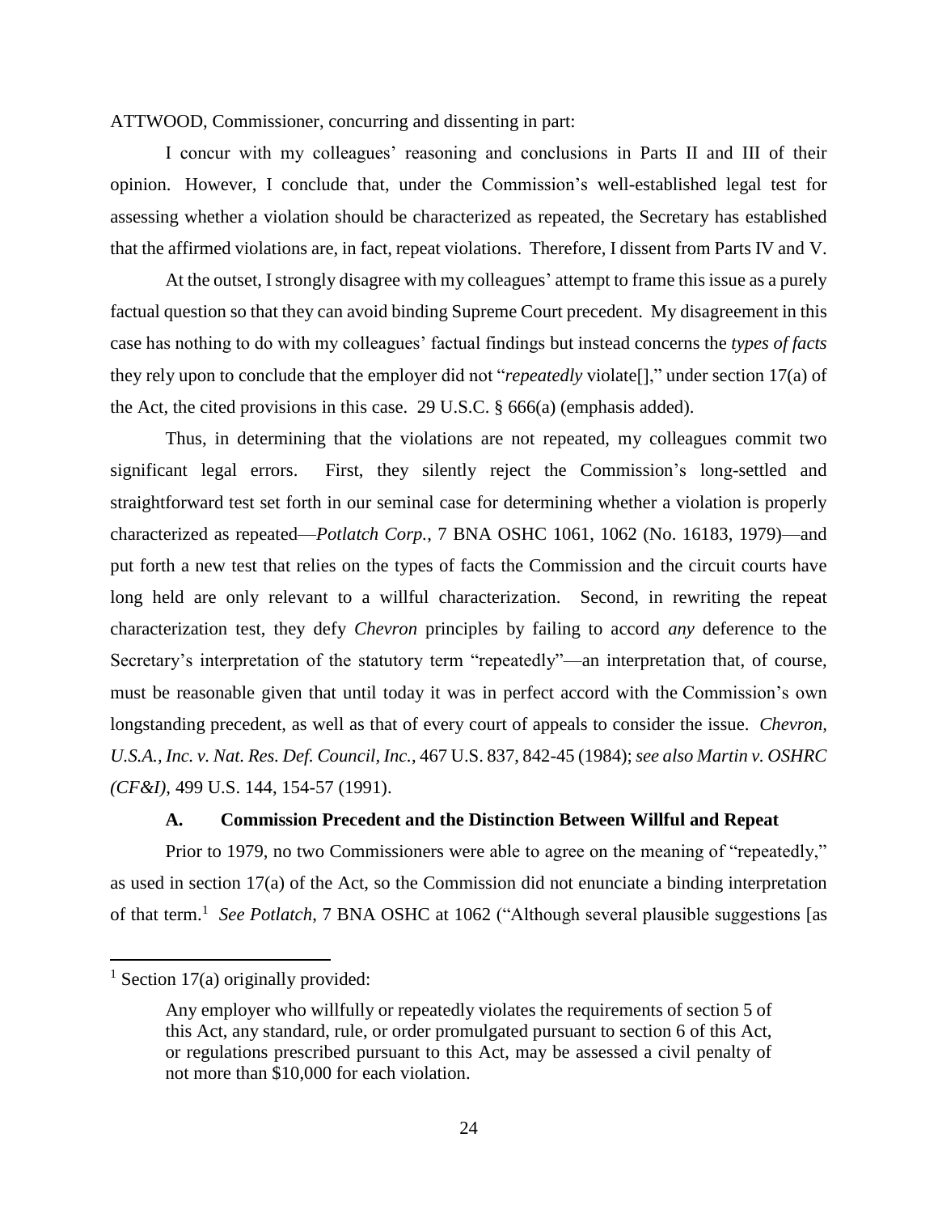ATTWOOD, Commissioner, concurring and dissenting in part:

I concur with my colleagues' reasoning and conclusions in Parts II and III of their opinion. However, I conclude that, under the Commission's well-established legal test for assessing whether a violation should be characterized as repeated, the Secretary has established that the affirmed violations are, in fact, repeat violations. Therefore, I dissent from Parts IV and V.

At the outset, I strongly disagree with my colleagues' attempt to frame this issue as a purely factual question so that they can avoid binding Supreme Court precedent. My disagreement in this case has nothing to do with my colleagues' factual findings but instead concerns the *types of facts* they rely upon to conclude that the employer did not "*repeatedly* violate[]," under section 17(a) of the Act, the cited provisions in this case. 29 U.S.C. § 666(a) (emphasis added).

Thus, in determining that the violations are not repeated, my colleagues commit two significant legal errors. First, they silently reject the Commission's long-settled and straightforward test set forth in our seminal case for determining whether a violation is properly characterized as repeated—*Potlatch Corp.*, 7 BNA OSHC 1061, 1062 (No. 16183, 1979)—and put forth a new test that relies on the types of facts the Commission and the circuit courts have long held are only relevant to a willful characterization. Second, in rewriting the repeat characterization test, they defy *Chevron* principles by failing to accord *any* deference to the Secretary's interpretation of the statutory term "repeatedly"—an interpretation that, of course, must be reasonable given that until today it was in perfect accord with the Commission's own longstanding precedent, as well as that of every court of appeals to consider the issue. *Chevron, U.S.A., Inc. v. Nat. Res. Def. Council, Inc.*, 467 U.S. 837, 842-45 (1984); *see also Martin v. OSHRC (CF&I)*, 499 U.S. 144, 154-57 (1991).

### A. Commission Precedent and the Distinction Between Willful and Repeat

Prior to 1979, no two Commissioners were able to agree on the meaning of "repeatedly," as used in section 17(a) of the Act, so the Commission did not enunciate a binding interpretation of that term.[1] *See Potlatch*, 7 BNA OSHC at 1062 ("Although several plausible suggestions [as

---

[1] Section 17(a) originally provided:

> Any employer who willfully or repeatedly violates the requirements of section 5 of this Act, any standard, rule, or order promulgated pursuant to section 6 of this Act, or regulations prescribed pursuant to this Act, may be assessed a civil penalty of not more than $10,000 for each violation.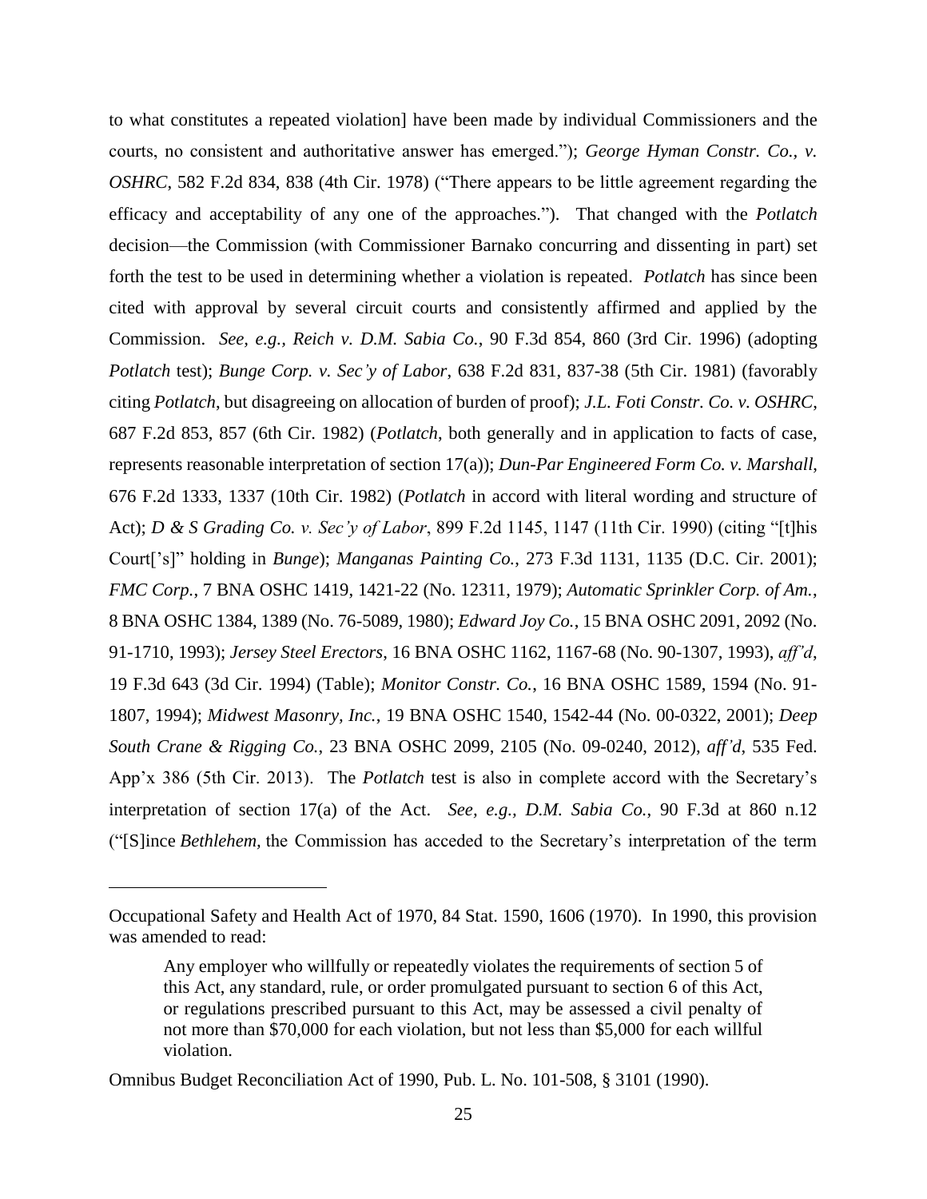to what constitutes a repeated violation] have been made by individual Commissioners and the courts, no consistent and authoritative answer has emerged."); *George Hyman Constr. Co., v. OSHRC*, 582 F.2d 834, 838 (4th Cir. 1978) ("There appears to be little agreement regarding the efficacy and acceptability of any one of the approaches."). That changed with the *Potlatch* decision—the Commission (with Commissioner Barnako concurring and dissenting in part) set forth the test to be used in determining whether a violation is repeated. *Potlatch* has since been cited with approval by several circuit courts and consistently affirmed and applied by the Commission. *See, e.g.*, *Reich v. D.M. Sabia Co.*, 90 F.3d 854, 860 (3rd Cir. 1996) (adopting *Potlatch* test); *Bunge Corp. v. Sec'y of Labor*, 638 F.2d 831, 837-38 (5th Cir. 1981) (favorably citing *Potlatch*, but disagreeing on allocation of burden of proof); *J.L. Foti Constr. Co. v. OSHRC*, 687 F.2d 853, 857 (6th Cir. 1982) (*Potlatch*, both generally and in application to facts of case, represents reasonable interpretation of section 17(a)); *Dun-Par Engineered Form Co. v. Marshall*, 676 F.2d 1333, 1337 (10th Cir. 1982) (*Potlatch* in accord with literal wording and structure of Act); *D & S Grading Co. v. Sec'y of Labor*, 899 F.2d 1145, 1147 (11th Cir. 1990) (citing "[t]his Court['s]" holding in *Bunge*); *Manganas Painting Co.*, 273 F.3d 1131, 1135 (D.C. Cir. 2001); *FMC Corp.*, 7 BNA OSHC 1419, 1421-22 (No. 12311, 1979); *Automatic Sprinkler Corp. of Am.*, 8 BNA OSHC 1384, 1389 (No. 76-5089, 1980); *Edward Joy Co.*, 15 BNA OSHC 2091, 2092 (No. 91-1710, 1993); *Jersey Steel Erectors*, 16 BNA OSHC 1162, 1167-68 (No. 90-1307, 1993), *aff'd*, 19 F.3d 643 (3d Cir. 1994) (Table); *Monitor Constr. Co.*, 16 BNA OSHC 1589, 1594 (No. 91-1807, 1994); *Midwest Masonry, Inc.*, 19 BNA OSHC 1540, 1542-44 (No. 00-0322, 2001); *Deep South Crane & Rigging Co.*, 23 BNA OSHC 2099, 2105 (No. 09-0240, 2012), *aff'd*, 535 Fed. App'x 386 (5th Cir. 2013). The *Potlatch* test is also in complete accord with the Secretary's interpretation of section 17(a) of the Act. *See, e.g.*, *D.M. Sabia Co.*, 90 F.3d at 860 n.12 ("[S]ince *Bethlehem*, the Commission has acceded to the Secretary's interpretation of the term

---

Occupational Safety and Health Act of 1970, 84 Stat. 1590, 1606 (1970). In 1990, this provision was amended to read:

> Any employer who willfully or repeatedly violates the requirements of section 5 of this Act, any standard, rule, or order promulgated pursuant to section 6 of this Act, or regulations prescribed pursuant to this Act, may be assessed a civil penalty of not more than $70,000 for each violation, but not less than $5,000 for each willful violation.

Omnibus Budget Reconciliation Act of 1990, Pub. L. No. 101-508, § 3101 (1990).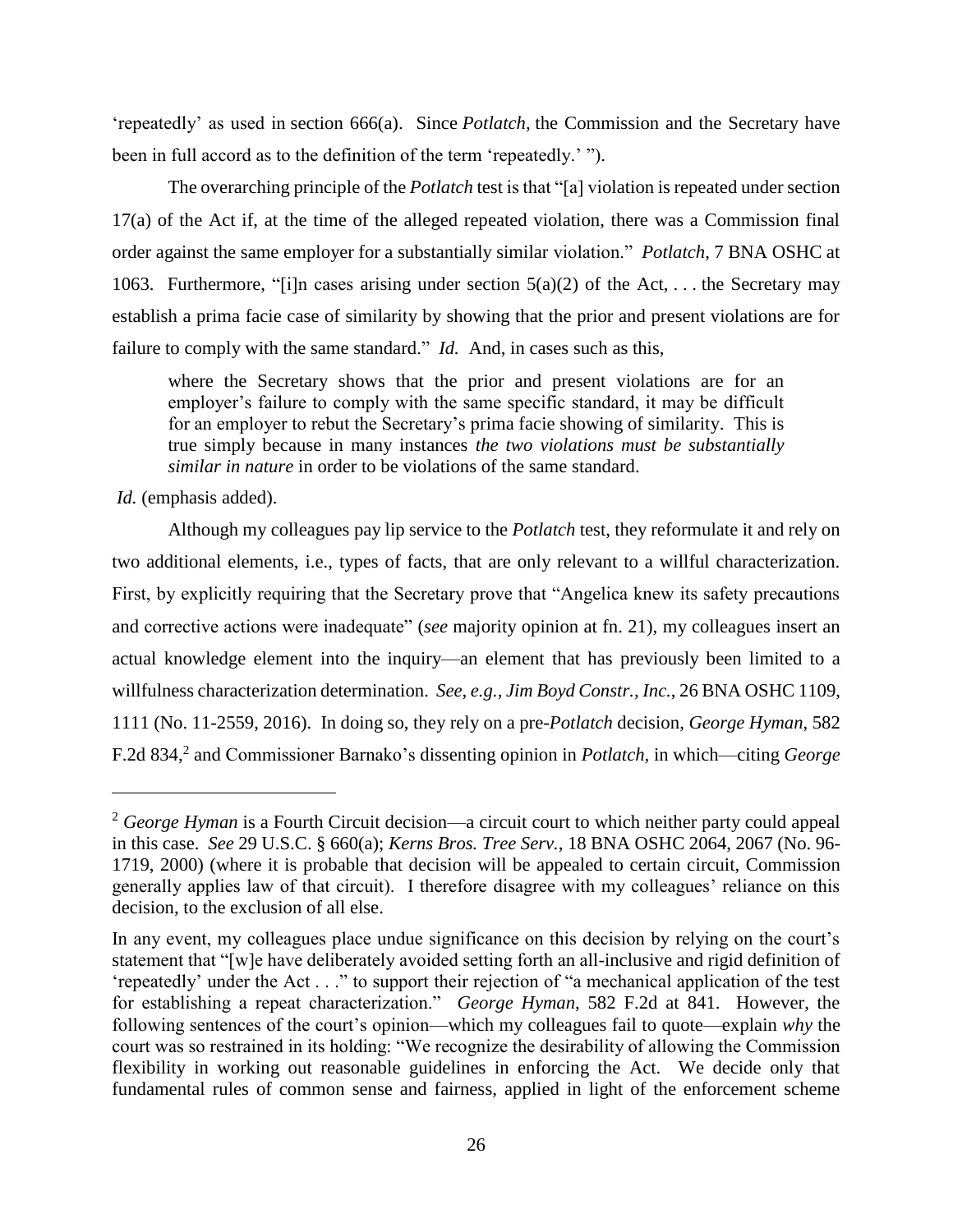'repeatedly' as used in section 666(a). Since *Potlatch*, the Commission and the Secretary have been in full accord as to the definition of the term 'repeatedly.' ").

The overarching principle of the *Potlatch* test is that "[a] violation is repeated under section 17(a) of the Act if, at the time of the alleged repeated violation, there was a Commission final order against the same employer for a substantially similar violation." *Potlatch*, 7 BNA OSHC at 1063. Furthermore, "[i]n cases arising under section 5(a)(2) of the Act, . . . the Secretary may establish a prima facie case of similarity by showing that the prior and present violations are for failure to comply with the same standard." *Id.* And, in cases such as this,

> where the Secretary shows that the prior and present violations are for an employer's failure to comply with the same specific standard, it may be difficult for an employer to rebut the Secretary's prima facie showing of similarity. This is true simply because in many instances *the two violations must be substantially similar in nature* in order to be violations of the same standard.

*Id.* (emphasis added).

Although my colleagues pay lip service to the *Potlatch* test, they reformulate it and rely on two additional elements, i.e., types of facts, that are only relevant to a willful characterization. First, by explicitly requiring that the Secretary prove that "Angelica knew its safety precautions and corrective actions were inadequate" (*see* majority opinion at fn. 21), my colleagues insert an actual knowledge element into the inquiry—an element that has previously been limited to a willfulness characterization determination. *See, e.g.*, *Jim Boyd Constr., Inc.*, 26 BNA OSHC 1109, 1111 (No. 11-2559, 2016). In doing so, they rely on a pre-*Potlatch* decision, *George Hyman*, 582 F.2d 834,[2] and Commissioner Barnako's dissenting opinion in *Potlatch*, in which—citing *George*

---

[2] *George Hyman* is a Fourth Circuit decision—a circuit court to which neither party could appeal in this case. *See* 29 U.S.C. § 660(a); *Kerns Bros. Tree Serv.*, 18 BNA OSHC 2064, 2067 (No. 96-1719, 2000) (where it is probable that decision will be appealed to certain circuit, Commission generally applies law of that circuit). I therefore disagree with my colleagues' reliance on this decision, to the exclusion of all else.

In any event, my colleagues place undue significance on this decision by relying on the court's statement that "[w]e have deliberately avoided setting forth an all-inclusive and rigid definition of 'repeatedly' under the Act . . ." to support their rejection of "a mechanical application of the test for establishing a repeat characterization." *George Hyman*, 582 F.2d at 841. However, the following sentences of the court's opinion—which my colleagues fail to quote—explain *why* the court was so restrained in its holding: "We recognize the desirability of allowing the Commission flexibility in working out reasonable guidelines in enforcing the Act. We decide only that fundamental rules of common sense and fairness, applied in light of the enforcement scheme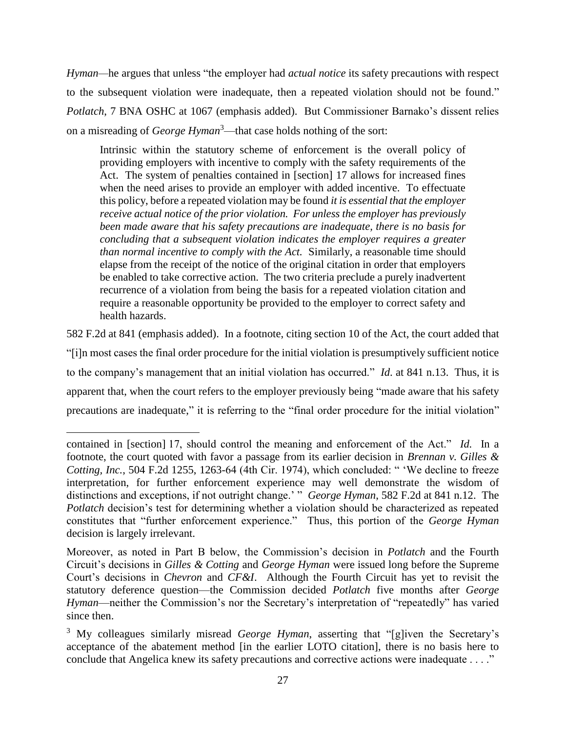*Hyman*—he argues that unless "the employer had *actual notice* its safety precautions with respect to the subsequent violation were inadequate, then a repeated violation should not be found." *Potlatch*, 7 BNA OSHC at 1067 (emphasis added). But Commissioner Barnako's dissent relies on a misreading of *George Hyman*[3]—that case holds nothing of the sort:

> Intrinsic within the statutory scheme of enforcement is the overall policy of providing employers with incentive to comply with the safety requirements of the Act. The system of penalties contained in [section] 17 allows for increased fines when the need arises to provide an employer with added incentive. To effectuate this policy, before a repeated violation may be found *it is essential that the employer receive actual notice of the prior violation. For unless the employer has previously been made aware that his safety precautions are inadequate, there is no basis for concluding that a subsequent violation indicates the employer requires a greater than normal incentive to comply with the Act.* Similarly, a reasonable time should elapse from the receipt of the notice of the original citation in order that employers be enabled to take corrective action. The two criteria preclude a purely inadvertent recurrence of a violation from being the basis for a repeated violation citation and require a reasonable opportunity be provided to the employer to correct safety and health hazards.

582 F.2d at 841 (emphasis added). In a footnote, citing section 10 of the Act, the court added that "[i]n most cases the final order procedure for the initial violation is presumptively sufficient notice to the company's management that an initial violation has occurred." *Id.* at 841 n.13. Thus, it is apparent that, when the court refers to the employer previously being "made aware that his safety precautions are inadequate," it is referring to the "final order procedure for the initial violation"

---

contained in [section] 17, should control the meaning and enforcement of the Act." *Id.* In a footnote, the court quoted with favor a passage from its earlier decision in *Brennan v. Gilles & Cotting, Inc.*, 504 F.2d 1255, 1263-64 (4th Cir. 1974), which concluded: " 'We decline to freeze interpretation, for further enforcement experience may well demonstrate the wisdom of distinctions and exceptions, if not outright change.' " *George Hyman*, 582 F.2d at 841 n.12. The *Potlatch* decision's test for determining whether a violation should be characterized as repeated constitutes that "further enforcement experience." Thus, this portion of the *George Hyman* decision is largely irrelevant.

Moreover, as noted in Part B below, the Commission's decision in *Potlatch* and the Fourth Circuit's decisions in *Gilles & Cotting* and *George Hyman* were issued long before the Supreme Court's decisions in *Chevron* and *CF&I*. Although the Fourth Circuit has yet to revisit the statutory deference question—the Commission decided *Potlatch* five months after *George Hyman*—neither the Commission's nor the Secretary's interpretation of "repeatedly" has varied since then.

[3] My colleagues similarly misread *George Hyman*, asserting that "[g]iven the Secretary's acceptance of the abatement method [in the earlier LOTO citation], there is no basis here to conclude that Angelica knew its safety precautions and corrective actions were inadequate . . . ."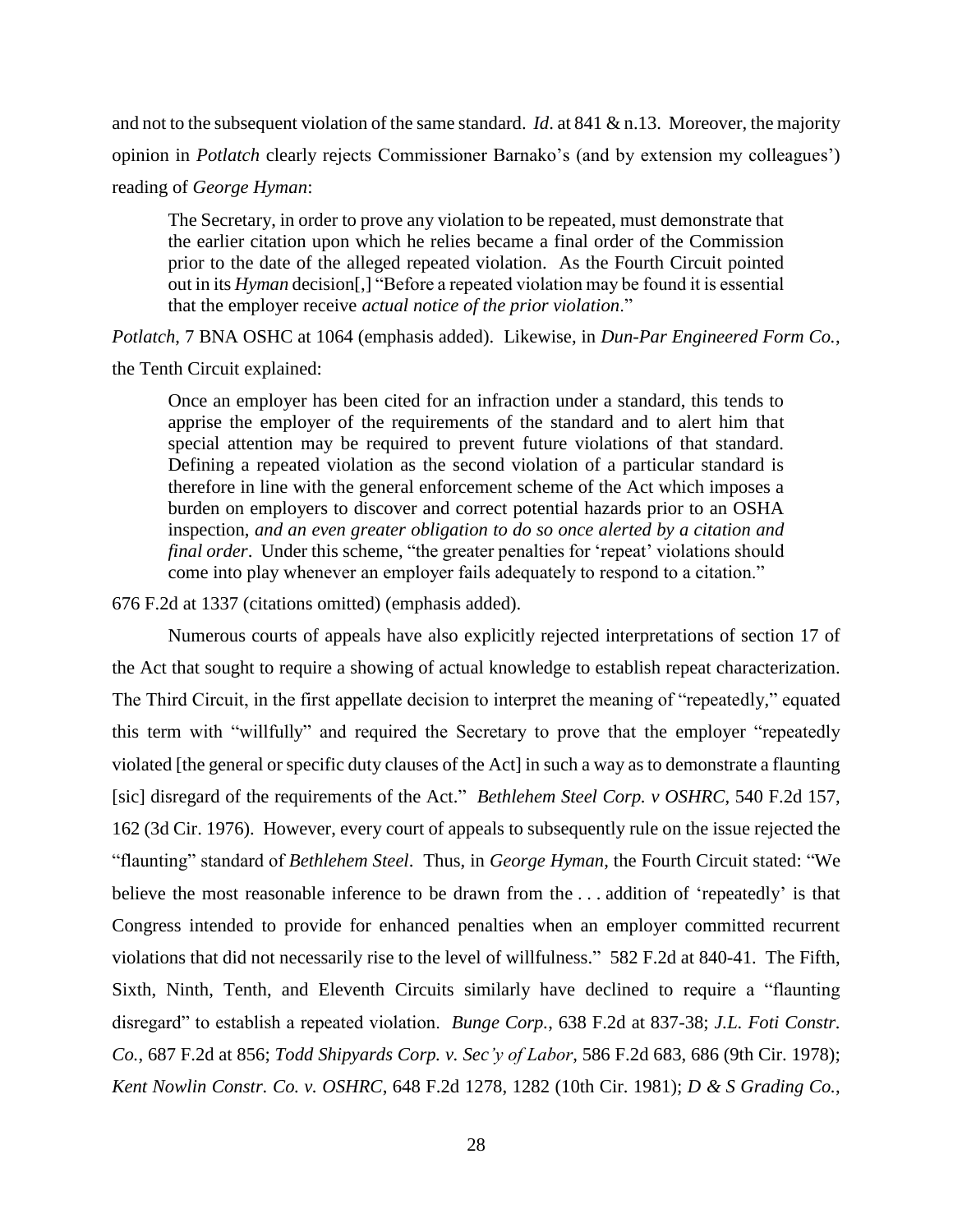and not to the subsequent violation of the same standard. *Id*. at 841 & n.13. Moreover, the majority opinion in *Potlatch* clearly rejects Commissioner Barnako's (and by extension my colleagues') reading of *George Hyman*:

> The Secretary, in order to prove any violation to be repeated, must demonstrate that the earlier citation upon which he relies became a final order of the Commission prior to the date of the alleged repeated violation. As the Fourth Circuit pointed out in its *Hyman* decision[,] "Before a repeated violation may be found it is essential that the employer receive *actual notice of the prior violation*."

*Potlatch*, 7 BNA OSHC at 1064 (emphasis added). Likewise, in *Dun-Par Engineered Form Co.*, the Tenth Circuit explained:

> Once an employer has been cited for an infraction under a standard, this tends to apprise the employer of the requirements of the standard and to alert him that special attention may be required to prevent future violations of that standard. Defining a repeated violation as the second violation of a particular standard is therefore in line with the general enforcement scheme of the Act which imposes a burden on employers to discover and correct potential hazards prior to an OSHA inspection, *and an even greater obligation to do so once alerted by a citation and final order*. Under this scheme, "the greater penalties for 'repeat' violations should come into play whenever an employer fails adequately to respond to a citation."

676 F.2d at 1337 (citations omitted) (emphasis added).

Numerous courts of appeals have also explicitly rejected interpretations of section 17 of the Act that sought to require a showing of actual knowledge to establish repeat characterization. The Third Circuit, in the first appellate decision to interpret the meaning of "repeatedly," equated this term with "willfully" and required the Secretary to prove that the employer "repeatedly violated [the general or specific duty clauses of the Act] in such a way as to demonstrate a flaunting [sic] disregard of the requirements of the Act." *Bethlehem Steel Corp. v OSHRC*, 540 F.2d 157, 162 (3d Cir. 1976). However, every court of appeals to subsequently rule on the issue rejected the "flaunting" standard of *Bethlehem Steel*. Thus, in *George Hyman*, the Fourth Circuit stated: "We believe the most reasonable inference to be drawn from the . . . addition of 'repeatedly' is that Congress intended to provide for enhanced penalties when an employer committed recurrent violations that did not necessarily rise to the level of willfulness." 582 F.2d at 840-41. The Fifth, Sixth, Ninth, Tenth, and Eleventh Circuits similarly have declined to require a "flaunting disregard" to establish a repeated violation. *Bunge Corp.*, 638 F.2d at 837-38; *J.L. Foti Constr. Co.*, 687 F.2d at 856; *Todd Shipyards Corp. v. Sec'y of Labor*, 586 F.2d 683, 686 (9th Cir. 1978); *Kent Nowlin Constr. Co. v. OSHRC*, 648 F.2d 1278, 1282 (10th Cir. 1981); *D & S Grading Co.*,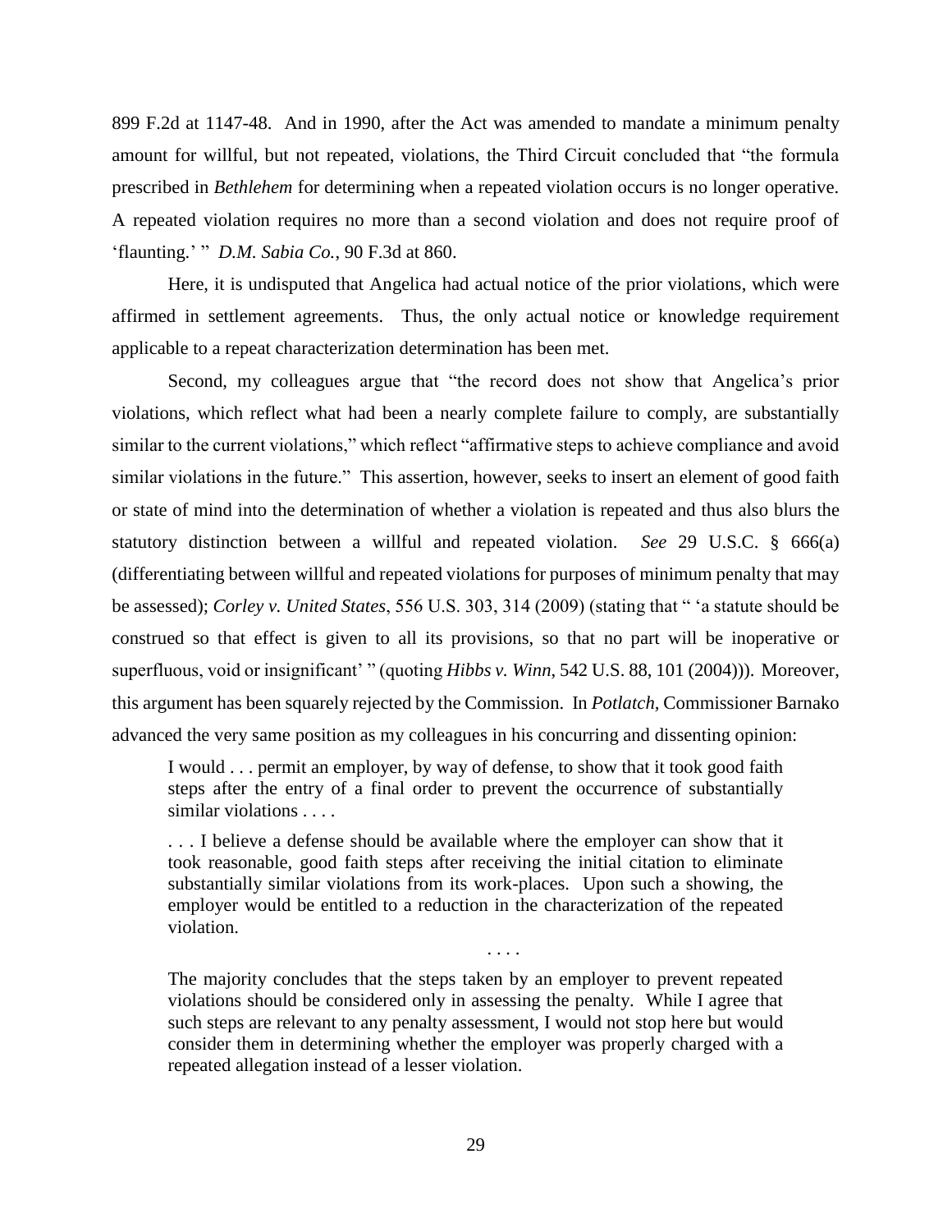899 F.2d at 1147-48. And in 1990, after the Act was amended to mandate a minimum penalty amount for willful, but not repeated, violations, the Third Circuit concluded that "the formula prescribed in *Bethlehem* for determining when a repeated violation occurs is no longer operative. A repeated violation requires no more than a second violation and does not require proof of 'flaunting.' " *D.M. Sabia Co.*, 90 F.3d at 860.

Here, it is undisputed that Angelica had actual notice of the prior violations, which were affirmed in settlement agreements. Thus, the only actual notice or knowledge requirement applicable to a repeat characterization determination has been met.

Second, my colleagues argue that "the record does not show that Angelica's prior violations, which reflect what had been a nearly complete failure to comply, are substantially similar to the current violations," which reflect "affirmative steps to achieve compliance and avoid similar violations in the future." This assertion, however, seeks to insert an element of good faith or state of mind into the determination of whether a violation is repeated and thus also blurs the statutory distinction between a willful and repeated violation. *See* 29 U.S.C. § 666(a) (differentiating between willful and repeated violations for purposes of minimum penalty that may be assessed); *Corley v. United States*, 556 U.S. 303, 314 (2009) (stating that " 'a statute should be construed so that effect is given to all its provisions, so that no part will be inoperative or superfluous, void or insignificant' " (quoting *Hibbs v. Winn*, 542 U.S. 88, 101 (2004))). Moreover, this argument has been squarely rejected by the Commission. In *Potlatch*, Commissioner Barnako advanced the very same position as my colleagues in his concurring and dissenting opinion:

> I would . . . permit an employer, by way of defense, to show that it took good faith steps after the entry of a final order to prevent the occurrence of substantially similar violations . . . .
>
> . . . I believe a defense should be available where the employer can show that it took reasonable, good faith steps after receiving the initial citation to eliminate substantially similar violations from its work-places. Upon such a showing, the employer would be entitled to a reduction in the characterization of the repeated violation.
>
> . . . .
>
> The majority concludes that the steps taken by an employer to prevent repeated violations should be considered only in assessing the penalty. While I agree that such steps are relevant to any penalty assessment, I would not stop here but would consider them in determining whether the employer was properly charged with a repeated allegation instead of a lesser violation.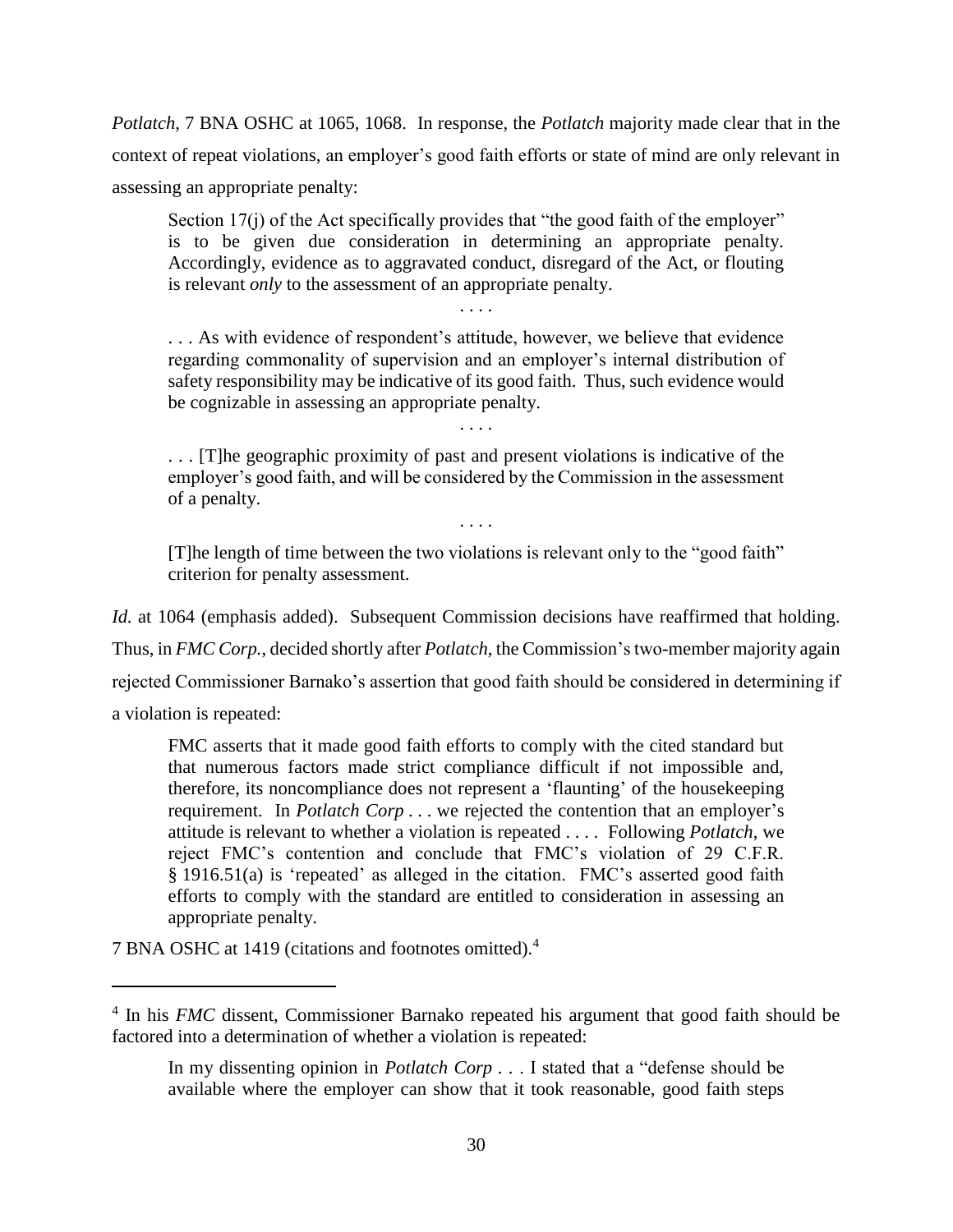*Potlatch*, 7 BNA OSHC at 1065, 1068. In response, the *Potlatch* majority made clear that in the context of repeat violations, an employer's good faith efforts or state of mind are only relevant in assessing an appropriate penalty:

> Section 17(j) of the Act specifically provides that "the good faith of the employer" is to be given due consideration in determining an appropriate penalty. Accordingly, evidence as to aggravated conduct, disregard of the Act, or flouting is relevant *only* to the assessment of an appropriate penalty.
>
> . . . .
>
> . . . As with evidence of respondent's attitude, however, we believe that evidence regarding commonality of supervision and an employer's internal distribution of safety responsibility may be indicative of its good faith. Thus, such evidence would be cognizable in assessing an appropriate penalty.
>
> . . . .
>
> . . . [T]he geographic proximity of past and present violations is indicative of the employer's good faith, and will be considered by the Commission in the assessment of a penalty.
>
> . . . .
>
> [T]he length of time between the two violations is relevant only to the "good faith" criterion for penalty assessment.

*Id.* at 1064 (emphasis added). Subsequent Commission decisions have reaffirmed that holding. Thus, in *FMC Corp.*, decided shortly after *Potlatch*, the Commission's two-member majority again rejected Commissioner Barnako's assertion that good faith should be considered in determining if a violation is repeated:

> FMC asserts that it made good faith efforts to comply with the cited standard but that numerous factors made strict compliance difficult if not impossible and, therefore, its noncompliance does not represent a 'flaunting' of the housekeeping requirement. In *Potlatch Corp* . . . we rejected the contention that an employer's attitude is relevant to whether a violation is repeated . . . . Following *Potlatch*, we reject FMC's contention and conclude that FMC's violation of 29 C.F.R. § 1916.51(a) is 'repeated' as alleged in the citation. FMC's asserted good faith efforts to comply with the standard are entitled to consideration in assessing an appropriate penalty.

7 BNA OSHC at 1419 (citations and footnotes omitted).[4]

---

[4] In his *FMC* dissent, Commissioner Barnako repeated his argument that good faith should be factored into a determination of whether a violation is repeated:

> In my dissenting opinion in *Potlatch Corp* . . . I stated that a "defense should be available where the employer can show that it took reasonable, good faith steps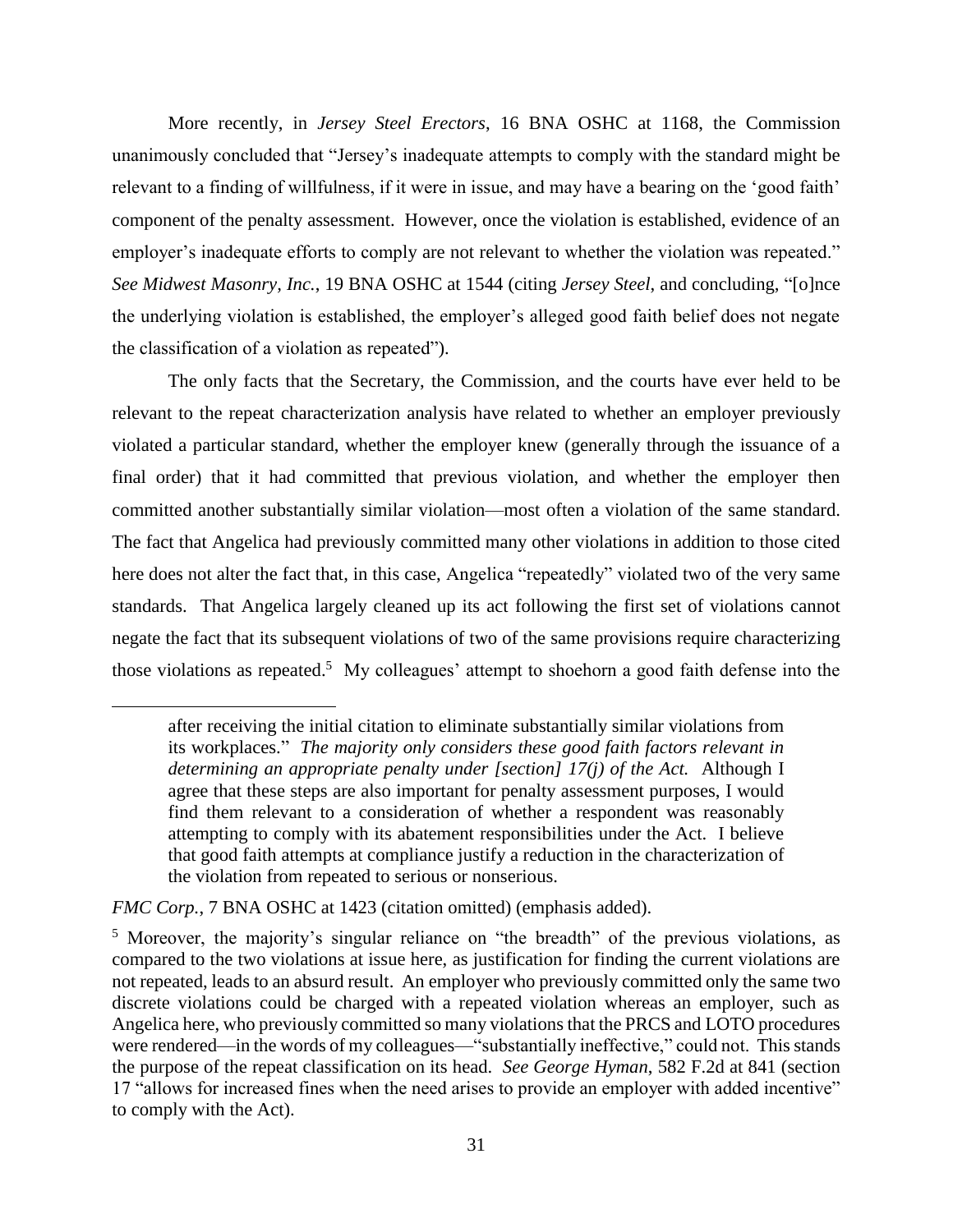More recently, in *Jersey Steel Erectors*, 16 BNA OSHC at 1168, the Commission unanimously concluded that "Jersey's inadequate attempts to comply with the standard might be relevant to a finding of willfulness, if it were in issue, and may have a bearing on the 'good faith' component of the penalty assessment. However, once the violation is established, evidence of an employer's inadequate efforts to comply are not relevant to whether the violation was repeated." *See Midwest Masonry, Inc.*, 19 BNA OSHC at 1544 (citing *Jersey Steel*, and concluding, "[o]nce the underlying violation is established, the employer's alleged good faith belief does not negate the classification of a violation as repeated").

The only facts that the Secretary, the Commission, and the courts have ever held to be relevant to the repeat characterization analysis have related to whether an employer previously violated a particular standard, whether the employer knew (generally through the issuance of a final order) that it had committed that previous violation, and whether the employer then committed another substantially similar violation—most often a violation of the same standard. The fact that Angelica had previously committed many other violations in addition to those cited here does not alter the fact that, in this case, Angelica "repeatedly" violated two of the very same standards. That Angelica largely cleaned up its act following the first set of violations cannot negate the fact that its subsequent violations of two of the same provisions require characterizing those violations as repeated.[5] My colleagues' attempt to shoehorn a good faith defense into the

> after receiving the initial citation to eliminate substantially similar violations from its workplaces." *The majority only considers these good faith factors relevant in determining an appropriate penalty under [section] 17(j) of the Act.* Although I agree that these steps are also important for penalty assessment purposes, I would find them relevant to a consideration of whether a respondent was reasonably attempting to comply with its abatement responsibilities under the Act. I believe that good faith attempts at compliance justify a reduction in the characterization of the violation from repeated to serious or nonserious.

*FMC Corp.*, 7 BNA OSHC at 1423 (citation omitted) (emphasis added).

[5] Moreover, the majority's singular reliance on "the breadth" of the previous violations, as compared to the two violations at issue here, as justification for finding the current violations are not repeated, leads to an absurd result. An employer who previously committed only the same two discrete violations could be charged with a repeated violation whereas an employer, such as Angelica here, who previously committed so many violations that the PRCS and LOTO procedures were rendered—in the words of my colleagues—"substantially ineffective," could not. This stands the purpose of the repeat classification on its head. *See George Hyman*, 582 F.2d at 841 (section 17 "allows for increased fines when the need arises to provide an employer with added incentive" to comply with the Act).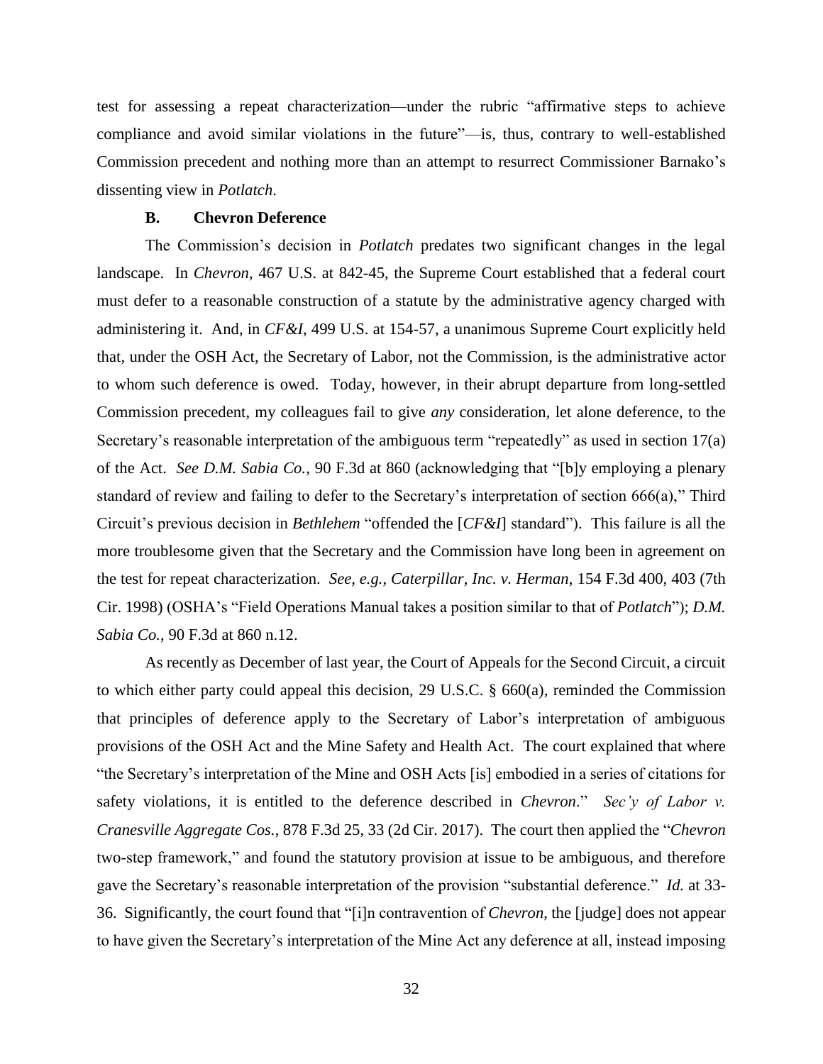test for assessing a repeat characterization—under the rubric "affirmative steps to achieve compliance and avoid similar violations in the future"—is, thus, contrary to well-established Commission precedent and nothing more than an attempt to resurrect Commissioner Barnako's dissenting view in *Potlatch*.

### B. Chevron Deference

The Commission's decision in *Potlatch* predates two significant changes in the legal landscape. In *Chevron*, 467 U.S. at 842-45, the Supreme Court established that a federal court must defer to a reasonable construction of a statute by the administrative agency charged with administering it. And, in *CF&I*, 499 U.S. at 154-57, a unanimous Supreme Court explicitly held that, under the OSH Act, the Secretary of Labor, not the Commission, is the administrative actor to whom such deference is owed. Today, however, in their abrupt departure from long-settled Commission precedent, my colleagues fail to give *any* consideration, let alone deference, to the Secretary's reasonable interpretation of the ambiguous term "repeatedly" as used in section 17(a) of the Act. *See D.M. Sabia Co.*, 90 F.3d at 860 (acknowledging that "[b]y employing a plenary standard of review and failing to defer to the Secretary's interpretation of section 666(a)," Third Circuit's previous decision in *Bethlehem* "offended the [*CF&I*] standard"). This failure is all the more troublesome given that the Secretary and the Commission have long been in agreement on the test for repeat characterization. *See, e.g.*, *Caterpillar, Inc. v. Herman*, 154 F.3d 400, 403 (7th Cir. 1998) (OSHA's "Field Operations Manual takes a position similar to that of *Potlatch*"); *D.M. Sabia Co.*, 90 F.3d at 860 n.12.

As recently as December of last year, the Court of Appeals for the Second Circuit, a circuit to which either party could appeal this decision, 29 U.S.C. § 660(a), reminded the Commission that principles of deference apply to the Secretary of Labor's interpretation of ambiguous provisions of the OSH Act and the Mine Safety and Health Act. The court explained that where "the Secretary's interpretation of the Mine and OSH Acts [is] embodied in a series of citations for safety violations, it is entitled to the deference described in *Chevron*." *Sec'y of Labor v. Cranesville Aggregate Cos.*, 878 F.3d 25, 33 (2d Cir. 2017). The court then applied the "*Chevron* two-step framework," and found the statutory provision at issue to be ambiguous, and therefore gave the Secretary's reasonable interpretation of the provision "substantial deference." *Id.* at 33-36. Significantly, the court found that "[i]n contravention of *Chevron*, the [judge] does not appear to have given the Secretary's interpretation of the Mine Act any deference at all, instead imposing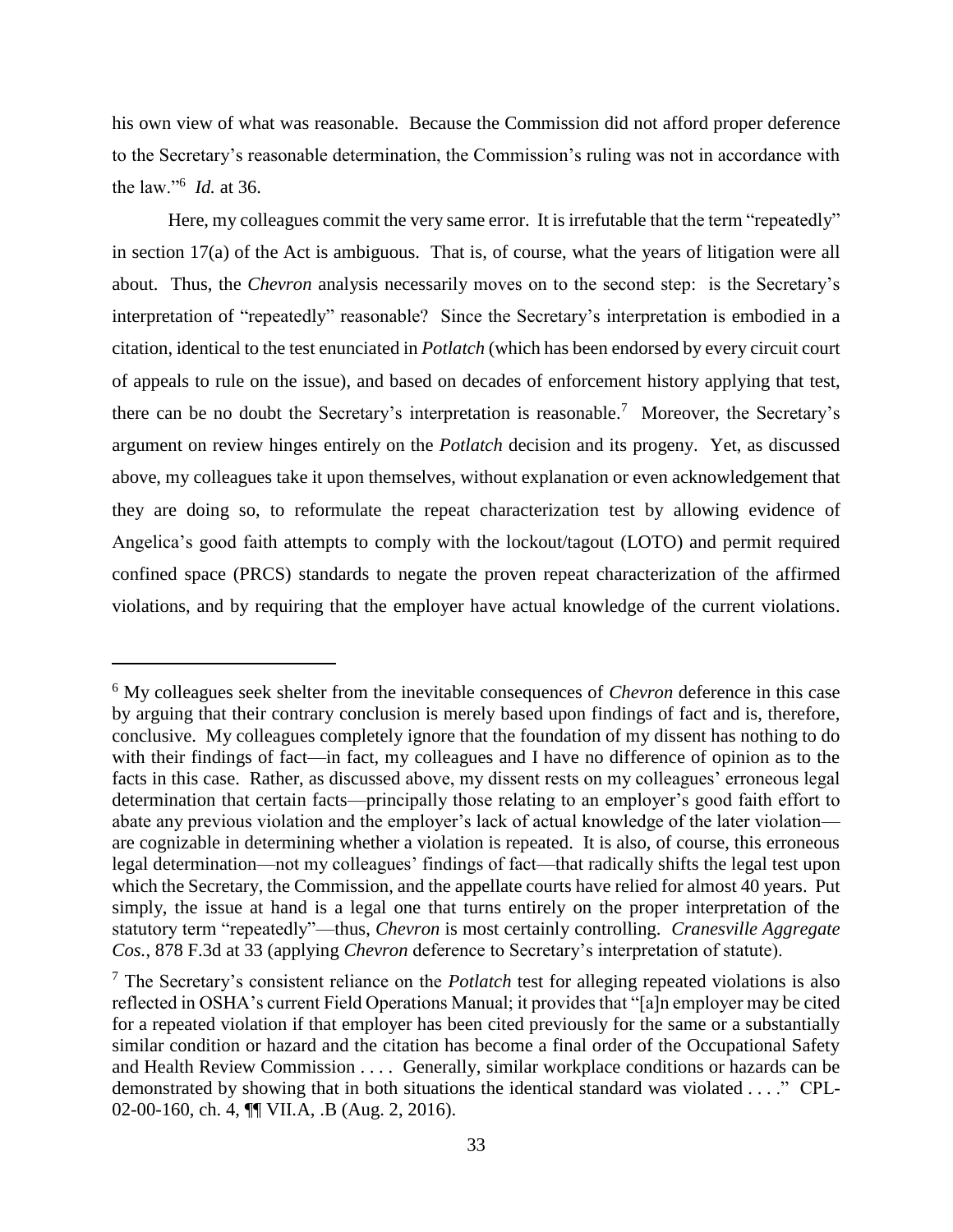his own view of what was reasonable. Because the Commission did not afford proper deference to the Secretary's reasonable determination, the Commission's ruling was not in accordance with the law."[6] *Id.* at 36.

Here, my colleagues commit the very same error. It is irrefutable that the term "repeatedly" in section 17(a) of the Act is ambiguous. That is, of course, what the years of litigation were all about. Thus, the *Chevron* analysis necessarily moves on to the second step: is the Secretary's interpretation of "repeatedly" reasonable? Since the Secretary's interpretation is embodied in a citation, identical to the test enunciated in *Potlatch* (which has been endorsed by every circuit court of appeals to rule on the issue), and based on decades of enforcement history applying that test, there can be no doubt the Secretary's interpretation is reasonable.[7] Moreover, the Secretary's argument on review hinges entirely on the *Potlatch* decision and its progeny. Yet, as discussed above, my colleagues take it upon themselves, without explanation or even acknowledgement that they are doing so, to reformulate the repeat characterization test by allowing evidence of Angelica's good faith attempts to comply with the lockout/tagout (LOTO) and permit required confined space (PRCS) standards to negate the proven repeat characterization of the affirmed violations, and by requiring that the employer have actual knowledge of the current violations.

---

[6] My colleagues seek shelter from the inevitable consequences of *Chevron* deference in this case by arguing that their contrary conclusion is merely based upon findings of fact and is, therefore, conclusive. My colleagues completely ignore that the foundation of my dissent has nothing to do with their findings of fact—in fact, my colleagues and I have no difference of opinion as to the facts in this case. Rather, as discussed above, my dissent rests on my colleagues' erroneous legal determination that certain facts—principally those relating to an employer's good faith effort to abate any previous violation and the employer's lack of actual knowledge of the later violation—are cognizable in determining whether a violation is repeated. It is also, of course, this erroneous legal determination—not my colleagues' findings of fact—that radically shifts the legal test upon which the Secretary, the Commission, and the appellate courts have relied for almost 40 years. Put simply, the issue at hand is a legal one that turns entirely on the proper interpretation of the statutory term "repeatedly"—thus, *Chevron* is most certainly controlling. *Cranesville Aggregate Cos.*, 878 F.3d at 33 (applying *Chevron* deference to Secretary's interpretation of statute).

[7] The Secretary's consistent reliance on the *Potlatch* test for alleging repeated violations is also reflected in OSHA's current Field Operations Manual; it provides that "[a]n employer may be cited for a repeated violation if that employer has been cited previously for the same or a substantially similar condition or hazard and the citation has become a final order of the Occupational Safety and Health Review Commission . . . . Generally, similar workplace conditions or hazards can be demonstrated by showing that in both situations the identical standard was violated . . . ." CPL-02-00-160, ch. 4, ¶¶ VII.A, .B (Aug. 2, 2016).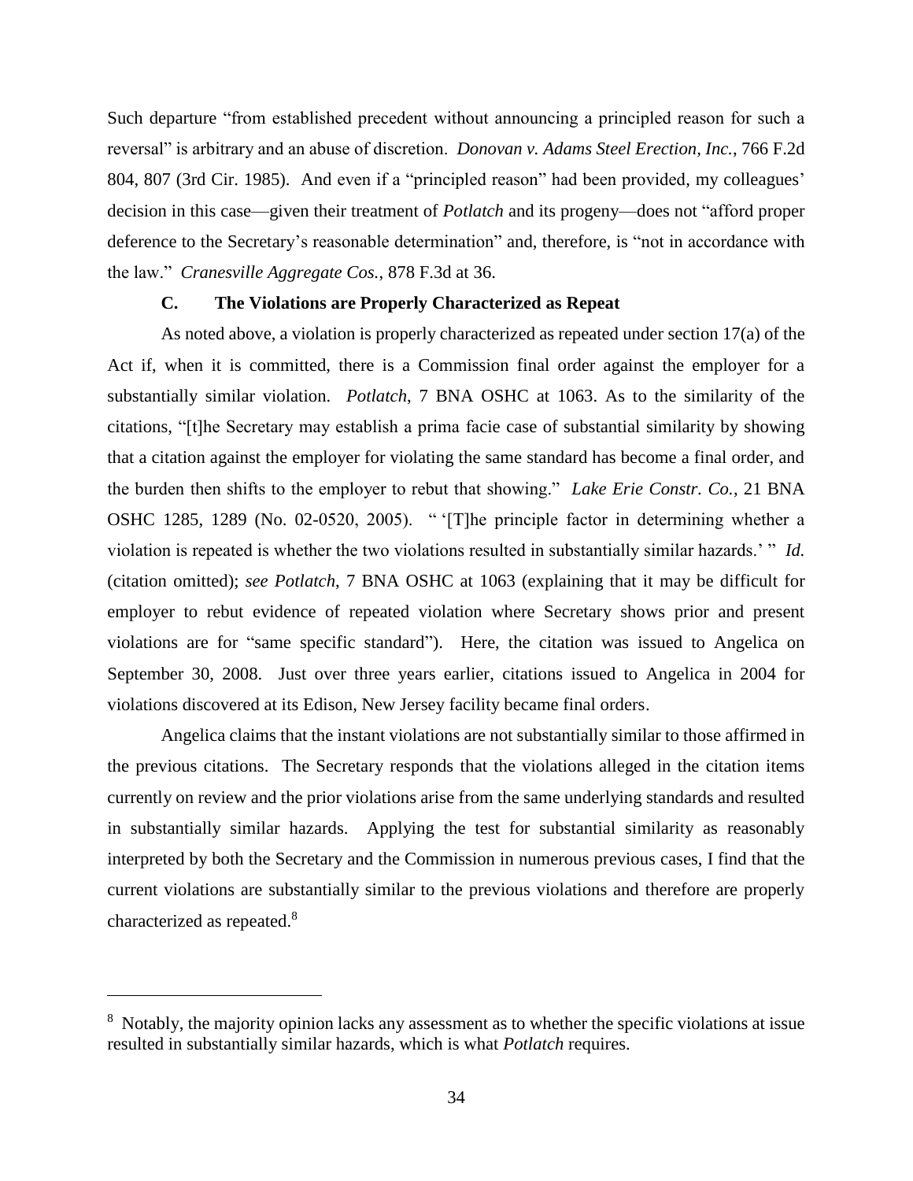Such departure "from established precedent without announcing a principled reason for such a reversal" is arbitrary and an abuse of discretion. *Donovan v. Adams Steel Erection, Inc.*, 766 F.2d 804, 807 (3rd Cir. 1985). And even if a "principled reason" had been provided, my colleagues' decision in this case—given their treatment of *Potlatch* and its progeny—does not "afford proper deference to the Secretary's reasonable determination" and, therefore, is "not in accordance with the law." *Cranesville Aggregate Cos.*, 878 F.3d at 36.

### C. The Violations are Properly Characterized as Repeat

As noted above, a violation is properly characterized as repeated under section 17(a) of the Act if, when it is committed, there is a Commission final order against the employer for a substantially similar violation. *Potlatch*, 7 BNA OSHC at 1063. As to the similarity of the citations, "[t]he Secretary may establish a prima facie case of substantial similarity by showing that a citation against the employer for violating the same standard has become a final order, and the burden then shifts to the employer to rebut that showing." *Lake Erie Constr. Co.*, 21 BNA OSHC 1285, 1289 (No. 02-0520, 2005). " '[T]he principle factor in determining whether a violation is repeated is whether the two violations resulted in substantially similar hazards.' " *Id.* (citation omitted); *see Potlatch*, 7 BNA OSHC at 1063 (explaining that it may be difficult for employer to rebut evidence of repeated violation where Secretary shows prior and present violations are for "same specific standard"). Here, the citation was issued to Angelica on September 30, 2008. Just over three years earlier, citations issued to Angelica in 2004 for violations discovered at its Edison, New Jersey facility became final orders.

Angelica claims that the instant violations are not substantially similar to those affirmed in the previous citations. The Secretary responds that the violations alleged in the citation items currently on review and the prior violations arise from the same underlying standards and resulted in substantially similar hazards. Applying the test for substantial similarity as reasonably interpreted by both the Secretary and the Commission in numerous previous cases, I find that the current violations are substantially similar to the previous violations and therefore are properly characterized as repeated.[8]

---

[8] Notably, the majority opinion lacks any assessment as to whether the specific violations at issue resulted in substantially similar hazards, which is what *Potlatch* requires.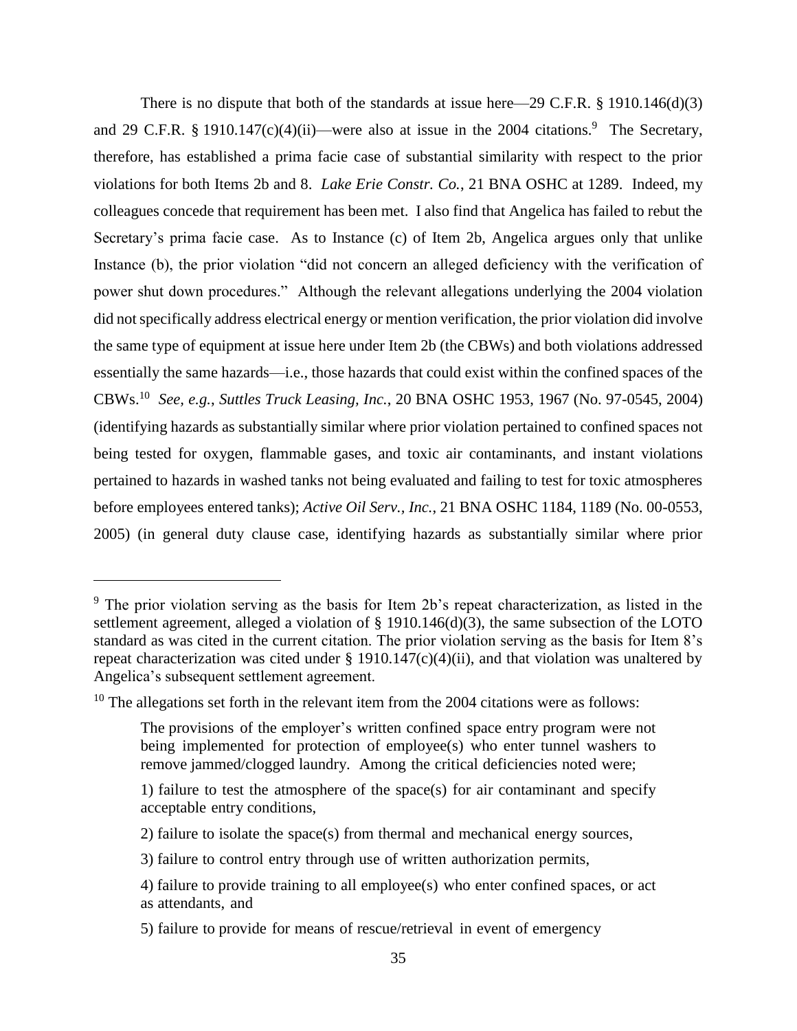There is no dispute that both of the standards at issue here—29 C.F.R. § 1910.146(d)(3) and 29 C.F.R. § 1910.147(c)(4)(ii)—were also at issue in the 2004 citations.[9] The Secretary, therefore, has established a prima facie case of substantial similarity with respect to the prior violations for both Items 2b and 8. *Lake Erie Constr. Co.*, 21 BNA OSHC at 1289. Indeed, my colleagues concede that requirement has been met. I also find that Angelica has failed to rebut the Secretary's prima facie case. As to Instance (c) of Item 2b, Angelica argues only that unlike Instance (b), the prior violation "did not concern an alleged deficiency with the verification of power shut down procedures." Although the relevant allegations underlying the 2004 violation did not specifically address electrical energy or mention verification, the prior violation did involve the same type of equipment at issue here under Item 2b (the CBWs) and both violations addressed essentially the same hazards—i.e., those hazards that could exist within the confined spaces of the CBWs.[10] *See, e.g.*, *Suttles Truck Leasing, Inc.*, 20 BNA OSHC 1953, 1967 (No. 97-0545, 2004) (identifying hazards as substantially similar where prior violation pertained to confined spaces not being tested for oxygen, flammable gases, and toxic air contaminants, and instant violations pertained to hazards in washed tanks not being evaluated and failing to test for toxic atmospheres before employees entered tanks); *Active Oil Serv., Inc.*, 21 BNA OSHC 1184, 1189 (No. 00-0553, 2005) (in general duty clause case, identifying hazards as substantially similar where prior

---

[9] The prior violation serving as the basis for Item 2b's repeat characterization, as listed in the settlement agreement, alleged a violation of § 1910.146(d)(3), the same subsection of the LOTO standard as was cited in the current citation. The prior violation serving as the basis for Item 8's repeat characterization was cited under § 1910.147(c)(4)(ii), and that violation was unaltered by Angelica's subsequent settlement agreement.

[10] The allegations set forth in the relevant item from the 2004 citations were as follows:

> The provisions of the employer's written confined space entry program were not being implemented for protection of employee(s) who enter tunnel washers to remove jammed/clogged laundry. Among the critical deficiencies noted were;
>
> 1) failure to test the atmosphere of the space(s) for air contaminant and specify acceptable entry conditions,
>
> 2) failure to isolate the space(s) from thermal and mechanical energy sources,
>
> 3) failure to control entry through use of written authorization permits,
>
> 4) failure to provide training to all employee(s) who enter confined spaces, or act as attendants, and
>
> 5) failure to provide for means of rescue/retrieval in event of emergency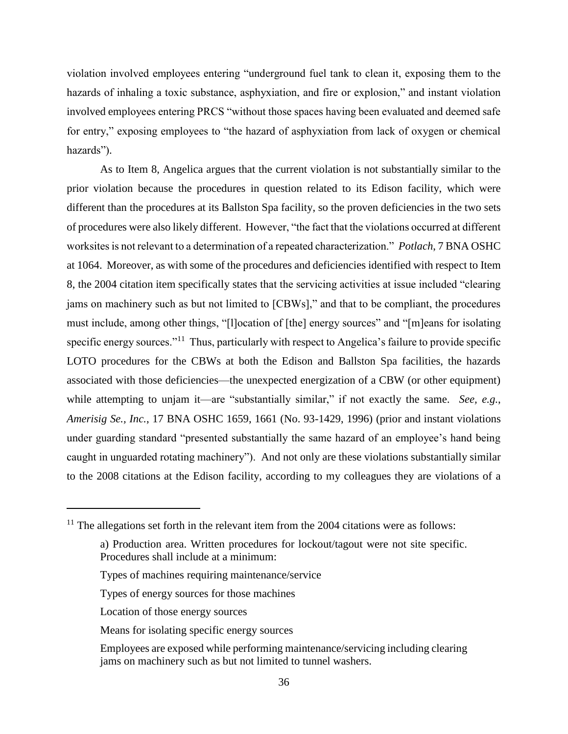violation involved employees entering "underground fuel tank to clean it, exposing them to the hazards of inhaling a toxic substance, asphyxiation, and fire or explosion," and instant violation involved employees entering PRCS "without those spaces having been evaluated and deemed safe for entry," exposing employees to "the hazard of asphyxiation from lack of oxygen or chemical hazards").

As to Item 8, Angelica argues that the current violation is not substantially similar to the prior violation because the procedures in question related to its Edison facility, which were different than the procedures at its Ballston Spa facility, so the proven deficiencies in the two sets of procedures were also likely different. However, "the fact that the violations occurred at different worksites is not relevant to a determination of a repeated characterization." *Potlach*, 7 BNA OSHC at 1064. Moreover, as with some of the procedures and deficiencies identified with respect to Item 8, the 2004 citation item specifically states that the servicing activities at issue included "clearing jams on machinery such as but not limited to [CBWs]," and that to be compliant, the procedures must include, among other things, "[l]ocation of [the] energy sources" and "[m]eans for isolating specific energy sources."[11] Thus, particularly with respect to Angelica's failure to provide specific LOTO procedures for the CBWs at both the Edison and Ballston Spa facilities, the hazards associated with those deficiencies—the unexpected energization of a CBW (or other equipment) while attempting to unjam it—are "substantially similar," if not exactly the same. *See, e.g.*, *Amerisig Se., Inc.*, 17 BNA OSHC 1659, 1661 (No. 93-1429, 1996) (prior and instant violations under guarding standard "presented substantially the same hazard of an employee's hand being caught in unguarded rotating machinery"). And not only are these violations substantially similar to the 2008 citations at the Edison facility, according to my colleagues they are violations of a

---

[11] The allegations set forth in the relevant item from the 2004 citations were as follows:

> a) Production area. Written procedures for lockout/tagout were not site specific. Procedures shall include at a minimum:
>
> Types of machines requiring maintenance/service
>
> Types of energy sources for those machines
>
> Location of those energy sources
>
> Means for isolating specific energy sources
>
> Employees are exposed while performing maintenance/servicing including clearing jams on machinery such as but not limited to tunnel washers.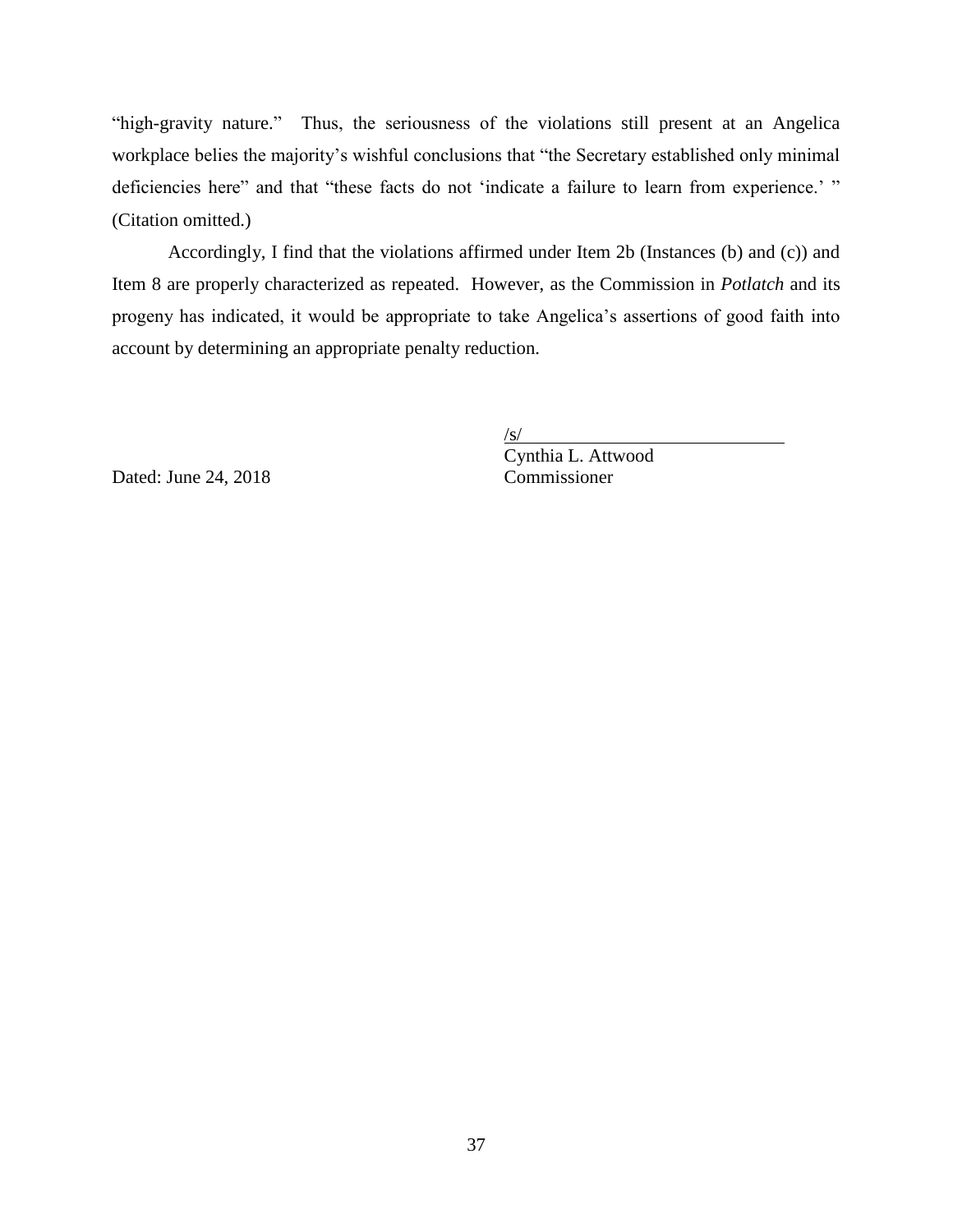"high-gravity nature." Thus, the seriousness of the violations still present at an Angelica workplace belies the majority's wishful conclusions that "the Secretary established only minimal deficiencies here" and that "these facts do not 'indicate a failure to learn from experience.' " (Citation omitted.)

Accordingly, I find that the violations affirmed under Item 2b (Instances (b) and (c)) and Item 8 are properly characterized as repeated. However, as the Commission in *Potlatch* and its progeny has indicated, it would be appropriate to take Angelica's assertions of good faith into account by determining an appropriate penalty reduction.

/s/
Cynthia L. Attwood
Commissioner

Dated: June 24, 2018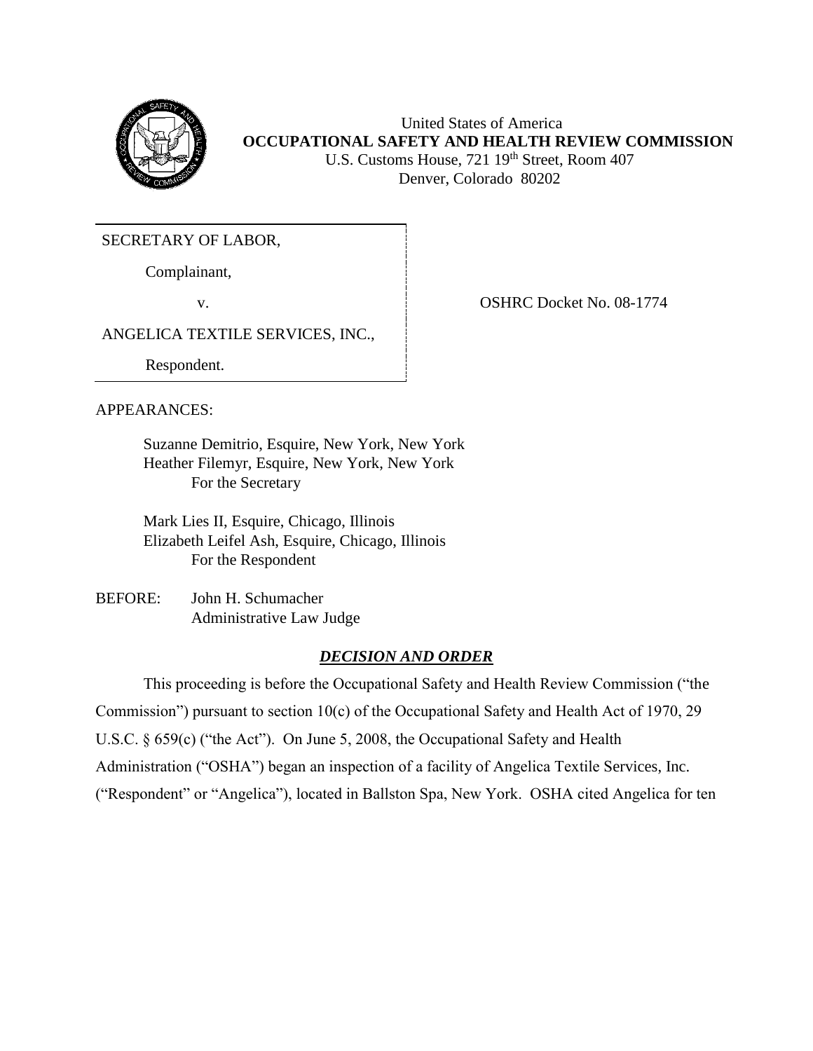United States of America
**OCCUPATIONAL SAFETY AND HEALTH REVIEW COMMISSION**
U.S. Customs House, 721 19th Street, Room 407
Denver, Colorado 80202

SECRETARY OF LABOR,

Complainant,

v.

ANGELICA TEXTILE SERVICES, INC.,

Respondent.

OSHRC Docket No. 08-1774

APPEARANCES:

Suzanne Demitrio, Esquire, New York, New York
Heather Filemyr, Esquire, New York, New York
For the Secretary

Mark Lies II, Esquire, Chicago, Illinois
Elizabeth Leifel Ash, Esquire, Chicago, Illinois
For the Respondent

BEFORE: John H. Schumacher
Administrative Law Judge

## ***DECISION AND ORDER***

This proceeding is before the Occupational Safety and Health Review Commission ("the Commission") pursuant to section 10(c) of the Occupational Safety and Health Act of 1970, 29 U.S.C. § 659(c) ("the Act"). On June 5, 2008, the Occupational Safety and Health Administration ("OSHA") began an inspection of a facility of Angelica Textile Services, Inc. ("Respondent" or "Angelica"), located in Ballston Spa, New York. OSHA cited Angelica for ten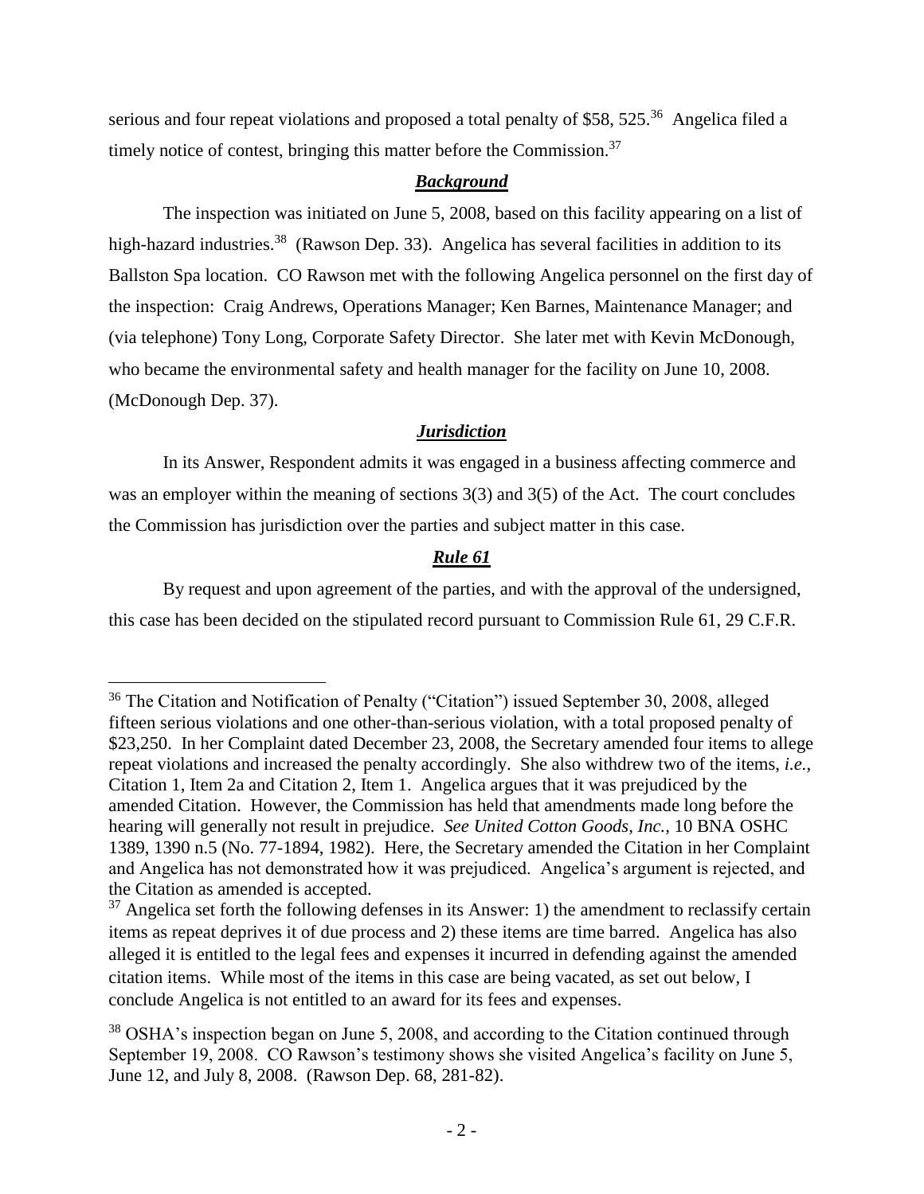serious and four repeat violations and proposed a total penalty of $58, 525.[36] Angelica filed a timely notice of contest, bringing this matter before the Commission.[37]

## ***Background***

The inspection was initiated on June 5, 2008, based on this facility appearing on a list of high-hazard industries.[38] (Rawson Dep. 33). Angelica has several facilities in addition to its Ballston Spa location. CO Rawson met with the following Angelica personnel on the first day of the inspection: Craig Andrews, Operations Manager; Ken Barnes, Maintenance Manager; and (via telephone) Tony Long, Corporate Safety Director. She later met with Kevin McDonough, who became the environmental safety and health manager for the facility on June 10, 2008. (McDonough Dep. 37).

## ***Jurisdiction***

In its Answer, Respondent admits it was engaged in a business affecting commerce and was an employer within the meaning of sections 3(3) and 3(5) of the Act. The court concludes the Commission has jurisdiction over the parties and subject matter in this case.

## ***Rule 61***

By request and upon agreement of the parties, and with the approval of the undersigned, this case has been decided on the stipulated record pursuant to Commission Rule 61, 29 C.F.R.

---

[36] The Citation and Notification of Penalty ("Citation") issued September 30, 2008, alleged fifteen serious violations and one other-than-serious violation, with a total proposed penalty of $23,250. In her Complaint dated December 23, 2008, the Secretary amended four items to allege repeat violations and increased the penalty accordingly. She also withdrew two of the items, *i.e.*, Citation 1, Item 2a and Citation 2, Item 1. Angelica argues that it was prejudiced by the amended Citation. However, the Commission has held that amendments made long before the hearing will generally not result in prejudice. *See United Cotton Goods, Inc.*, 10 BNA OSHC 1389, 1390 n.5 (No. 77-1894, 1982). Here, the Secretary amended the Citation in her Complaint and Angelica has not demonstrated how it was prejudiced. Angelica's argument is rejected, and the Citation as amended is accepted.

[37] Angelica set forth the following defenses in its Answer: 1) the amendment to reclassify certain items as repeat deprives it of due process and 2) these items are time barred. Angelica has also alleged it is entitled to the legal fees and expenses it incurred in defending against the amended citation items. While most of the items in this case are being vacated, as set out below, I conclude Angelica is not entitled to an award for its fees and expenses.

[38] OSHA's inspection began on June 5, 2008, and according to the Citation continued through September 19, 2008. CO Rawson's testimony shows she visited Angelica's facility on June 5, June 12, and July 8, 2008. (Rawson Dep. 68, 281-82).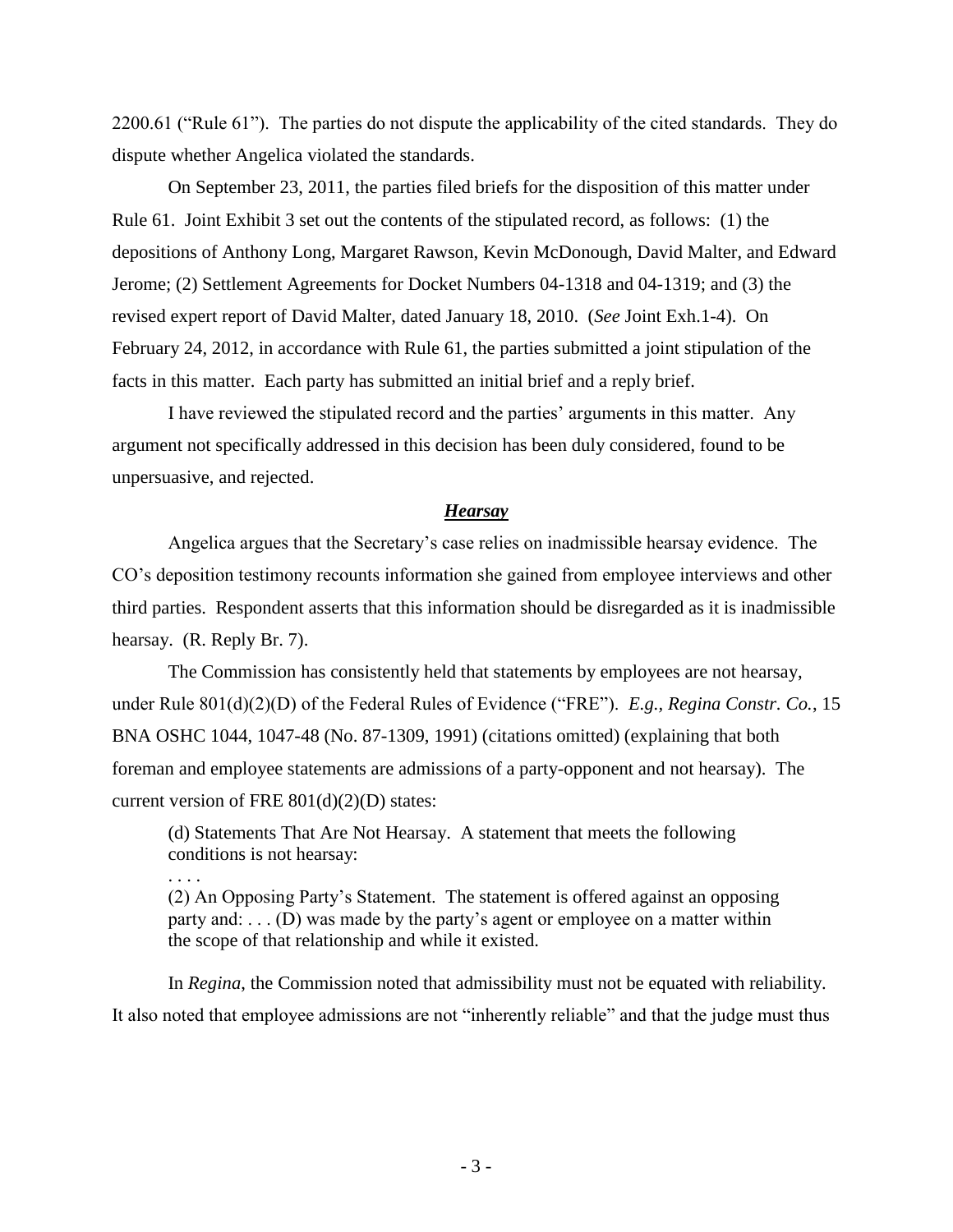2200.61 (“Rule 61”). The parties do not dispute the applicability of the cited standards. They do dispute whether Angelica violated the standards.

On September 23, 2011, the parties filed briefs for the disposition of this matter under Rule 61. Joint Exhibit 3 set out the contents of the stipulated record, as follows: (1) the depositions of Anthony Long, Margaret Rawson, Kevin McDonough, David Malter, and Edward Jerome; (2) Settlement Agreements for Docket Numbers 04-1318 and 04-1319; and (3) the revised expert report of David Malter, dated January 18, 2010. (*See* Joint Exh.1-4). On February 24, 2012, in accordance with Rule 61, the parties submitted a joint stipulation of the facts in this matter. Each party has submitted an initial brief and a reply brief.

I have reviewed the stipulated record and the parties' arguments in this matter. Any argument not specifically addressed in this decision has been duly considered, found to be unpersuasive, and rejected.

### ***Hearsay***

Angelica argues that the Secretary's case relies on inadmissible hearsay evidence. The CO's deposition testimony recounts information she gained from employee interviews and other third parties. Respondent asserts that this information should be disregarded as it is inadmissible hearsay. (R. Reply Br. 7).

The Commission has consistently held that statements by employees are not hearsay, under Rule 801(d)(2)(D) of the Federal Rules of Evidence (“FRE”). *E.g., Regina Constr. Co.*, 15 BNA OSHC 1044, 1047-48 (No. 87-1309, 1991) (citations omitted) (explaining that both foreman and employee statements are admissions of a party-opponent and not hearsay). The current version of FRE 801(d)(2)(D) states:

> (d) Statements That Are Not Hearsay. A statement that meets the following conditions is not hearsay:
>
> . . . .
>
> (2) An Opposing Party's Statement. The statement is offered against an opposing party and: . . . (D) was made by the party's agent or employee on a matter within the scope of that relationship and while it existed.

In *Regina*, the Commission noted that admissibility must not be equated with reliability. It also noted that employee admissions are not “inherently reliable” and that the judge must thus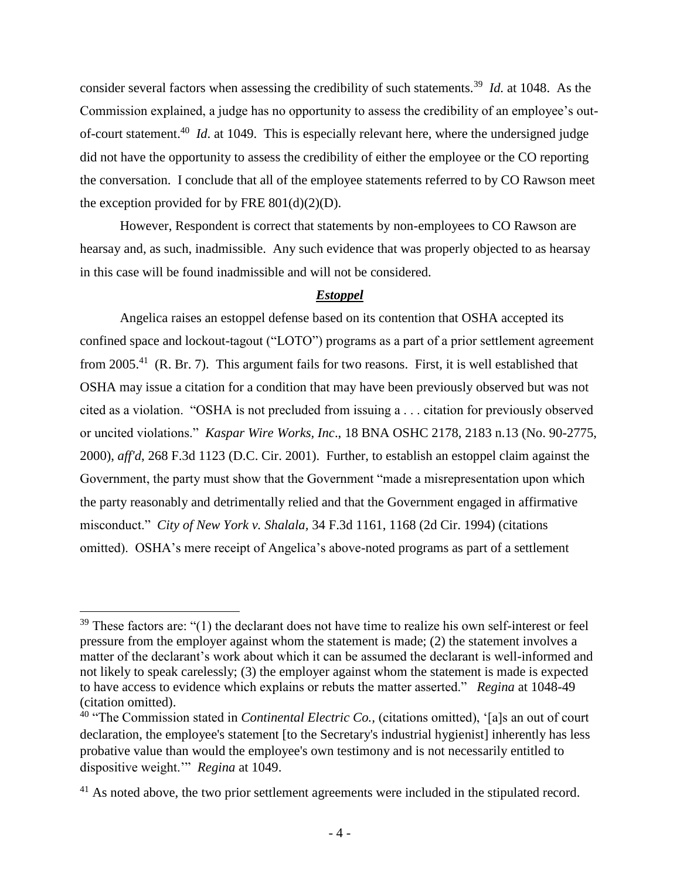consider several factors when assessing the credibility of such statements.[39] *Id.* at 1048. As the Commission explained, a judge has no opportunity to assess the credibility of an employee's out-of-court statement.[40] *Id*. at 1049. This is especially relevant here, where the undersigned judge did not have the opportunity to assess the credibility of either the employee or the CO reporting the conversation. I conclude that all of the employee statements referred to by CO Rawson meet the exception provided for by FRE 801(d)(2)(D).

However, Respondent is correct that statements by non-employees to CO Rawson are hearsay and, as such, inadmissible. Any such evidence that was properly objected to as hearsay in this case will be found inadmissible and will not be considered.

***Estoppel***

Angelica raises an estoppel defense based on its contention that OSHA accepted its confined space and lockout-tagout ("LOTO") programs as a part of a prior settlement agreement from 2005.[41] (R. Br. 7). This argument fails for two reasons. First, it is well established that OSHA may issue a citation for a condition that may have been previously observed but was not cited as a violation. "OSHA is not precluded from issuing a . . . citation for previously observed or uncited violations." *Kaspar Wire Works, Inc*., 18 BNA OSHC 2178, 2183 n.13 (No. 90-2775, 2000), *aff'd*, 268 F.3d 1123 (D.C. Cir. 2001). Further, to establish an estoppel claim against the Government, the party must show that the Government "made a misrepresentation upon which the party reasonably and detrimentally relied and that the Government engaged in affirmative misconduct." *City of New York v. Shalala*, 34 F.3d 1161, 1168 (2d Cir. 1994) (citations omitted). OSHA's mere receipt of Angelica's above-noted programs as part of a settlement

---

[39] These factors are: "(1) the declarant does not have time to realize his own self-interest or feel pressure from the employer against whom the statement is made; (2) the statement involves a matter of the declarant's work about which it can be assumed the declarant is well-informed and not likely to speak carelessly; (3) the employer against whom the statement is made is expected to have access to evidence which explains or rebuts the matter asserted." *Regina* at 1048-49 (citation omitted).

[40] "The Commission stated in *Continental Electric Co.*, (citations omitted), '[a]s an out of court declaration, the employee's statement [to the Secretary's industrial hygienist] inherently has less probative value than would the employee's own testimony and is not necessarily entitled to dispositive weight.'" *Regina* at 1049.

[41] As noted above, the two prior settlement agreements were included in the stipulated record.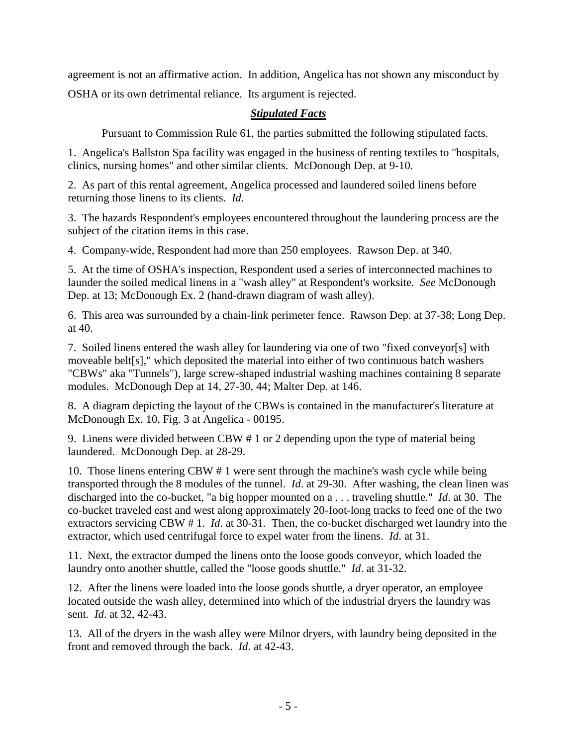agreement is not an affirmative action. In addition, Angelica has not shown any misconduct by OSHA or its own detrimental reliance. Its argument is rejected.

***Stipulated Facts***

Pursuant to Commission Rule 61, the parties submitted the following stipulated facts.

1. Angelica's Ballston Spa facility was engaged in the business of renting textiles to "hospitals, clinics, nursing homes" and other similar clients. McDonough Dep. at 9-10.

2. As part of this rental agreement, Angelica processed and laundered soiled linens before returning those linens to its clients. *Id.*

3. The hazards Respondent's employees encountered throughout the laundering process are the subject of the citation items in this case.

4. Company-wide, Respondent had more than 250 employees. Rawson Dep. at 340.

5. At the time of OSHA's inspection, Respondent used a series of interconnected machines to launder the soiled medical linens in a "wash alley" at Respondent's worksite. *See* McDonough Dep. at 13; McDonough Ex. 2 (hand-drawn diagram of wash alley).

6. This area was surrounded by a chain-link perimeter fence. Rawson Dep. at 37-38; Long Dep. at 40.

7. Soiled linens entered the wash alley for laundering via one of two "fixed conveyor[s] with moveable belt[s]," which deposited the material into either of two continuous batch washers "CBWs" aka "Tunnels"), large screw-shaped industrial washing machines containing 8 separate modules. McDonough Dep at 14, 27-30, 44; Malter Dep. at 146.

8. A diagram depicting the layout of the CBWs is contained in the manufacturer's literature at McDonough Ex. 10, Fig. 3 at Angelica - 00195.

9. Linens were divided between CBW # 1 or 2 depending upon the type of material being laundered. McDonough Dep. at 28-29.

10. Those linens entering CBW # 1 were sent through the machine's wash cycle while being transported through the 8 modules of the tunnel. *Id*. at 29-30. After washing, the clean linen was discharged into the co-bucket, "a big hopper mounted on a . . . traveling shuttle." *Id*. at 30. The co-bucket traveled east and west along approximately 20-foot-long tracks to feed one of the two extractors servicing CBW # 1. *Id*. at 30-31. Then, the co-bucket discharged wet laundry into the extractor, which used centrifugal force to expel water from the linens. *Id*. at 31.

11. Next, the extractor dumped the linens onto the loose goods conveyor, which loaded the laundry onto another shuttle, called the "loose goods shuttle." *Id*. at 31-32.

12. After the linens were loaded into the loose goods shuttle, a dryer operator, an employee located outside the wash alley, determined into which of the industrial dryers the laundry was sent. *Id*. at 32, 42-43.

13. All of the dryers in the wash alley were Milnor dryers, with laundry being deposited in the front and removed through the back. *Id*. at 42-43.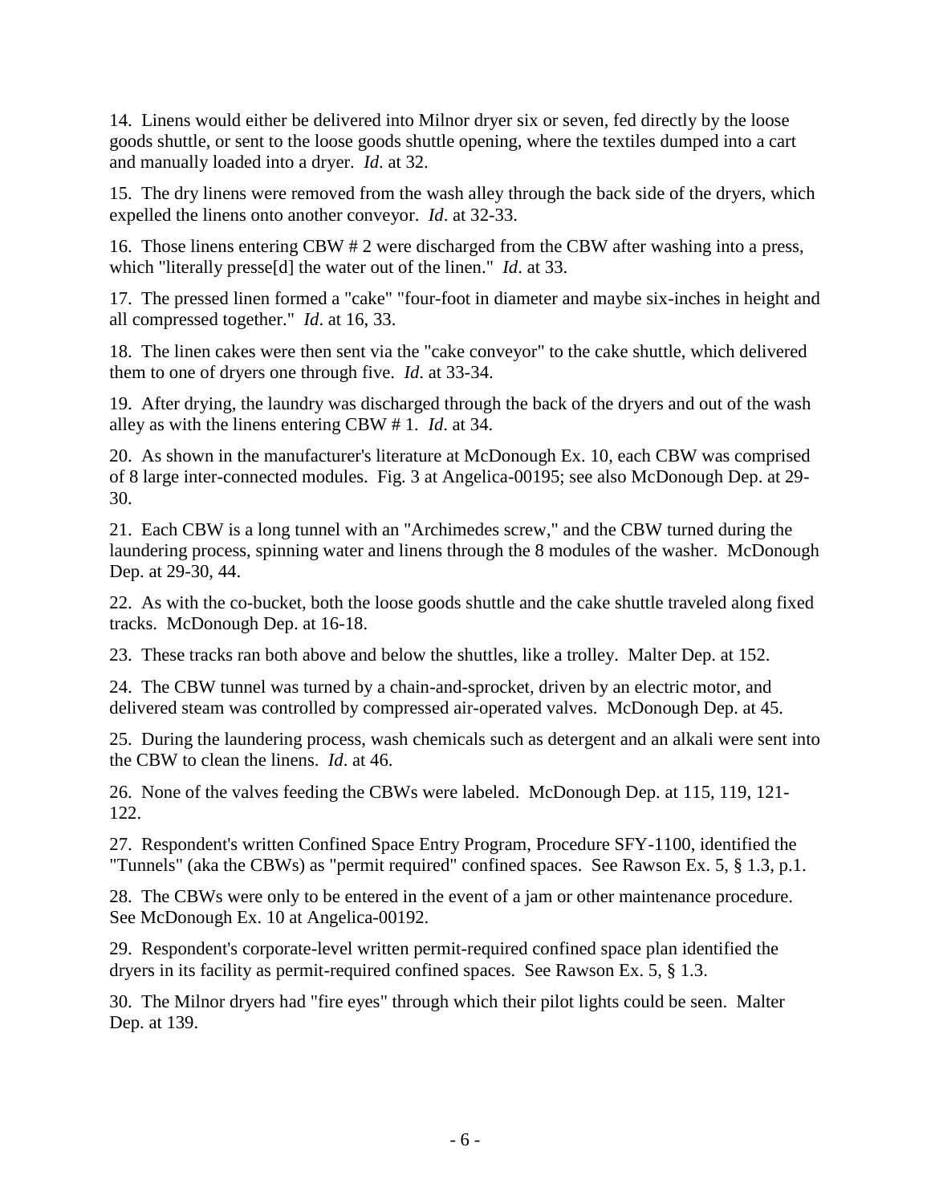14. Linens would either be delivered into Milnor dryer six or seven, fed directly by the loose goods shuttle, or sent to the loose goods shuttle opening, where the textiles dumped into a cart and manually loaded into a dryer. *Id*. at 32.

15. The dry linens were removed from the wash alley through the back side of the dryers, which expelled the linens onto another conveyor. *Id*. at 32-33.

16. Those linens entering CBW # 2 were discharged from the CBW after washing into a press, which "literally presse[d] the water out of the linen." *Id*. at 33.

17. The pressed linen formed a "cake" "four-foot in diameter and maybe six-inches in height and all compressed together." *Id*. at 16, 33.

18. The linen cakes were then sent via the "cake conveyor" to the cake shuttle, which delivered them to one of dryers one through five. *Id*. at 33-34.

19. After drying, the laundry was discharged through the back of the dryers and out of the wash alley as with the linens entering CBW # 1. *Id*. at 34.

20. As shown in the manufacturer's literature at McDonough Ex. 10, each CBW was comprised of 8 large inter-connected modules. Fig. 3 at Angelica-00195; see also McDonough Dep. at 29-30.

21. Each CBW is a long tunnel with an "Archimedes screw," and the CBW turned during the laundering process, spinning water and linens through the 8 modules of the washer. McDonough Dep. at 29-30, 44.

22. As with the co-bucket, both the loose goods shuttle and the cake shuttle traveled along fixed tracks. McDonough Dep. at 16-18.

23. These tracks ran both above and below the shuttles, like a trolley. Malter Dep. at 152.

24. The CBW tunnel was turned by a chain-and-sprocket, driven by an electric motor, and delivered steam was controlled by compressed air-operated valves. McDonough Dep. at 45.

25. During the laundering process, wash chemicals such as detergent and an alkali were sent into the CBW to clean the linens. *Id*. at 46.

26. None of the valves feeding the CBWs were labeled. McDonough Dep. at 115, 119, 121-122.

27. Respondent's written Confined Space Entry Program, Procedure SFY-1100, identified the "Tunnels" (aka the CBWs) as "permit required" confined spaces. See Rawson Ex. 5, § 1.3, p.1.

28. The CBWs were only to be entered in the event of a jam or other maintenance procedure. See McDonough Ex. 10 at Angelica-00192.

29. Respondent's corporate-level written permit-required confined space plan identified the dryers in its facility as permit-required confined spaces. See Rawson Ex. 5, § 1.3.

30. The Milnor dryers had "fire eyes" through which their pilot lights could be seen. Malter Dep. at 139.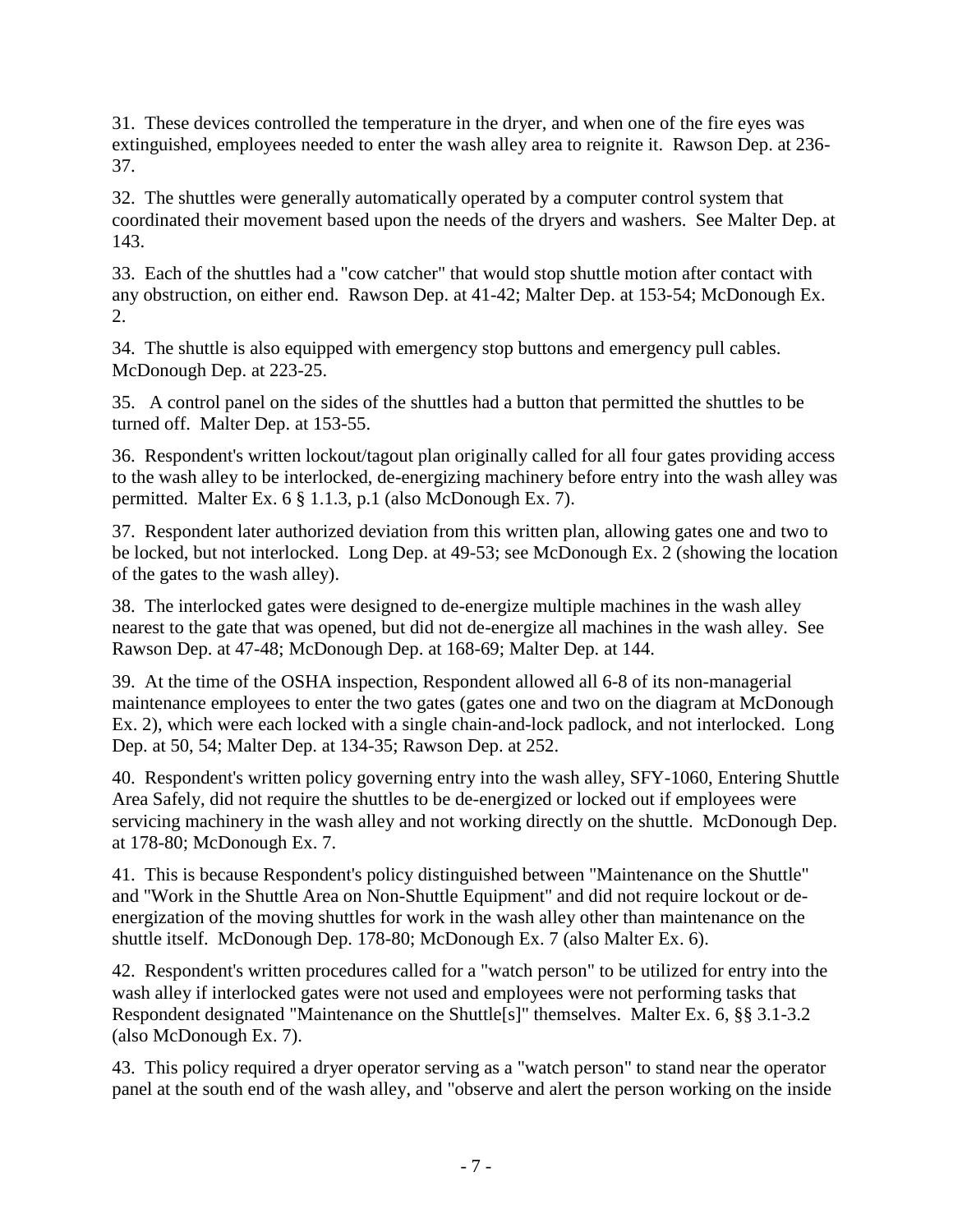31. These devices controlled the temperature in the dryer, and when one of the fire eyes was extinguished, employees needed to enter the wash alley area to reignite it. Rawson Dep. at 236-37.

32. The shuttles were generally automatically operated by a computer control system that coordinated their movement based upon the needs of the dryers and washers. See Malter Dep. at 143.

33. Each of the shuttles had a "cow catcher" that would stop shuttle motion after contact with any obstruction, on either end. Rawson Dep. at 41-42; Malter Dep. at 153-54; McDonough Ex. 2.

34. The shuttle is also equipped with emergency stop buttons and emergency pull cables. McDonough Dep. at 223-25.

35. A control panel on the sides of the shuttles had a button that permitted the shuttles to be turned off. Malter Dep. at 153-55.

36. Respondent's written lockout/tagout plan originally called for all four gates providing access to the wash alley to be interlocked, de-energizing machinery before entry into the wash alley was permitted. Malter Ex. 6 § 1.1.3, p.1 (also McDonough Ex. 7).

37. Respondent later authorized deviation from this written plan, allowing gates one and two to be locked, but not interlocked. Long Dep. at 49-53; see McDonough Ex. 2 (showing the location of the gates to the wash alley).

38. The interlocked gates were designed to de-energize multiple machines in the wash alley nearest to the gate that was opened, but did not de-energize all machines in the wash alley. See Rawson Dep. at 47-48; McDonough Dep. at 168-69; Malter Dep. at 144.

39. At the time of the OSHA inspection, Respondent allowed all 6-8 of its non-managerial maintenance employees to enter the two gates (gates one and two on the diagram at McDonough Ex. 2), which were each locked with a single chain-and-lock padlock, and not interlocked. Long Dep. at 50, 54; Malter Dep. at 134-35; Rawson Dep. at 252.

40. Respondent's written policy governing entry into the wash alley, SFY-1060, Entering Shuttle Area Safely, did not require the shuttles to be de-energized or locked out if employees were servicing machinery in the wash alley and not working directly on the shuttle. McDonough Dep. at 178-80; McDonough Ex. 7.

41. This is because Respondent's policy distinguished between "Maintenance on the Shuttle" and "Work in the Shuttle Area on Non-Shuttle Equipment" and did not require lockout or de-energization of the moving shuttles for work in the wash alley other than maintenance on the shuttle itself. McDonough Dep. 178-80; McDonough Ex. 7 (also Malter Ex. 6).

42. Respondent's written procedures called for a "watch person" to be utilized for entry into the wash alley if interlocked gates were not used and employees were not performing tasks that Respondent designated "Maintenance on the Shuttle[s]" themselves. Malter Ex. 6, §§ 3.1-3.2 (also McDonough Ex. 7).

43. This policy required a dryer operator serving as a "watch person" to stand near the operator panel at the south end of the wash alley, and "observe and alert the person working on the inside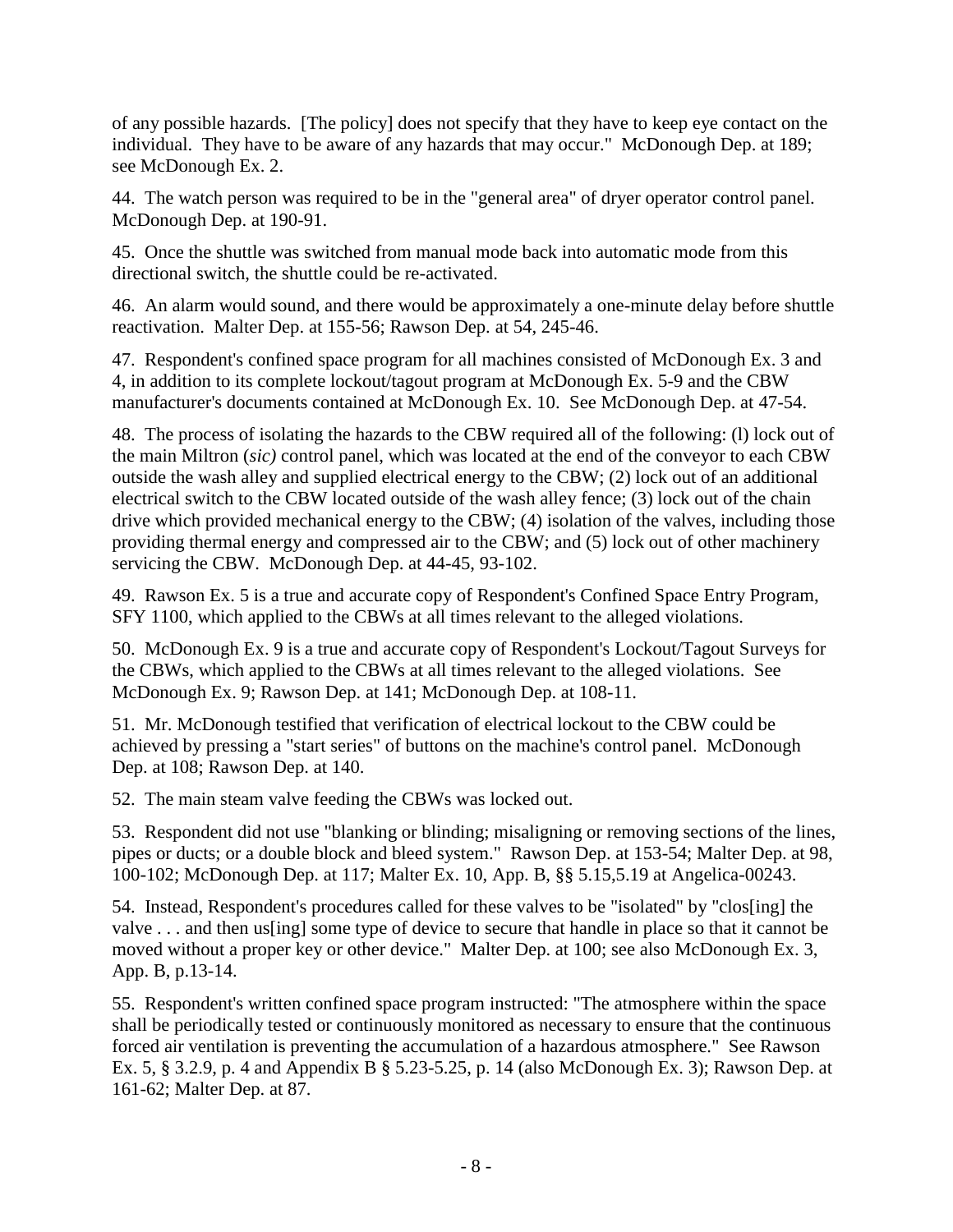of any possible hazards. [The policy] does not specify that they have to keep eye contact on the individual. They have to be aware of any hazards that may occur." McDonough Dep. at 189; see McDonough Ex. 2.

44. The watch person was required to be in the "general area" of dryer operator control panel. McDonough Dep. at 190-91.

45. Once the shuttle was switched from manual mode back into automatic mode from this directional switch, the shuttle could be re-activated.

46. An alarm would sound, and there would be approximately a one-minute delay before shuttle reactivation. Malter Dep. at 155-56; Rawson Dep. at 54, 245-46.

47. Respondent's confined space program for all machines consisted of McDonough Ex. 3 and 4, in addition to its complete lockout/tagout program at McDonough Ex. 5-9 and the CBW manufacturer's documents contained at McDonough Ex. 10. See McDonough Dep. at 47-54.

48. The process of isolating the hazards to the CBW required all of the following: (l) lock out of the main Miltron (*sic)* control panel, which was located at the end of the conveyor to each CBW outside the wash alley and supplied electrical energy to the CBW; (2) lock out of an additional electrical switch to the CBW located outside of the wash alley fence; (3) lock out of the chain drive which provided mechanical energy to the CBW; (4) isolation of the valves, including those providing thermal energy and compressed air to the CBW; and (5) lock out of other machinery servicing the CBW. McDonough Dep. at 44-45, 93-102.

49. Rawson Ex. 5 is a true and accurate copy of Respondent's Confined Space Entry Program, SFY 1100, which applied to the CBWs at all times relevant to the alleged violations.

50. McDonough Ex. 9 is a true and accurate copy of Respondent's Lockout/Tagout Surveys for the CBWs, which applied to the CBWs at all times relevant to the alleged violations. See McDonough Ex. 9; Rawson Dep. at 141; McDonough Dep. at 108-11.

51. Mr. McDonough testified that verification of electrical lockout to the CBW could be achieved by pressing a "start series" of buttons on the machine's control panel. McDonough Dep. at 108; Rawson Dep. at 140.

52. The main steam valve feeding the CBWs was locked out.

53. Respondent did not use "blanking or blinding; misaligning or removing sections of the lines, pipes or ducts; or a double block and bleed system." Rawson Dep. at 153-54; Malter Dep. at 98, 100-102; McDonough Dep. at 117; Malter Ex. 10, App. B, §§ 5.15,5.19 at Angelica-00243.

54. Instead, Respondent's procedures called for these valves to be "isolated" by "clos[ing] the valve . . . and then us[ing] some type of device to secure that handle in place so that it cannot be moved without a proper key or other device." Malter Dep. at 100; see also McDonough Ex. 3, App. B, p.13-14.

55. Respondent's written confined space program instructed: "The atmosphere within the space shall be periodically tested or continuously monitored as necessary to ensure that the continuous forced air ventilation is preventing the accumulation of a hazardous atmosphere." See Rawson Ex. 5, § 3.2.9, p. 4 and Appendix B § 5.23-5.25, p. 14 (also McDonough Ex. 3); Rawson Dep. at 161-62; Malter Dep. at 87.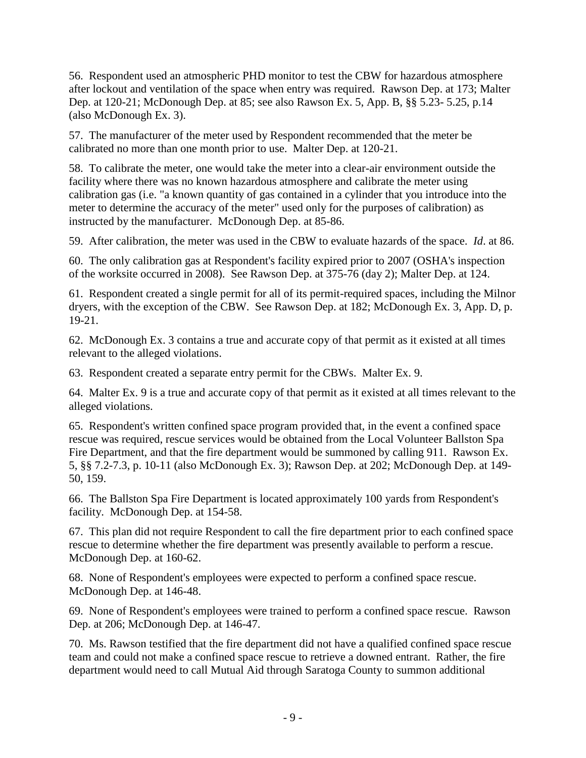56. Respondent used an atmospheric PHD monitor to test the CBW for hazardous atmosphere after lockout and ventilation of the space when entry was required. Rawson Dep. at 173; Malter Dep. at 120-21; McDonough Dep. at 85; see also Rawson Ex. 5, App. B, §§ 5.23- 5.25, p.14 (also McDonough Ex. 3).

57. The manufacturer of the meter used by Respondent recommended that the meter be calibrated no more than one month prior to use. Malter Dep. at 120-21.

58. To calibrate the meter, one would take the meter into a clear-air environment outside the facility where there was no known hazardous atmosphere and calibrate the meter using calibration gas (i.e. "a known quantity of gas contained in a cylinder that you introduce into the meter to determine the accuracy of the meter" used only for the purposes of calibration) as instructed by the manufacturer. McDonough Dep. at 85-86.

59. After calibration, the meter was used in the CBW to evaluate hazards of the space. *Id*. at 86.

60. The only calibration gas at Respondent's facility expired prior to 2007 (OSHA's inspection of the worksite occurred in 2008). See Rawson Dep. at 375-76 (day 2); Malter Dep. at 124.

61. Respondent created a single permit for all of its permit-required spaces, including the Milnor dryers, with the exception of the CBW. See Rawson Dep. at 182; McDonough Ex. 3, App. D, p. 19-21.

62. McDonough Ex. 3 contains a true and accurate copy of that permit as it existed at all times relevant to the alleged violations.

63. Respondent created a separate entry permit for the CBWs. Malter Ex. 9.

64. Malter Ex. 9 is a true and accurate copy of that permit as it existed at all times relevant to the alleged violations.

65. Respondent's written confined space program provided that, in the event a confined space rescue was required, rescue services would be obtained from the Local Volunteer Ballston Spa Fire Department, and that the fire department would be summoned by calling 911. Rawson Ex. 5, §§ 7.2-7.3, p. 10-11 (also McDonough Ex. 3); Rawson Dep. at 202; McDonough Dep. at 149-50, 159.

66. The Ballston Spa Fire Department is located approximately 100 yards from Respondent's facility. McDonough Dep. at 154-58.

67. This plan did not require Respondent to call the fire department prior to each confined space rescue to determine whether the fire department was presently available to perform a rescue. McDonough Dep. at 160-62.

68. None of Respondent's employees were expected to perform a confined space rescue. McDonough Dep. at 146-48.

69. None of Respondent's employees were trained to perform a confined space rescue. Rawson Dep. at 206; McDonough Dep. at 146-47.

70. Ms. Rawson testified that the fire department did not have a qualified confined space rescue team and could not make a confined space rescue to retrieve a downed entrant. Rather, the fire department would need to call Mutual Aid through Saratoga County to summon additional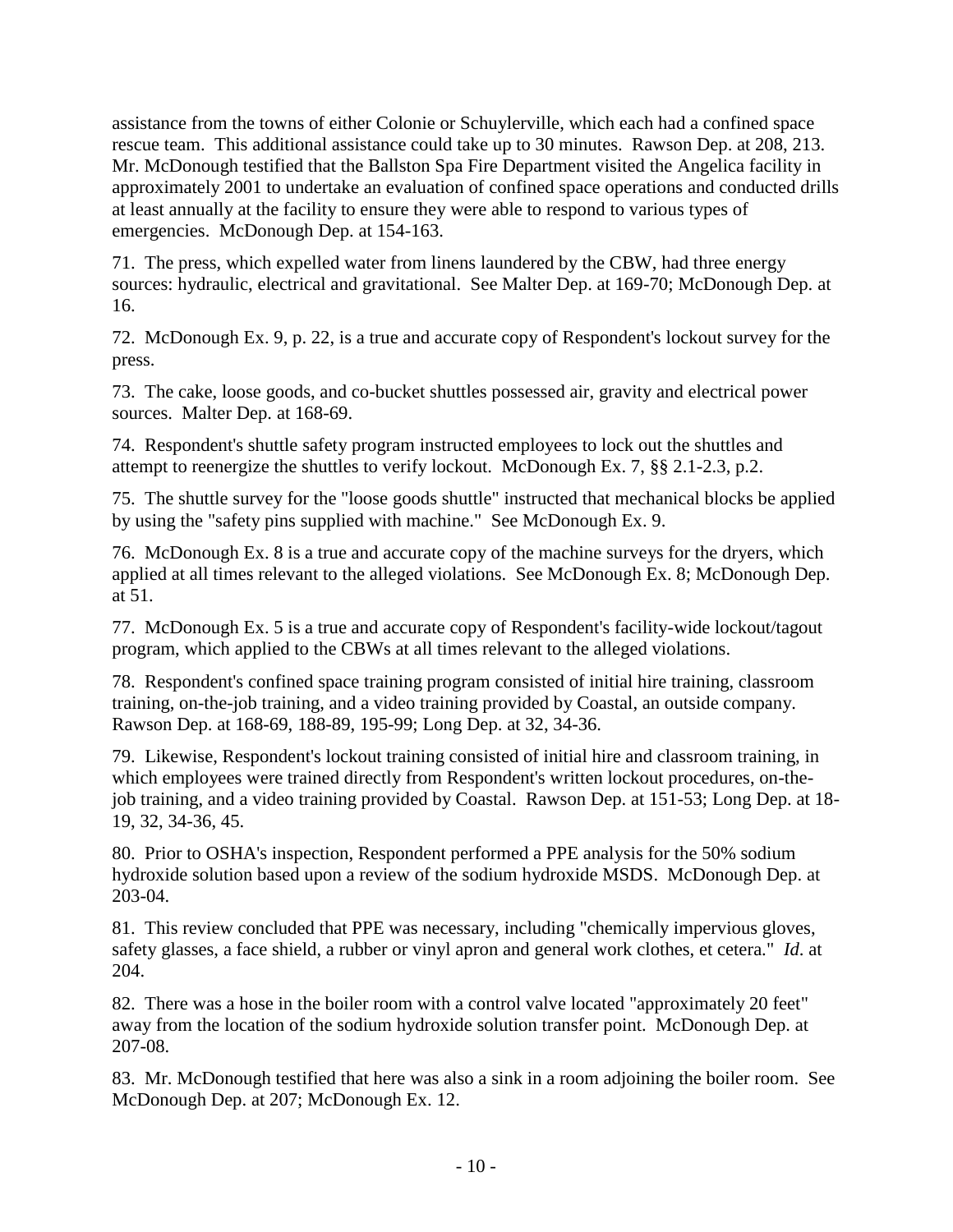assistance from the towns of either Colonie or Schuylerville, which each had a confined space rescue team. This additional assistance could take up to 30 minutes. Rawson Dep. at 208, 213. Mr. McDonough testified that the Ballston Spa Fire Department visited the Angelica facility in approximately 2001 to undertake an evaluation of confined space operations and conducted drills at least annually at the facility to ensure they were able to respond to various types of emergencies. McDonough Dep. at 154-163.

71. The press, which expelled water from linens laundered by the CBW, had three energy sources: hydraulic, electrical and gravitational. See Malter Dep. at 169-70; McDonough Dep. at 16.

72. McDonough Ex. 9, p. 22, is a true and accurate copy of Respondent's lockout survey for the press.

73. The cake, loose goods, and co-bucket shuttles possessed air, gravity and electrical power sources. Malter Dep. at 168-69.

74. Respondent's shuttle safety program instructed employees to lock out the shuttles and attempt to reenergize the shuttles to verify lockout. McDonough Ex. 7, §§ 2.1-2.3, p.2.

75. The shuttle survey for the "loose goods shuttle" instructed that mechanical blocks be applied by using the "safety pins supplied with machine." See McDonough Ex. 9.

76. McDonough Ex. 8 is a true and accurate copy of the machine surveys for the dryers, which applied at all times relevant to the alleged violations. See McDonough Ex. 8; McDonough Dep. at 51.

77. McDonough Ex. 5 is a true and accurate copy of Respondent's facility-wide lockout/tagout program, which applied to the CBWs at all times relevant to the alleged violations.

78. Respondent's confined space training program consisted of initial hire training, classroom training, on-the-job training, and a video training provided by Coastal, an outside company. Rawson Dep. at 168-69, 188-89, 195-99; Long Dep. at 32, 34-36.

79. Likewise, Respondent's lockout training consisted of initial hire and classroom training, in which employees were trained directly from Respondent's written lockout procedures, on-the-job training, and a video training provided by Coastal. Rawson Dep. at 151-53; Long Dep. at 18-19, 32, 34-36, 45.

80. Prior to OSHA's inspection, Respondent performed a PPE analysis for the 50% sodium hydroxide solution based upon a review of the sodium hydroxide MSDS. McDonough Dep. at 203-04.

81. This review concluded that PPE was necessary, including "chemically impervious gloves, safety glasses, a face shield, a rubber or vinyl apron and general work clothes, et cetera." *Id*. at 204.

82. There was a hose in the boiler room with a control valve located "approximately 20 feet" away from the location of the sodium hydroxide solution transfer point. McDonough Dep. at 207-08.

83. Mr. McDonough testified that here was also a sink in a room adjoining the boiler room. See McDonough Dep. at 207; McDonough Ex. 12.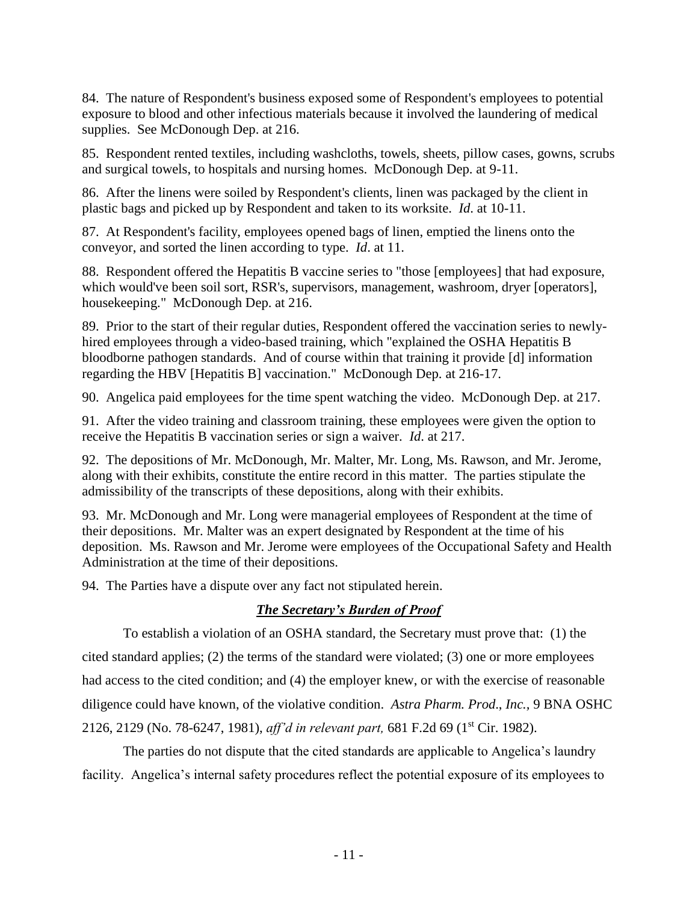84. The nature of Respondent's business exposed some of Respondent's employees to potential exposure to blood and other infectious materials because it involved the laundering of medical supplies. See McDonough Dep. at 216.

85. Respondent rented textiles, including washcloths, towels, sheets, pillow cases, gowns, scrubs and surgical towels, to hospitals and nursing homes. McDonough Dep. at 9-11.

86. After the linens were soiled by Respondent's clients, linen was packaged by the client in plastic bags and picked up by Respondent and taken to its worksite. *Id*. at 10-11.

87. At Respondent's facility, employees opened bags of linen, emptied the linens onto the conveyor, and sorted the linen according to type. *Id*. at 11.

88. Respondent offered the Hepatitis B vaccine series to "those [employees] that had exposure, which would've been soil sort, RSR's, supervisors, management, washroom, dryer [operators], housekeeping." McDonough Dep. at 216.

89. Prior to the start of their regular duties, Respondent offered the vaccination series to newly-hired employees through a video-based training, which "explained the OSHA Hepatitis B bloodborne pathogen standards. And of course within that training it provide [d] information regarding the HBV [Hepatitis B] vaccination." McDonough Dep. at 216-17.

90. Angelica paid employees for the time spent watching the video. McDonough Dep. at 217.

91. After the video training and classroom training, these employees were given the option to receive the Hepatitis B vaccination series or sign a waiver. *Id*. at 217.

92. The depositions of Mr. McDonough, Mr. Malter, Mr. Long, Ms. Rawson, and Mr. Jerome, along with their exhibits, constitute the entire record in this matter. The parties stipulate the admissibility of the transcripts of these depositions, along with their exhibits.

93. Mr. McDonough and Mr. Long were managerial employees of Respondent at the time of their depositions. Mr. Malter was an expert designated by Respondent at the time of his deposition. Ms. Rawson and Mr. Jerome were employees of the Occupational Safety and Health Administration at the time of their depositions.

94. The Parties have a dispute over any fact not stipulated herein.

## ***The Secretary's Burden of Proof***

To establish a violation of an OSHA standard, the Secretary must prove that: (1) the cited standard applies; (2) the terms of the standard were violated; (3) one or more employees had access to the cited condition; and (4) the employer knew, or with the exercise of reasonable diligence could have known, of the violative condition. *Astra Pharm. Prod., Inc.,* 9 BNA OSHC 2126, 2129 (No. 78-6247, 1981), *aff'd in relevant part,* 681 F.2d 69 (1st Cir. 1982).

The parties do not dispute that the cited standards are applicable to Angelica's laundry facility. Angelica's internal safety procedures reflect the potential exposure of its employees to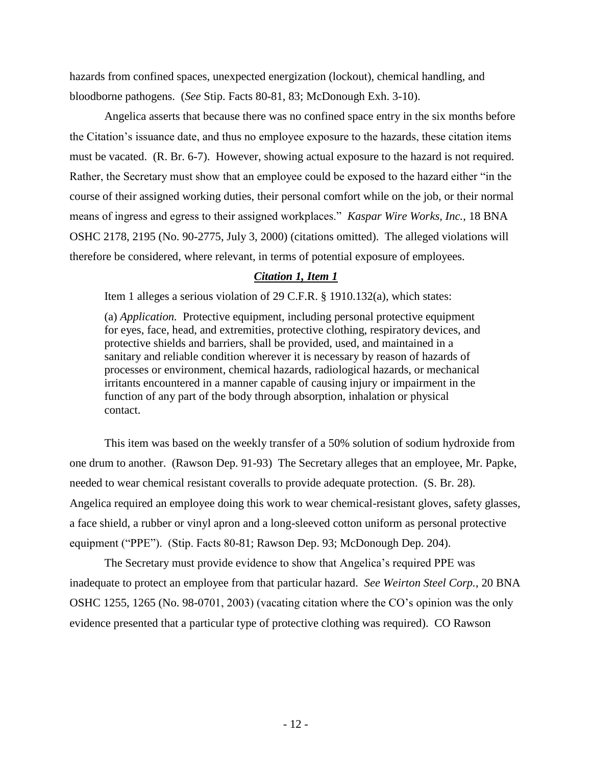hazards from confined spaces, unexpected energization (lockout), chemical handling, and bloodborne pathogens. (*See* Stip. Facts 80-81, 83; McDonough Exh. 3-10).

Angelica asserts that because there was no confined space entry in the six months before the Citation's issuance date, and thus no employee exposure to the hazards, these citation items must be vacated. (R. Br. 6-7). However, showing actual exposure to the hazard is not required. Rather, the Secretary must show that an employee could be exposed to the hazard either "in the course of their assigned working duties, their personal comfort while on the job, or their normal means of ingress and egress to their assigned workplaces." *Kaspar Wire Works, Inc.*, 18 BNA OSHC 2178, 2195 (No. 90-2775, July 3, 2000) (citations omitted). The alleged violations will therefore be considered, where relevant, in terms of potential exposure of employees.

### ***Citation 1, Item 1***

Item 1 alleges a serious violation of 29 C.F.R. § 1910.132(a), which states:

> (a) *Application.* Protective equipment, including personal protective equipment for eyes, face, head, and extremities, protective clothing, respiratory devices, and protective shields and barriers, shall be provided, used, and maintained in a sanitary and reliable condition wherever it is necessary by reason of hazards of processes or environment, chemical hazards, radiological hazards, or mechanical irritants encountered in a manner capable of causing injury or impairment in the function of any part of the body through absorption, inhalation or physical contact.

This item was based on the weekly transfer of a 50% solution of sodium hydroxide from one drum to another. (Rawson Dep. 91-93) The Secretary alleges that an employee, Mr. Papke, needed to wear chemical resistant coveralls to provide adequate protection. (S. Br. 28). Angelica required an employee doing this work to wear chemical-resistant gloves, safety glasses, a face shield, a rubber or vinyl apron and a long-sleeved cotton uniform as personal protective equipment ("PPE"). (Stip. Facts 80-81; Rawson Dep. 93; McDonough Dep. 204).

The Secretary must provide evidence to show that Angelica's required PPE was inadequate to protect an employee from that particular hazard. *See Weirton Steel Corp.*, 20 BNA OSHC 1255, 1265 (No. 98-0701, 2003) (vacating citation where the CO's opinion was the only evidence presented that a particular type of protective clothing was required). CO Rawson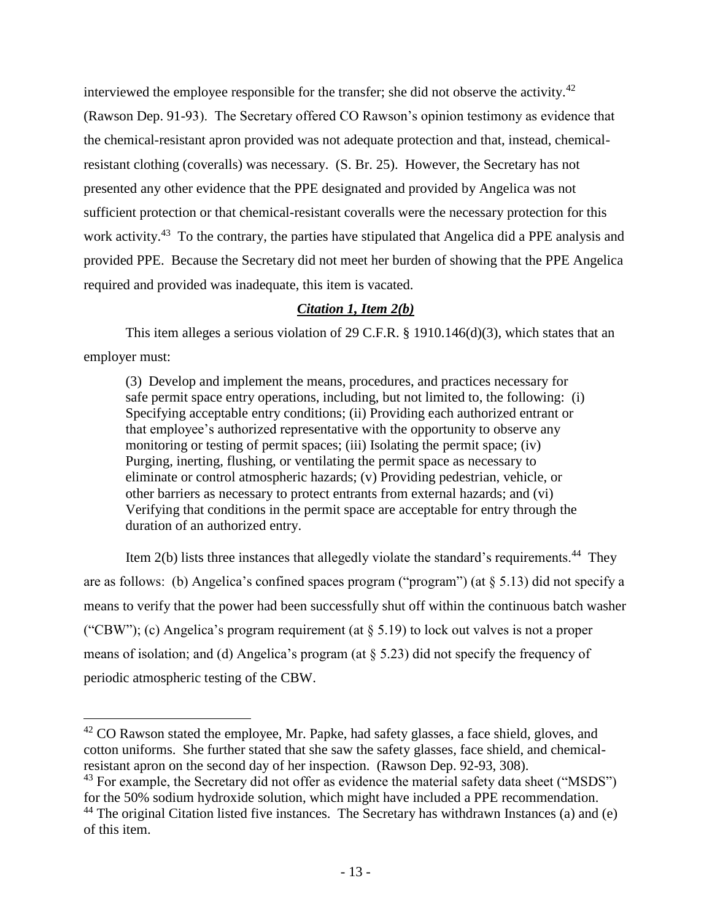interviewed the employee responsible for the transfer; she did not observe the activity.[42] (Rawson Dep. 91-93). The Secretary offered CO Rawson's opinion testimony as evidence that the chemical-resistant apron provided was not adequate protection and that, instead, chemical-resistant clothing (coveralls) was necessary. (S. Br. 25). However, the Secretary has not presented any other evidence that the PPE designated and provided by Angelica was not sufficient protection or that chemical-resistant coveralls were the necessary protection for this work activity.[43] To the contrary, the parties have stipulated that Angelica did a PPE analysis and provided PPE. Because the Secretary did not meet her burden of showing that the PPE Angelica required and provided was inadequate, this item is vacated.

### *Citation 1, Item 2(b)*

This item alleges a serious violation of 29 C.F.R. § 1910.146(d)(3), which states that an employer must:

> (3) Develop and implement the means, procedures, and practices necessary for safe permit space entry operations, including, but not limited to, the following: (i) Specifying acceptable entry conditions; (ii) Providing each authorized entrant or that employee's authorized representative with the opportunity to observe any monitoring or testing of permit spaces; (iii) Isolating the permit space; (iv) Purging, inerting, flushing, or ventilating the permit space as necessary to eliminate or control atmospheric hazards; (v) Providing pedestrian, vehicle, or other barriers as necessary to protect entrants from external hazards; and (vi) Verifying that conditions in the permit space are acceptable for entry through the duration of an authorized entry.

Item 2(b) lists three instances that allegedly violate the standard's requirements.[44] They are as follows: (b) Angelica's confined spaces program ("program") (at § 5.13) did not specify a means to verify that the power had been successfully shut off within the continuous batch washer ("CBW"); (c) Angelica's program requirement (at § 5.19) to lock out valves is not a proper means of isolation; and (d) Angelica's program (at § 5.23) did not specify the frequency of periodic atmospheric testing of the CBW.

---

[42] CO Rawson stated the employee, Mr. Papke, had safety glasses, a face shield, gloves, and cotton uniforms. She further stated that she saw the safety glasses, face shield, and chemical-resistant apron on the second day of her inspection. (Rawson Dep. 92-93, 308).

[43] For example, the Secretary did not offer as evidence the material safety data sheet ("MSDS") for the 50% sodium hydroxide solution, which might have included a PPE recommendation.

[44] The original Citation listed five instances. The Secretary has withdrawn Instances (a) and (e) of this item.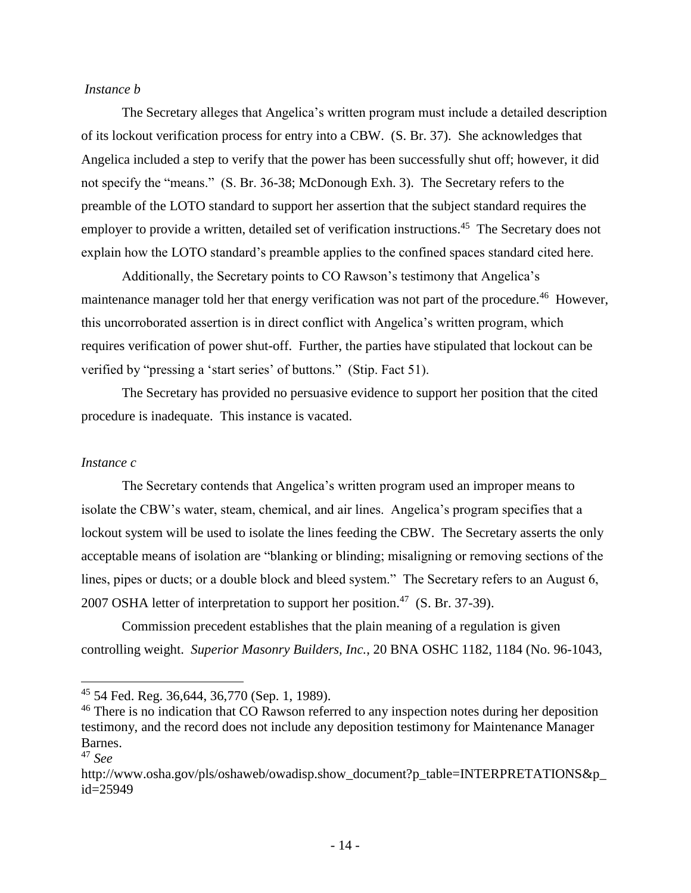*Instance b*

The Secretary alleges that Angelica's written program must include a detailed description of its lockout verification process for entry into a CBW. (S. Br. 37). She acknowledges that Angelica included a step to verify that the power has been successfully shut off; however, it did not specify the "means." (S. Br. 36-38; McDonough Exh. 3). The Secretary refers to the preamble of the LOTO standard to support her assertion that the subject standard requires the employer to provide a written, detailed set of verification instructions.[45] The Secretary does not explain how the LOTO standard's preamble applies to the confined spaces standard cited here.

Additionally, the Secretary points to CO Rawson's testimony that Angelica's maintenance manager told her that energy verification was not part of the procedure.[46] However, this uncorroborated assertion is in direct conflict with Angelica's written program, which requires verification of power shut-off. Further, the parties have stipulated that lockout can be verified by "pressing a 'start series' of buttons." (Stip. Fact 51).

The Secretary has provided no persuasive evidence to support her position that the cited procedure is inadequate. This instance is vacated.

*Instance c*

The Secretary contends that Angelica's written program used an improper means to isolate the CBW's water, steam, chemical, and air lines. Angelica's program specifies that a lockout system will be used to isolate the lines feeding the CBW. The Secretary asserts the only acceptable means of isolation are "blanking or blinding; misaligning or removing sections of the lines, pipes or ducts; or a double block and bleed system." The Secretary refers to an August 6, 2007 OSHA letter of interpretation to support her position.[47] (S. Br. 37-39).

Commission precedent establishes that the plain meaning of a regulation is given controlling weight. *Superior Masonry Builders, Inc.*, 20 BNA OSHC 1182, 1184 (No. 96-1043,

---

[45] 54 Fed. Reg. 36,644, 36,770 (Sep. 1, 1989).

[46] There is no indication that CO Rawson referred to any inspection notes during her deposition testimony, and the record does not include any deposition testimony for Maintenance Manager Barnes.

[47] *See* http://www.osha.gov/pls/oshaweb/owadisp.show_document?p_table=INTERPRETATIONS&p_id=25949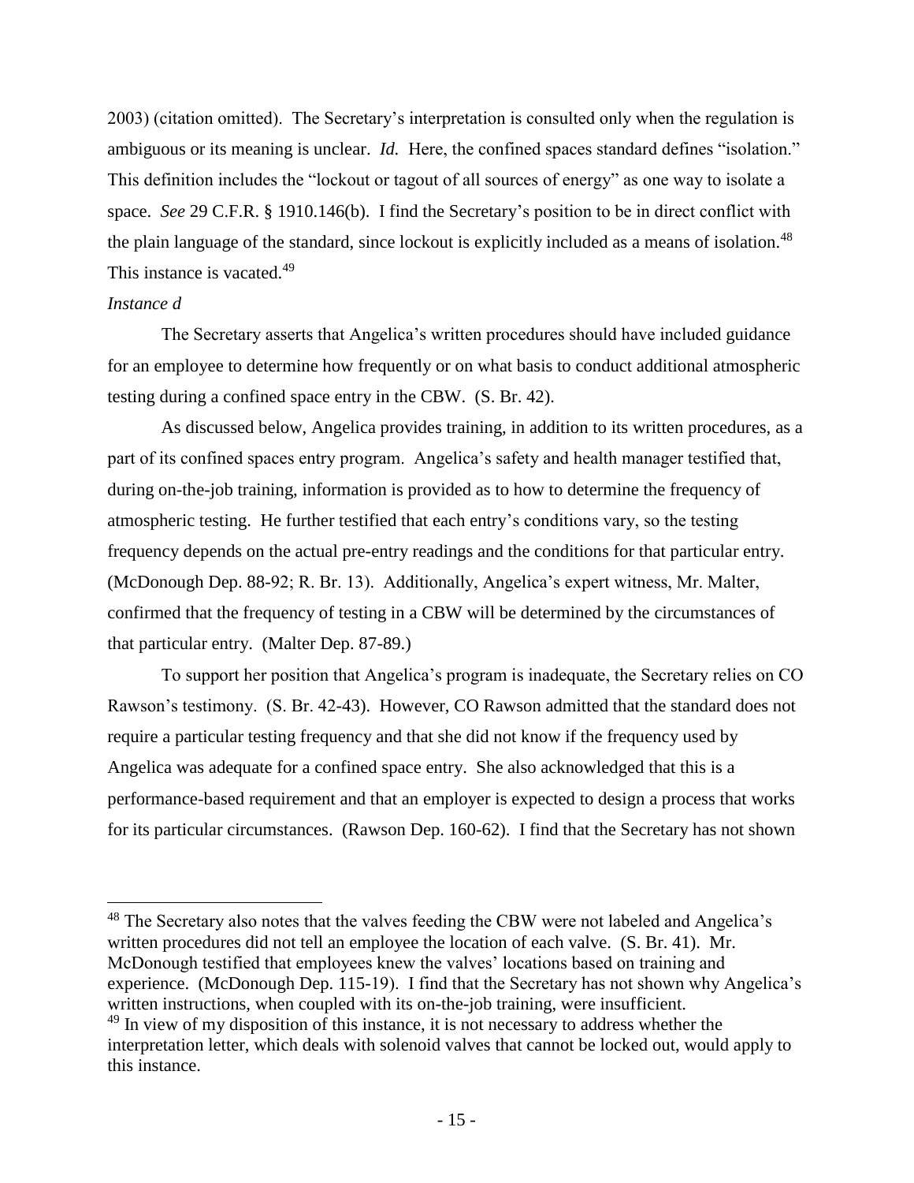2003) (citation omitted). The Secretary's interpretation is consulted only when the regulation is ambiguous or its meaning is unclear. *Id.* Here, the confined spaces standard defines "isolation." This definition includes the "lockout or tagout of all sources of energy" as one way to isolate a space. *See* 29 C.F.R. § 1910.146(b). I find the Secretary's position to be in direct conflict with the plain language of the standard, since lockout is explicitly included as a means of isolation.[48] This instance is vacated.[49]

*Instance d*

The Secretary asserts that Angelica's written procedures should have included guidance for an employee to determine how frequently or on what basis to conduct additional atmospheric testing during a confined space entry in the CBW. (S. Br. 42).

As discussed below, Angelica provides training, in addition to its written procedures, as a part of its confined spaces entry program. Angelica's safety and health manager testified that, during on-the-job training, information is provided as to how to determine the frequency of atmospheric testing. He further testified that each entry's conditions vary, so the testing frequency depends on the actual pre-entry readings and the conditions for that particular entry. (McDonough Dep. 88-92; R. Br. 13). Additionally, Angelica's expert witness, Mr. Malter, confirmed that the frequency of testing in a CBW will be determined by the circumstances of that particular entry. (Malter Dep. 87-89.)

To support her position that Angelica's program is inadequate, the Secretary relies on CO Rawson's testimony. (S. Br. 42-43). However, CO Rawson admitted that the standard does not require a particular testing frequency and that she did not know if the frequency used by Angelica was adequate for a confined space entry. She also acknowledged that this is a performance-based requirement and that an employer is expected to design a process that works for its particular circumstances. (Rawson Dep. 160-62). I find that the Secretary has not shown

---

[48] The Secretary also notes that the valves feeding the CBW were not labeled and Angelica's written procedures did not tell an employee the location of each valve. (S. Br. 41). Mr. McDonough testified that employees knew the valves' locations based on training and experience. (McDonough Dep. 115-19). I find that the Secretary has not shown why Angelica's written instructions, when coupled with its on-the-job training, were insufficient.

[49] In view of my disposition of this instance, it is not necessary to address whether the interpretation letter, which deals with solenoid valves that cannot be locked out, would apply to this instance.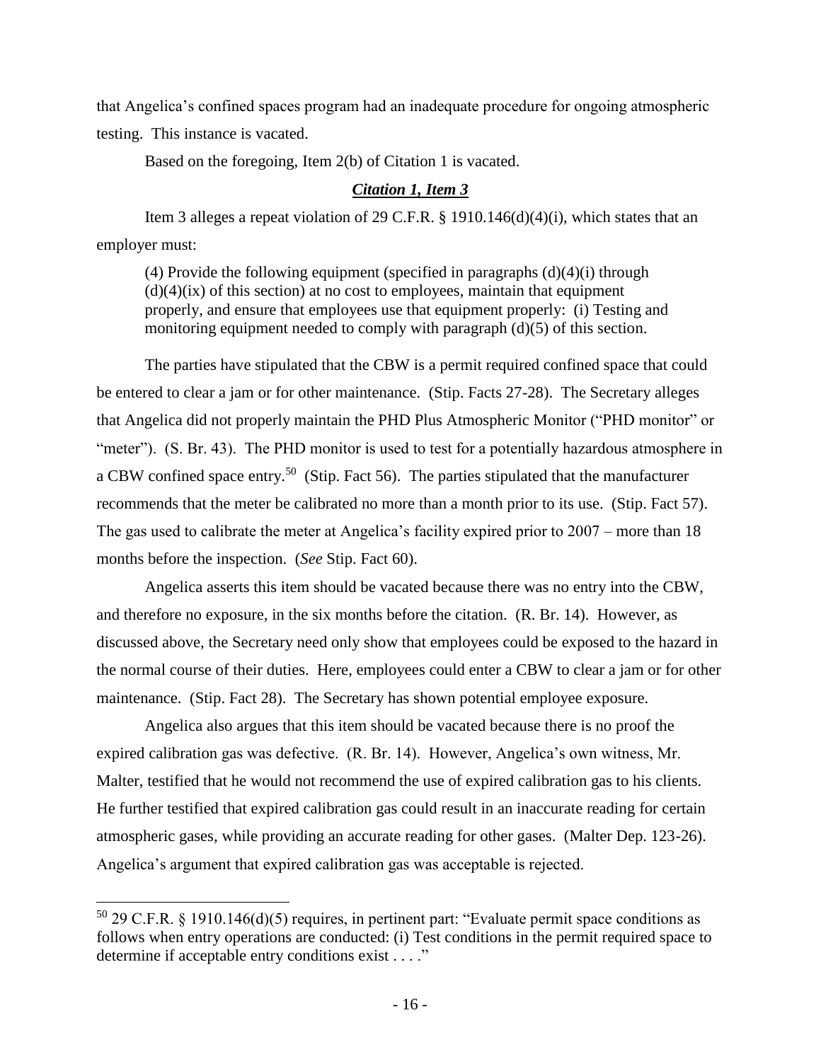that Angelica's confined spaces program had an inadequate procedure for ongoing atmospheric testing. This instance is vacated.

Based on the foregoing, Item 2(b) of Citation 1 is vacated.

### ***Citation 1, Item 3***

Item 3 alleges a repeat violation of 29 C.F.R. § 1910.146(d)(4)(i), which states that an employer must:

> (4) Provide the following equipment (specified in paragraphs (d)(4)(i) through (d)(4)(ix) of this section) at no cost to employees, maintain that equipment properly, and ensure that employees use that equipment properly: (i) Testing and monitoring equipment needed to comply with paragraph (d)(5) of this section.

The parties have stipulated that the CBW is a permit required confined space that could be entered to clear a jam or for other maintenance. (Stip. Facts 27-28). The Secretary alleges that Angelica did not properly maintain the PHD Plus Atmospheric Monitor ("PHD monitor" or "meter"). (S. Br. 43). The PHD monitor is used to test for a potentially hazardous atmosphere in a CBW confined space entry.[50] (Stip. Fact 56). The parties stipulated that the manufacturer recommends that the meter be calibrated no more than a month prior to its use. (Stip. Fact 57). The gas used to calibrate the meter at Angelica's facility expired prior to 2007 – more than 18 months before the inspection. (*See* Stip. Fact 60).

Angelica asserts this item should be vacated because there was no entry into the CBW, and therefore no exposure, in the six months before the citation. (R. Br. 14). However, as discussed above, the Secretary need only show that employees could be exposed to the hazard in the normal course of their duties. Here, employees could enter a CBW to clear a jam or for other maintenance. (Stip. Fact 28). The Secretary has shown potential employee exposure.

Angelica also argues that this item should be vacated because there is no proof the expired calibration gas was defective. (R. Br. 14). However, Angelica's own witness, Mr. Malter, testified that he would not recommend the use of expired calibration gas to his clients. He further testified that expired calibration gas could result in an inaccurate reading for certain atmospheric gases, while providing an accurate reading for other gases. (Malter Dep. 123-26). Angelica's argument that expired calibration gas was acceptable is rejected.

---

[50] 29 C.F.R. § 1910.146(d)(5) requires, in pertinent part: "Evaluate permit space conditions as follows when entry operations are conducted: (i) Test conditions in the permit required space to determine if acceptable entry conditions exist . . . ."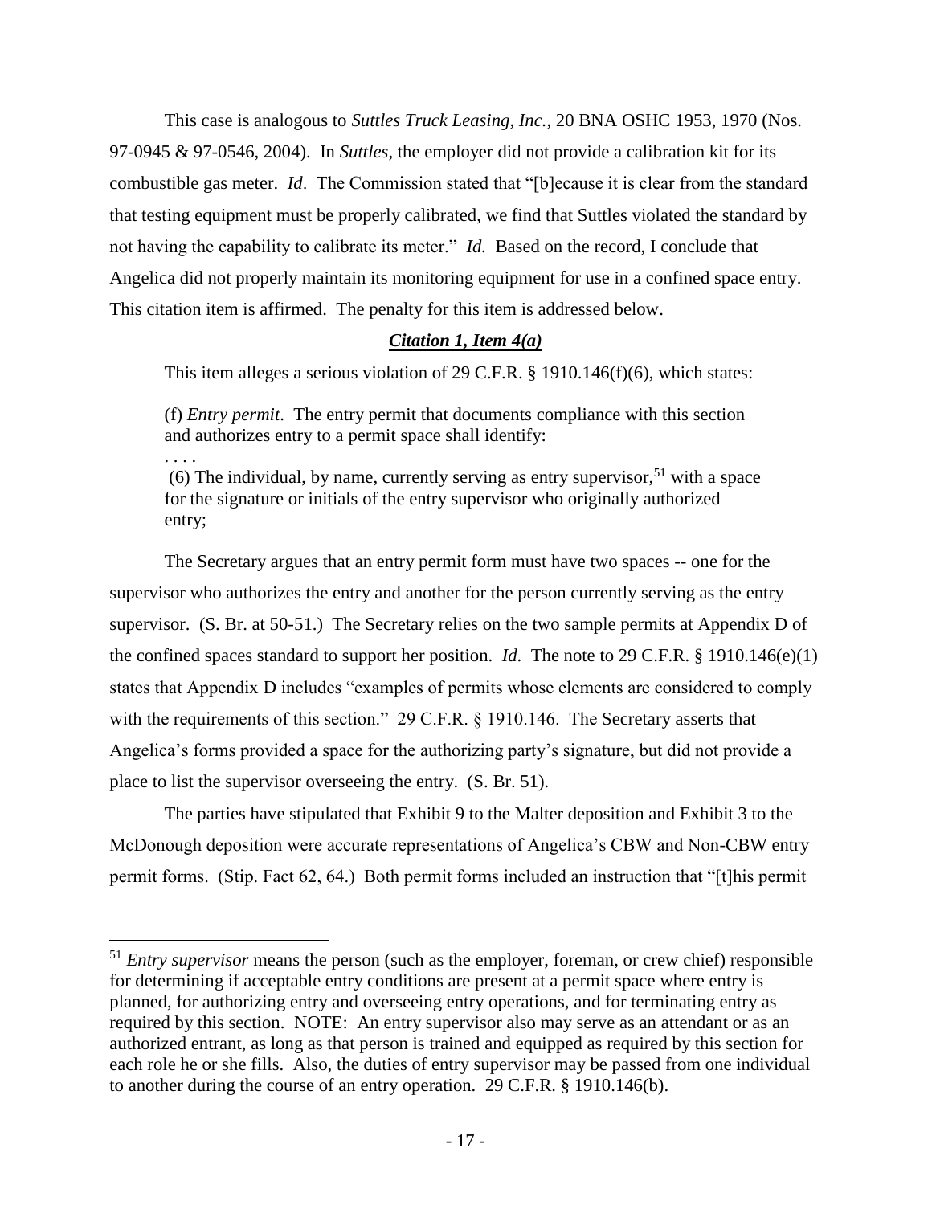This case is analogous to *Suttles Truck Leasing, Inc.*, 20 BNA OSHC 1953, 1970 (Nos. 97-0945 & 97-0546, 2004). In *Suttles*, the employer did not provide a calibration kit for its combustible gas meter. *Id*. The Commission stated that "[b]ecause it is clear from the standard that testing equipment must be properly calibrated, we find that Suttles violated the standard by not having the capability to calibrate its meter." *Id.* Based on the record, I conclude that Angelica did not properly maintain its monitoring equipment for use in a confined space entry. This citation item is affirmed. The penalty for this item is addressed below.

### ***Citation 1, Item 4(a)***

This item alleges a serious violation of 29 C.F.R. § 1910.146(f)(6), which states:

> (f) *Entry permit*. The entry permit that documents compliance with this section and authorizes entry to a permit space shall identify:
>
> . . . .
>
> (6) The individual, by name, currently serving as entry supervisor,[51] with a space for the signature or initials of the entry supervisor who originally authorized entry;

The Secretary argues that an entry permit form must have two spaces -- one for the supervisor who authorizes the entry and another for the person currently serving as the entry supervisor. (S. Br. at 50-51.) The Secretary relies on the two sample permits at Appendix D of the confined spaces standard to support her position. *Id.* The note to 29 C.F.R. § 1910.146(e)(1) states that Appendix D includes "examples of permits whose elements are considered to comply with the requirements of this section." 29 C.F.R. § 1910.146. The Secretary asserts that Angelica's forms provided a space for the authorizing party's signature, but did not provide a place to list the supervisor overseeing the entry. (S. Br. 51).

The parties have stipulated that Exhibit 9 to the Malter deposition and Exhibit 3 to the McDonough deposition were accurate representations of Angelica's CBW and Non-CBW entry permit forms. (Stip. Fact 62, 64.) Both permit forms included an instruction that "[t]his permit

---

[51] *Entry supervisor* means the person (such as the employer, foreman, or crew chief) responsible for determining if acceptable entry conditions are present at a permit space where entry is planned, for authorizing entry and overseeing entry operations, and for terminating entry as required by this section. NOTE: An entry supervisor also may serve as an attendant or as an authorized entrant, as long as that person is trained and equipped as required by this section for each role he or she fills. Also, the duties of entry supervisor may be passed from one individual to another during the course of an entry operation. 29 C.F.R. § 1910.146(b).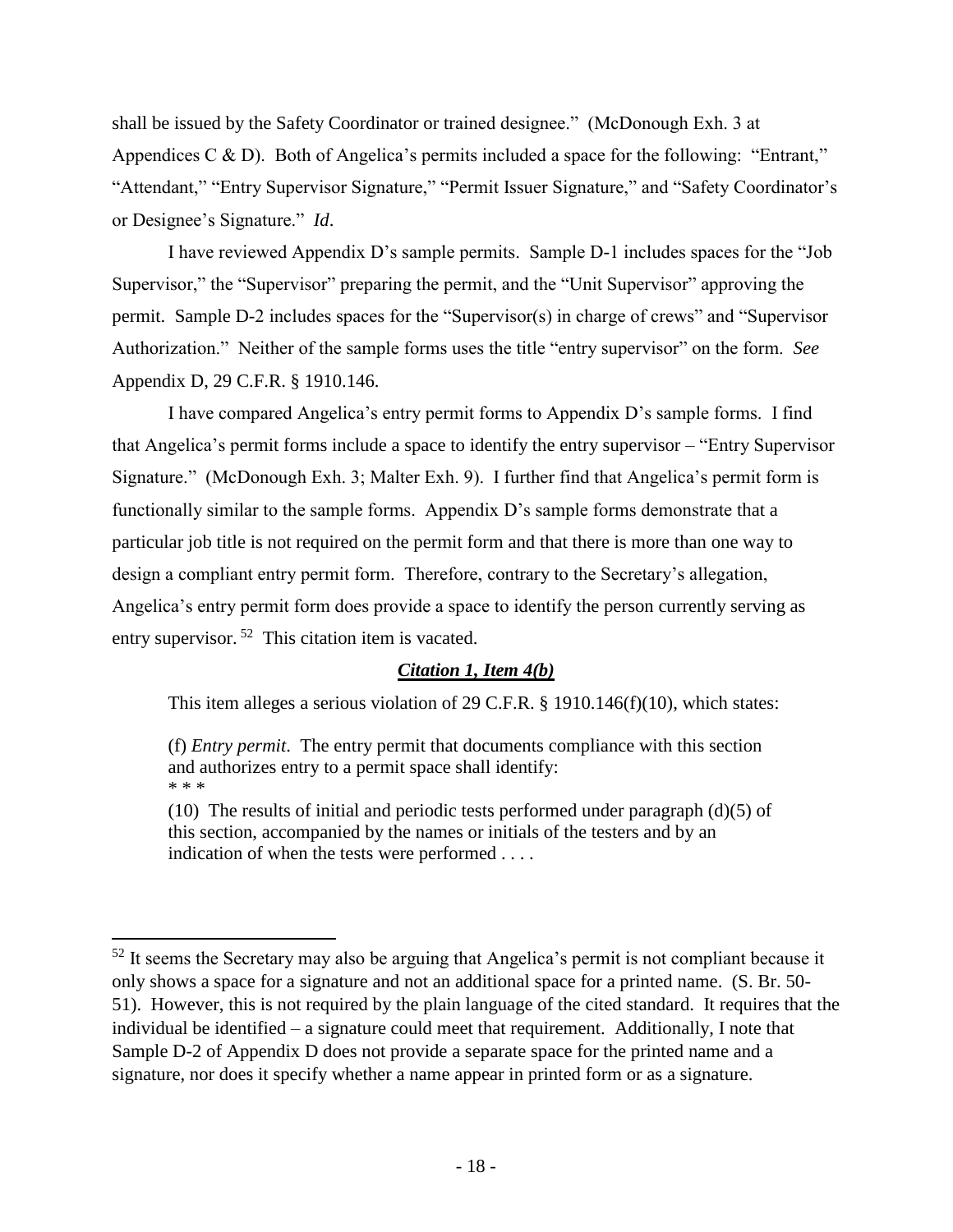shall be issued by the Safety Coordinator or trained designee." (McDonough Exh. 3 at Appendices C & D). Both of Angelica's permits included a space for the following: "Entrant," "Attendant," "Entry Supervisor Signature," "Permit Issuer Signature," and "Safety Coordinator's or Designee's Signature." *Id*.

I have reviewed Appendix D's sample permits. Sample D-1 includes spaces for the "Job Supervisor," the "Supervisor" preparing the permit, and the "Unit Supervisor" approving the permit. Sample D-2 includes spaces for the "Supervisor(s) in charge of crews" and "Supervisor Authorization." Neither of the sample forms uses the title "entry supervisor" on the form. *See* Appendix D, 29 C.F.R. § 1910.146.

I have compared Angelica's entry permit forms to Appendix D's sample forms. I find that Angelica's permit forms include a space to identify the entry supervisor – "Entry Supervisor Signature." (McDonough Exh. 3; Malter Exh. 9). I further find that Angelica's permit form is functionally similar to the sample forms. Appendix D's sample forms demonstrate that a particular job title is not required on the permit form and that there is more than one way to design a compliant entry permit form. Therefore, contrary to the Secretary's allegation, Angelica's entry permit form does provide a space to identify the person currently serving as entry supervisor.[52] This citation item is vacated.

## *Citation 1, Item 4(b)*

This item alleges a serious violation of 29 C.F.R. § 1910.146(f)(10), which states:

> (f) *Entry permit*. The entry permit that documents compliance with this section and authorizes entry to a permit space shall identify:
> * * *
> (10) The results of initial and periodic tests performed under paragraph (d)(5) of this section, accompanied by the names or initials of the testers and by an indication of when the tests were performed . . . .

---

[52] It seems the Secretary may also be arguing that Angelica's permit is not compliant because it only shows a space for a signature and not an additional space for a printed name. (S. Br. 50-51). However, this is not required by the plain language of the cited standard. It requires that the individual be identified – a signature could meet that requirement. Additionally, I note that Sample D-2 of Appendix D does not provide a separate space for the printed name and a signature, nor does it specify whether a name appear in printed form or as a signature.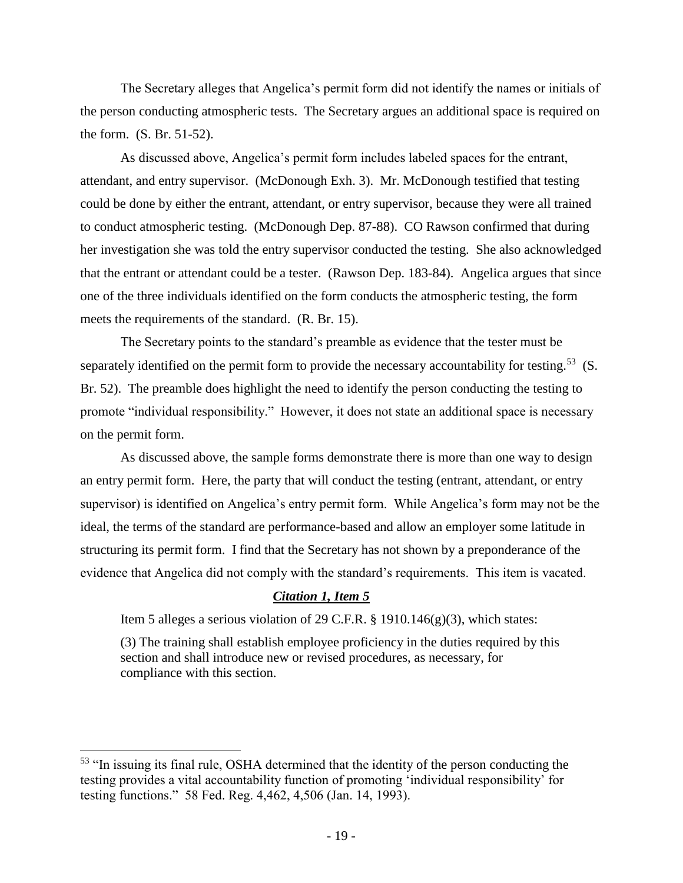The Secretary alleges that Angelica's permit form did not identify the names or initials of the person conducting atmospheric tests. The Secretary argues an additional space is required on the form. (S. Br. 51-52).

As discussed above, Angelica's permit form includes labeled spaces for the entrant, attendant, and entry supervisor. (McDonough Exh. 3). Mr. McDonough testified that testing could be done by either the entrant, attendant, or entry supervisor, because they were all trained to conduct atmospheric testing. (McDonough Dep. 87-88). CO Rawson confirmed that during her investigation she was told the entry supervisor conducted the testing. She also acknowledged that the entrant or attendant could be a tester. (Rawson Dep. 183-84). Angelica argues that since one of the three individuals identified on the form conducts the atmospheric testing, the form meets the requirements of the standard. (R. Br. 15).

The Secretary points to the standard's preamble as evidence that the tester must be separately identified on the permit form to provide the necessary accountability for testing.[53] (S. Br. 52). The preamble does highlight the need to identify the person conducting the testing to promote "individual responsibility." However, it does not state an additional space is necessary on the permit form.

As discussed above, the sample forms demonstrate there is more than one way to design an entry permit form. Here, the party that will conduct the testing (entrant, attendant, or entry supervisor) is identified on Angelica's entry permit form. While Angelica's form may not be the ideal, the terms of the standard are performance-based and allow an employer some latitude in structuring its permit form. I find that the Secretary has not shown by a preponderance of the evidence that Angelica did not comply with the standard's requirements. This item is vacated.

### ***Citation 1, Item 5***

Item 5 alleges a serious violation of 29 C.F.R. § 1910.146(g)(3), which states:

> (3) The training shall establish employee proficiency in the duties required by this section and shall introduce new or revised procedures, as necessary, for compliance with this section.

---

[53] "In issuing its final rule, OSHA determined that the identity of the person conducting the testing provides a vital accountability function of promoting 'individual responsibility' for testing functions." 58 Fed. Reg. 4,462, 4,506 (Jan. 14, 1993).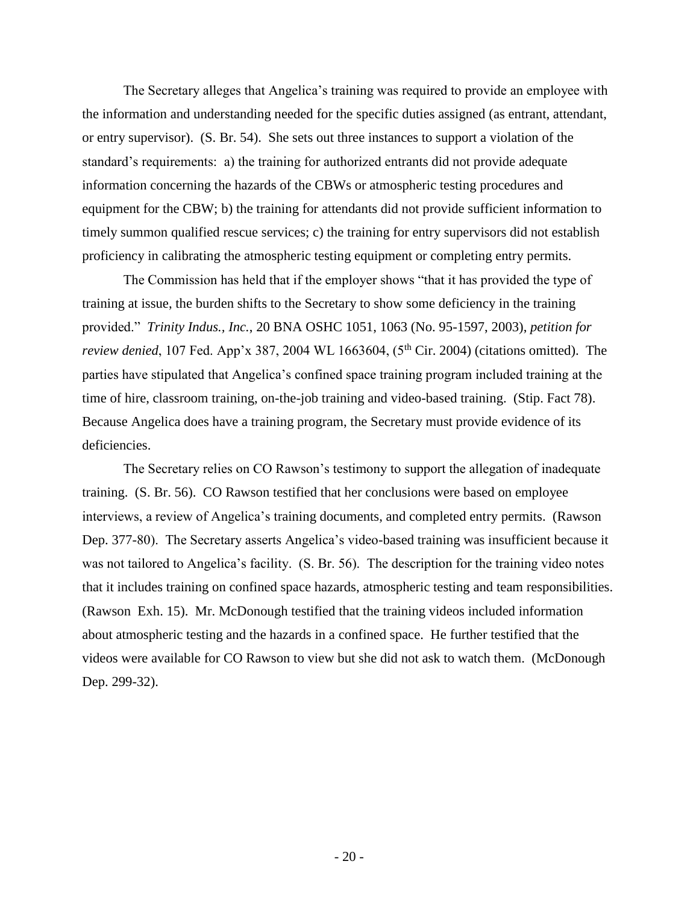The Secretary alleges that Angelica's training was required to provide an employee with the information and understanding needed for the specific duties assigned (as entrant, attendant, or entry supervisor). (S. Br. 54). She sets out three instances to support a violation of the standard's requirements: a) the training for authorized entrants did not provide adequate information concerning the hazards of the CBWs or atmospheric testing procedures and equipment for the CBW; b) the training for attendants did not provide sufficient information to timely summon qualified rescue services; c) the training for entry supervisors did not establish proficiency in calibrating the atmospheric testing equipment or completing entry permits.

The Commission has held that if the employer shows "that it has provided the type of training at issue, the burden shifts to the Secretary to show some deficiency in the training provided." *Trinity Indus., Inc.*, 20 BNA OSHC 1051, 1063 (No. 95-1597, 2003), *petition for review denied*, 107 Fed. App'x 387, 2004 WL 1663604, (5th Cir. 2004) (citations omitted). The parties have stipulated that Angelica's confined space training program included training at the time of hire, classroom training, on-the-job training and video-based training. (Stip. Fact 78). Because Angelica does have a training program, the Secretary must provide evidence of its deficiencies.

The Secretary relies on CO Rawson's testimony to support the allegation of inadequate training. (S. Br. 56). CO Rawson testified that her conclusions were based on employee interviews, a review of Angelica's training documents, and completed entry permits. (Rawson Dep. 377-80). The Secretary asserts Angelica's video-based training was insufficient because it was not tailored to Angelica's facility. (S. Br. 56). The description for the training video notes that it includes training on confined space hazards, atmospheric testing and team responsibilities. (Rawson Exh. 15). Mr. McDonough testified that the training videos included information about atmospheric testing and the hazards in a confined space. He further testified that the videos were available for CO Rawson to view but she did not ask to watch them. (McDonough Dep. 299-32).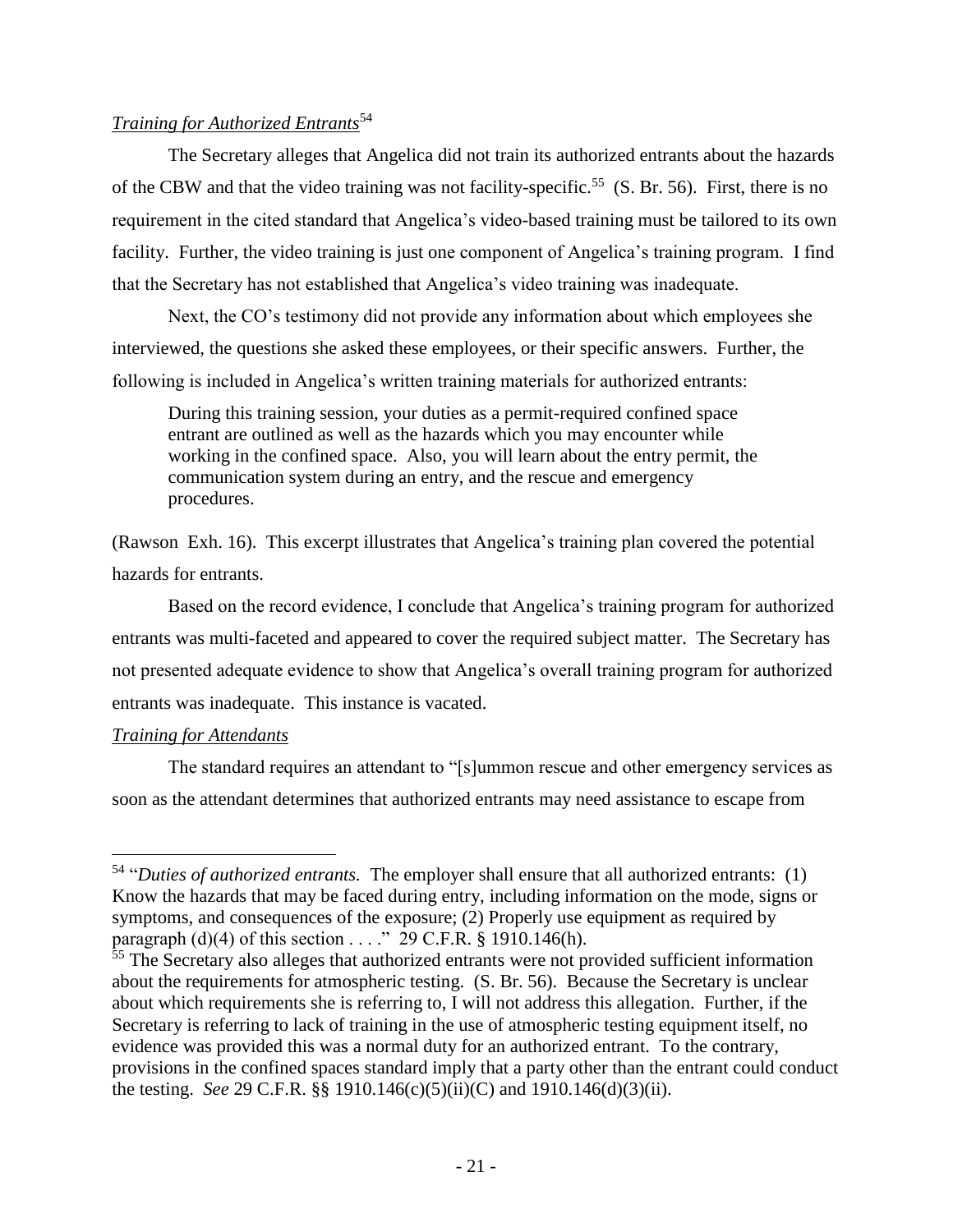*Training for Authorized Entrants*[54]

The Secretary alleges that Angelica did not train its authorized entrants about the hazards of the CBW and that the video training was not facility-specific.[55] (S. Br. 56). First, there is no requirement in the cited standard that Angelica's video-based training must be tailored to its own facility. Further, the video training is just one component of Angelica's training program. I find that the Secretary has not established that Angelica's video training was inadequate.

Next, the CO's testimony did not provide any information about which employees she interviewed, the questions she asked these employees, or their specific answers. Further, the following is included in Angelica's written training materials for authorized entrants:

> During this training session, your duties as a permit-required confined space entrant are outlined as well as the hazards which you may encounter while working in the confined space. Also, you will learn about the entry permit, the communication system during an entry, and the rescue and emergency procedures.

(Rawson Exh. 16). This excerpt illustrates that Angelica's training plan covered the potential hazards for entrants.

Based on the record evidence, I conclude that Angelica's training program for authorized entrants was multi-faceted and appeared to cover the required subject matter. The Secretary has not presented adequate evidence to show that Angelica's overall training program for authorized entrants was inadequate. This instance is vacated.

*Training for Attendants*

The standard requires an attendant to "[s]ummon rescue and other emergency services as soon as the attendant determines that authorized entrants may need assistance to escape from

---

[54] "*Duties of authorized entrants.* The employer shall ensure that all authorized entrants: (1) Know the hazards that may be faced during entry, including information on the mode, signs or symptoms, and consequences of the exposure; (2) Properly use equipment as required by paragraph (d)(4) of this section . . . ." 29 C.F.R. § 1910.146(h).

[55] The Secretary also alleges that authorized entrants were not provided sufficient information about the requirements for atmospheric testing. (S. Br. 56). Because the Secretary is unclear about which requirements she is referring to, I will not address this allegation. Further, if the Secretary is referring to lack of training in the use of atmospheric testing equipment itself, no evidence was provided this was a normal duty for an authorized entrant. To the contrary, provisions in the confined spaces standard imply that a party other than the entrant could conduct the testing. *See* 29 C.F.R. §§ 1910.146(c)(5)(ii)(C) and 1910.146(d)(3)(ii).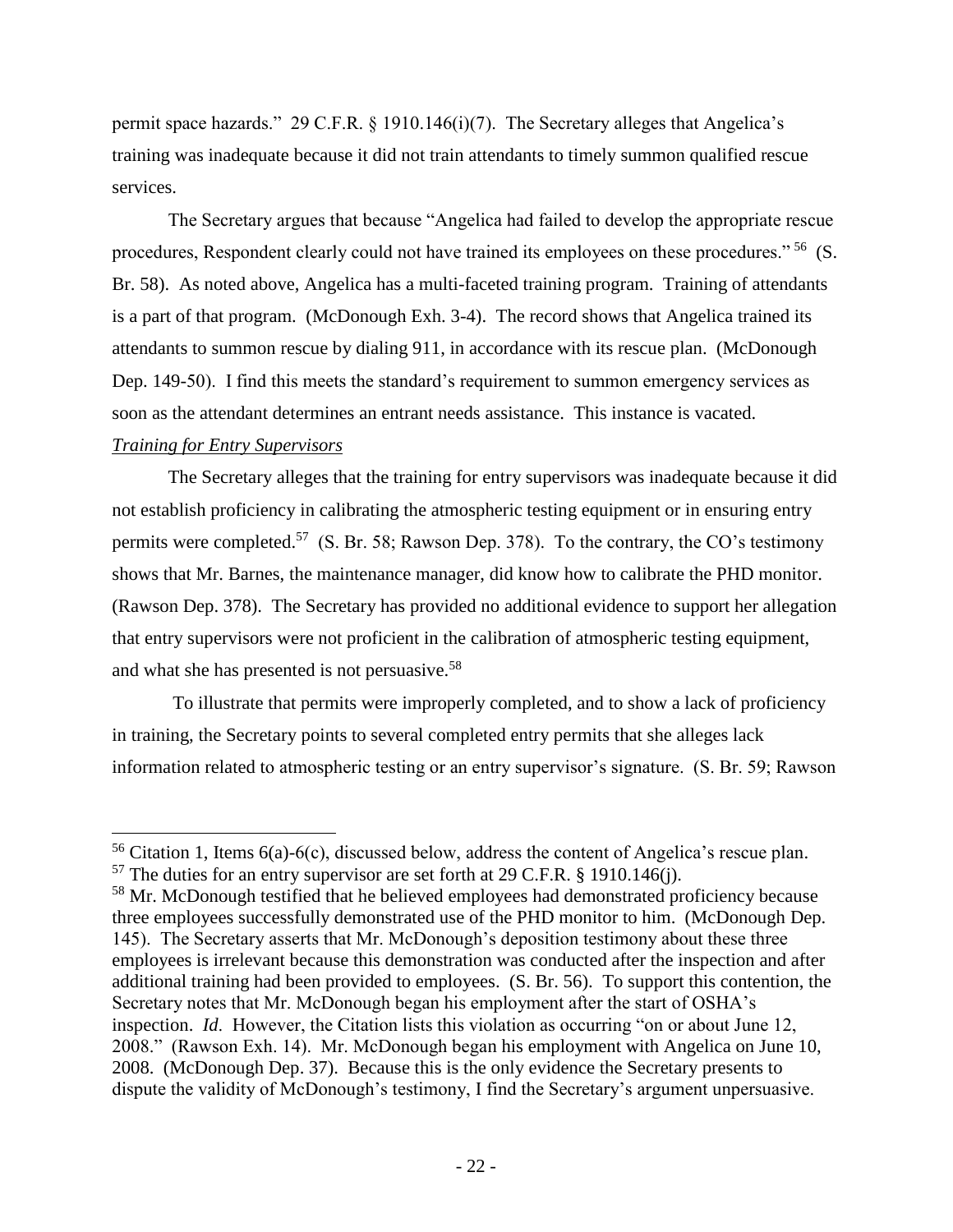permit space hazards." 29 C.F.R. § 1910.146(i)(7). The Secretary alleges that Angelica's training was inadequate because it did not train attendants to timely summon qualified rescue services.

The Secretary argues that because "Angelica had failed to develop the appropriate rescue procedures, Respondent clearly could not have trained its employees on these procedures." [56] (S. Br. 58). As noted above, Angelica has a multi-faceted training program. Training of attendants is a part of that program. (McDonough Exh. 3-4). The record shows that Angelica trained its attendants to summon rescue by dialing 911, in accordance with its rescue plan. (McDonough Dep. 149-50). I find this meets the standard's requirement to summon emergency services as soon as the attendant determines an entrant needs assistance. This instance is vacated.

*Training for Entry Supervisors*

The Secretary alleges that the training for entry supervisors was inadequate because it did not establish proficiency in calibrating the atmospheric testing equipment or in ensuring entry permits were completed.[57] (S. Br. 58; Rawson Dep. 378). To the contrary, the CO's testimony shows that Mr. Barnes, the maintenance manager, did know how to calibrate the PHD monitor. (Rawson Dep. 378). The Secretary has provided no additional evidence to support her allegation that entry supervisors were not proficient in the calibration of atmospheric testing equipment, and what she has presented is not persuasive.[58]

To illustrate that permits were improperly completed, and to show a lack of proficiency in training, the Secretary points to several completed entry permits that she alleges lack information related to atmospheric testing or an entry supervisor's signature. (S. Br. 59; Rawson

---

[56] Citation 1, Items 6(a)-6(c), discussed below, address the content of Angelica's rescue plan.

[57] The duties for an entry supervisor are set forth at 29 C.F.R. § 1910.146(j).

[58] Mr. McDonough testified that he believed employees had demonstrated proficiency because three employees successfully demonstrated use of the PHD monitor to him. (McDonough Dep. 145). The Secretary asserts that Mr. McDonough's deposition testimony about these three employees is irrelevant because this demonstration was conducted after the inspection and after additional training had been provided to employees. (S. Br. 56). To support this contention, the Secretary notes that Mr. McDonough began his employment after the start of OSHA's inspection. *Id.* However, the Citation lists this violation as occurring "on or about June 12, 2008." (Rawson Exh. 14). Mr. McDonough began his employment with Angelica on June 10, 2008. (McDonough Dep. 37). Because this is the only evidence the Secretary presents to dispute the validity of McDonough's testimony, I find the Secretary's argument unpersuasive.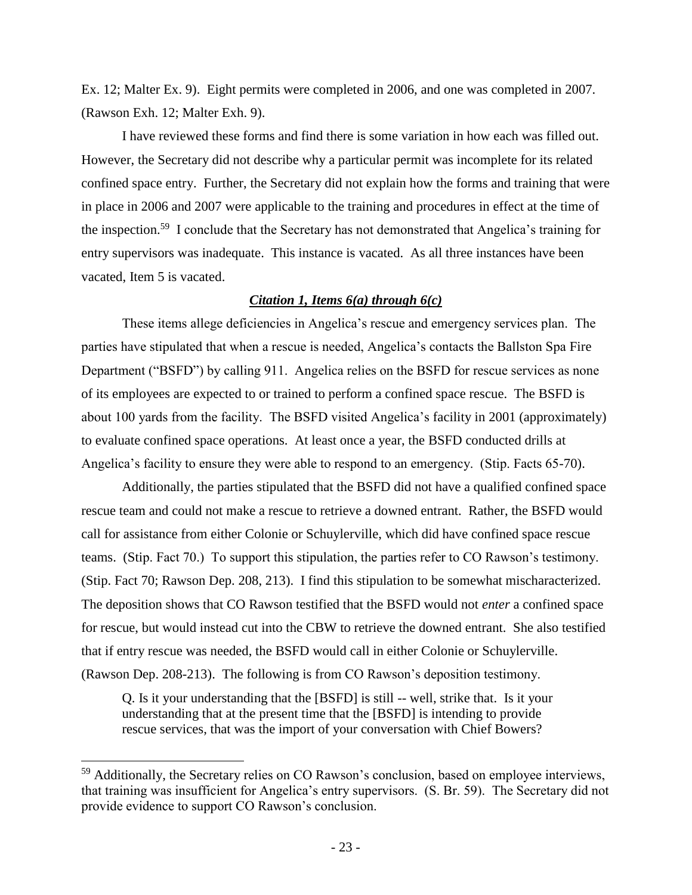Ex. 12; Malter Ex. 9). Eight permits were completed in 2006, and one was completed in 2007. (Rawson Exh. 12; Malter Exh. 9).

I have reviewed these forms and find there is some variation in how each was filled out. However, the Secretary did not describe why a particular permit was incomplete for its related confined space entry. Further, the Secretary did not explain how the forms and training that were in place in 2006 and 2007 were applicable to the training and procedures in effect at the time of the inspection.[59] I conclude that the Secretary has not demonstrated that Angelica's training for entry supervisors was inadequate. This instance is vacated. As all three instances have been vacated, Item 5 is vacated.

### ***Citation 1, Items 6(a) through 6(c)***

These items allege deficiencies in Angelica's rescue and emergency services plan. The parties have stipulated that when a rescue is needed, Angelica's contacts the Ballston Spa Fire Department ("BSFD") by calling 911. Angelica relies on the BSFD for rescue services as none of its employees are expected to or trained to perform a confined space rescue. The BSFD is about 100 yards from the facility. The BSFD visited Angelica's facility in 2001 (approximately) to evaluate confined space operations. At least once a year, the BSFD conducted drills at Angelica's facility to ensure they were able to respond to an emergency. (Stip. Facts 65-70).

Additionally, the parties stipulated that the BSFD did not have a qualified confined space rescue team and could not make a rescue to retrieve a downed entrant. Rather, the BSFD would call for assistance from either Colonie or Schuylerville, which did have confined space rescue teams. (Stip. Fact 70.) To support this stipulation, the parties refer to CO Rawson's testimony. (Stip. Fact 70; Rawson Dep. 208, 213). I find this stipulation to be somewhat mischaracterized. The deposition shows that CO Rawson testified that the BSFD would not *enter* a confined space for rescue, but would instead cut into the CBW to retrieve the downed entrant. She also testified that if entry rescue was needed, the BSFD would call in either Colonie or Schuylerville. (Rawson Dep. 208-213). The following is from CO Rawson's deposition testimony.

> Q. Is it your understanding that the [BSFD] is still -- well, strike that. Is it your understanding that at the present time that the [BSFD] is intending to provide rescue services, that was the import of your conversation with Chief Bowers?

---

[59] Additionally, the Secretary relies on CO Rawson's conclusion, based on employee interviews, that training was insufficient for Angelica's entry supervisors. (S. Br. 59). The Secretary did not provide evidence to support CO Rawson's conclusion.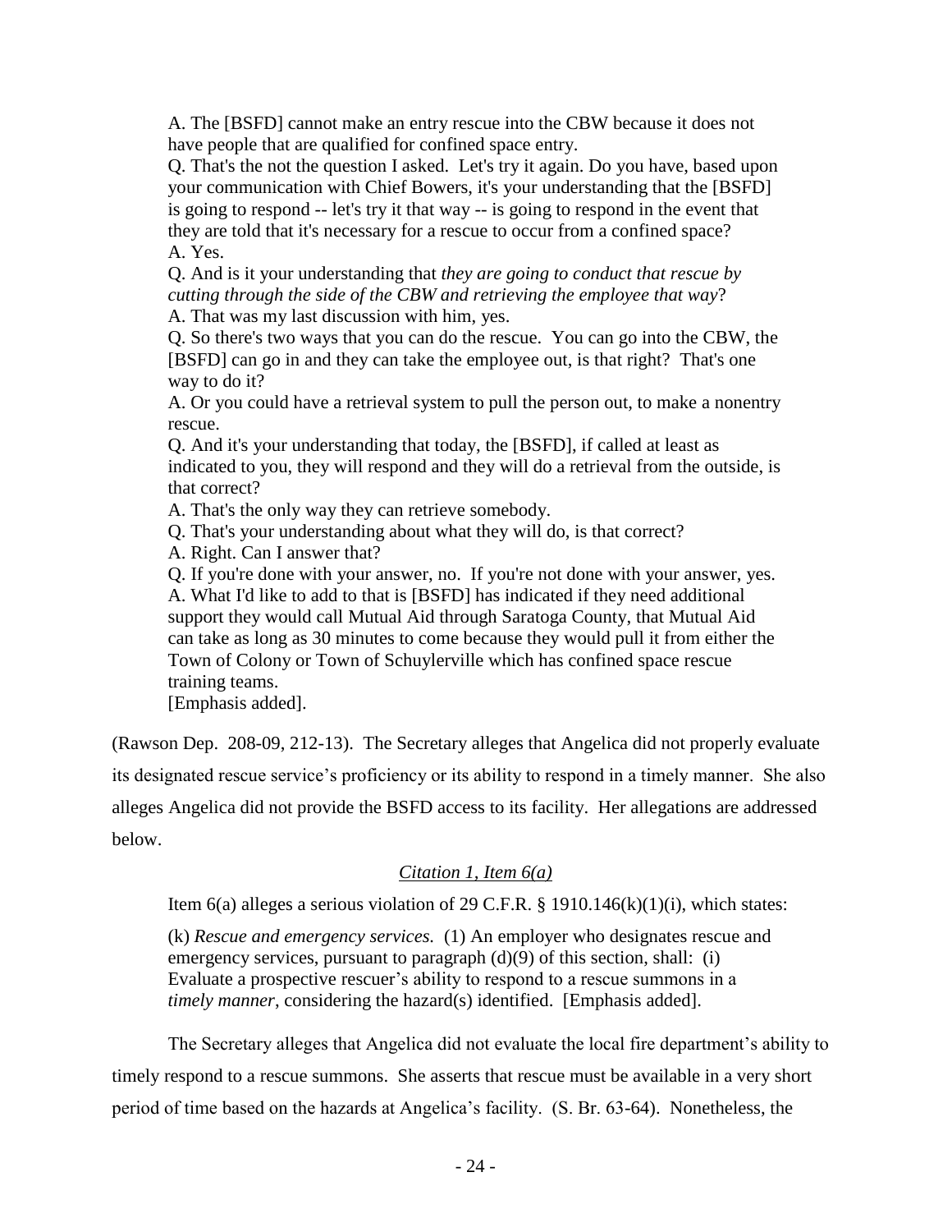> A. The [BSFD] cannot make an entry rescue into the CBW because it does not have people that are qualified for confined space entry.
> Q. That's the not the question I asked. Let's try it again. Do you have, based upon your communication with Chief Bowers, it's your understanding that the [BSFD] is going to respond -- let's try it that way -- is going to respond in the event that they are told that it's necessary for a rescue to occur from a confined space?
> A. Yes.
> Q. And is it your understanding that *they are going to conduct that rescue by cutting through the side of the CBW and retrieving the employee that way*?
> A. That was my last discussion with him, yes.
> Q. So there's two ways that you can do the rescue. You can go into the CBW, the [BSFD] can go in and they can take the employee out, is that right? That's one way to do it?
> A. Or you could have a retrieval system to pull the person out, to make a nonentry rescue.
> Q. And it's your understanding that today, the [BSFD], if called at least as indicated to you, they will respond and they will do a retrieval from the outside, is that correct?
> A. That's the only way they can retrieve somebody.
> Q. That's your understanding about what they will do, is that correct?
> A. Right. Can I answer that?
> Q. If you're done with your answer, no. If you're not done with your answer, yes.
> A. What I'd like to add to that is [BSFD] has indicated if they need additional support they would call Mutual Aid through Saratoga County, that Mutual Aid can take as long as 30 minutes to come because they would pull it from either the Town of Colony or Town of Schuylerville which has confined space rescue training teams.
> [Emphasis added].

(Rawson Dep. 208-09, 212-13). The Secretary alleges that Angelica did not properly evaluate its designated rescue service's proficiency or its ability to respond in a timely manner. She also alleges Angelica did not provide the BSFD access to its facility. Her allegations are addressed below.

*Citation 1, Item 6(a)*

Item 6(a) alleges a serious violation of 29 C.F.R. § 1910.146(k)(1)(i), which states:

> (k) *Rescue and emergency services.* (1) An employer who designates rescue and emergency services, pursuant to paragraph (d)(9) of this section, shall: (i) Evaluate a prospective rescuer's ability to respond to a rescue summons in a *timely manner*, considering the hazard(s) identified. [Emphasis added].

The Secretary alleges that Angelica did not evaluate the local fire department's ability to timely respond to a rescue summons. She asserts that rescue must be available in a very short period of time based on the hazards at Angelica's facility. (S. Br. 63-64). Nonetheless, the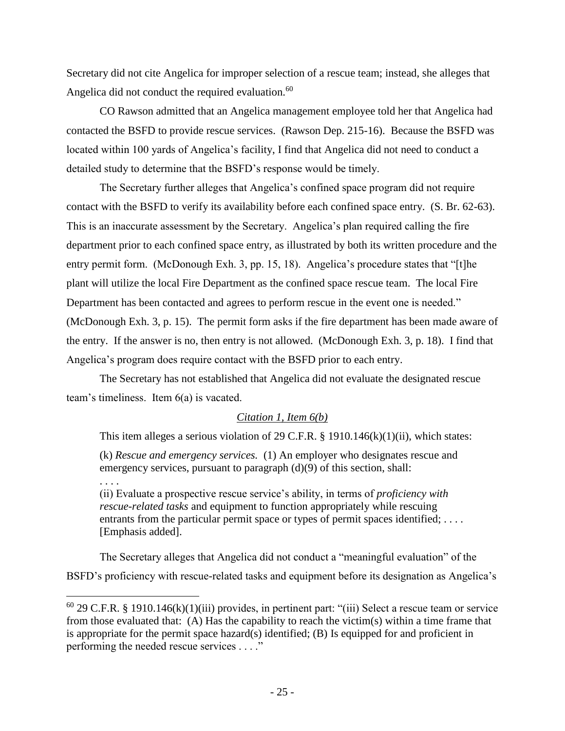Secretary did not cite Angelica for improper selection of a rescue team; instead, she alleges that Angelica did not conduct the required evaluation.[60]

CO Rawson admitted that an Angelica management employee told her that Angelica had contacted the BSFD to provide rescue services. (Rawson Dep. 215-16). Because the BSFD was located within 100 yards of Angelica's facility, I find that Angelica did not need to conduct a detailed study to determine that the BSFD's response would be timely.

The Secretary further alleges that Angelica's confined space program did not require contact with the BSFD to verify its availability before each confined space entry. (S. Br. 62-63). This is an inaccurate assessment by the Secretary. Angelica's plan required calling the fire department prior to each confined space entry, as illustrated by both its written procedure and the entry permit form. (McDonough Exh. 3, pp. 15, 18). Angelica's procedure states that "[t]he plant will utilize the local Fire Department as the confined space rescue team. The local Fire Department has been contacted and agrees to perform rescue in the event one is needed." (McDonough Exh. 3, p. 15). The permit form asks if the fire department has been made aware of the entry. If the answer is no, then entry is not allowed. (McDonough Exh. 3, p. 18). I find that Angelica's program does require contact with the BSFD prior to each entry.

The Secretary has not established that Angelica did not evaluate the designated rescue team's timeliness. Item 6(a) is vacated.

<u>*Citation 1, Item 6(b)*</u>

This item alleges a serious violation of 29 C.F.R. § 1910.146(k)(1)(ii), which states:

> (k) *Rescue and emergency services.* (1) An employer who designates rescue and emergency services, pursuant to paragraph (d)(9) of this section, shall:
> . . . .
> (ii) Evaluate a prospective rescue service's ability, in terms of *proficiency with rescue-related tasks* and equipment to function appropriately while rescuing entrants from the particular permit space or types of permit spaces identified; . . . . [Emphasis added].

The Secretary alleges that Angelica did not conduct a "meaningful evaluation" of the BSFD's proficiency with rescue-related tasks and equipment before its designation as Angelica's

---

[60] 29 C.F.R. § 1910.146(k)(1)(iii) provides, in pertinent part: "(iii) Select a rescue team or service from those evaluated that: (A) Has the capability to reach the victim(s) within a time frame that is appropriate for the permit space hazard(s) identified; (B) Is equipped for and proficient in performing the needed rescue services . . . ."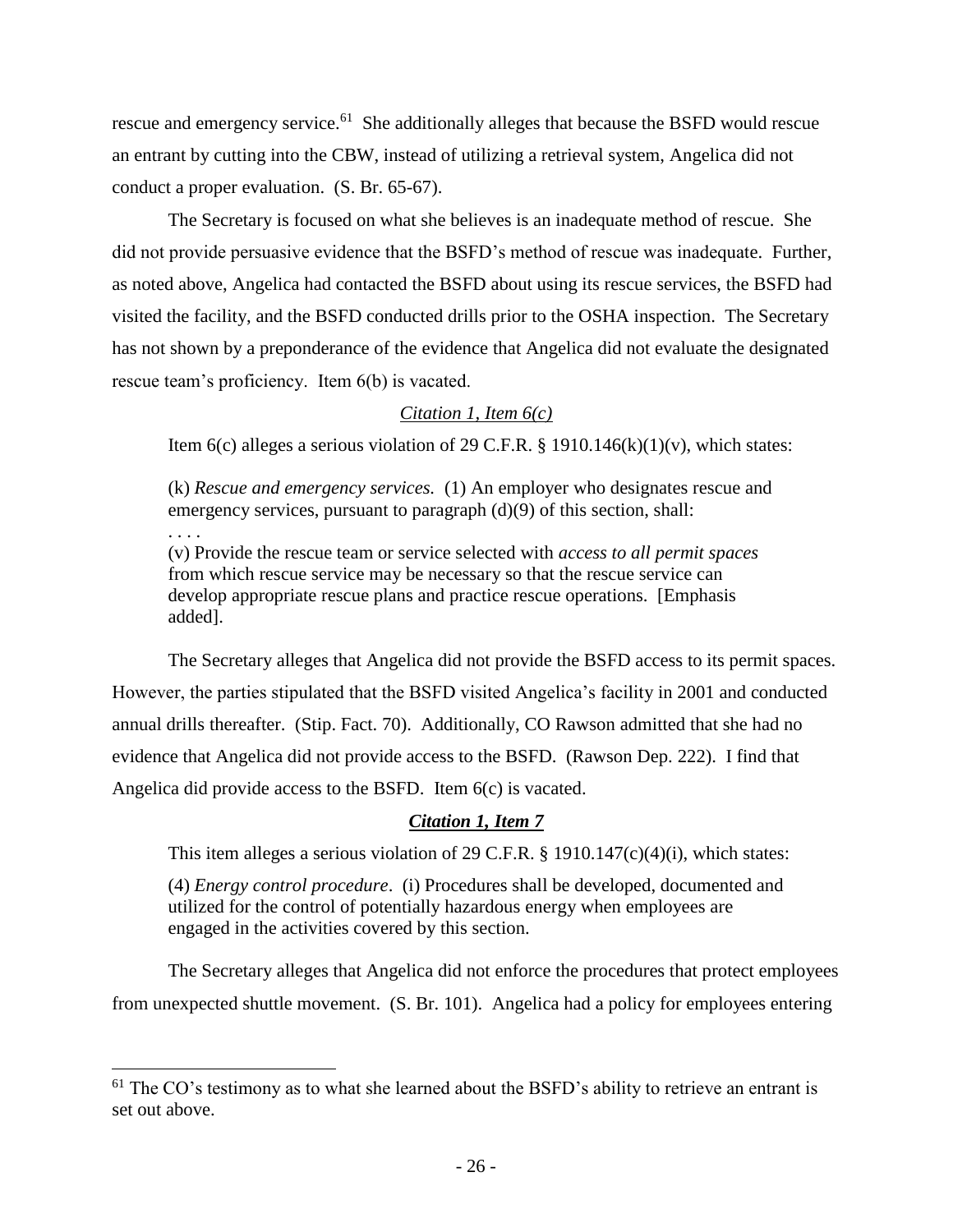rescue and emergency service.[61] She additionally alleges that because the BSFD would rescue an entrant by cutting into the CBW, instead of utilizing a retrieval system, Angelica did not conduct a proper evaluation. (S. Br. 65-67).

The Secretary is focused on what she believes is an inadequate method of rescue. She did not provide persuasive evidence that the BSFD's method of rescue was inadequate. Further, as noted above, Angelica had contacted the BSFD about using its rescue services, the BSFD had visited the facility, and the BSFD conducted drills prior to the OSHA inspection. The Secretary has not shown by a preponderance of the evidence that Angelica did not evaluate the designated rescue team's proficiency. Item 6(b) is vacated.

*Citation 1, Item 6(c)*

Item 6(c) alleges a serious violation of 29 C.F.R. § 1910.146(k)(1)(v), which states:

> (k) *Rescue and emergency services.* (1) An employer who designates rescue and emergency services, pursuant to paragraph (d)(9) of this section, shall:
> . . . .
> (v) Provide the rescue team or service selected with *access to all permit spaces* from which rescue service may be necessary so that the rescue service can develop appropriate rescue plans and practice rescue operations. [Emphasis added].

The Secretary alleges that Angelica did not provide the BSFD access to its permit spaces. However, the parties stipulated that the BSFD visited Angelica's facility in 2001 and conducted annual drills thereafter. (Stip. Fact. 70). Additionally, CO Rawson admitted that she had no evidence that Angelica did not provide access to the BSFD. (Rawson Dep. 222). I find that Angelica did provide access to the BSFD. Item 6(c) is vacated.

***Citation 1, Item 7***

This item alleges a serious violation of 29 C.F.R. § 1910.147(c)(4)(i), which states:

> (4) *Energy control procedure*. (i) Procedures shall be developed, documented and utilized for the control of potentially hazardous energy when employees are engaged in the activities covered by this section.

The Secretary alleges that Angelica did not enforce the procedures that protect employees from unexpected shuttle movement. (S. Br. 101). Angelica had a policy for employees entering

[61] The CO's testimony as to what she learned about the BSFD's ability to retrieve an entrant is set out above.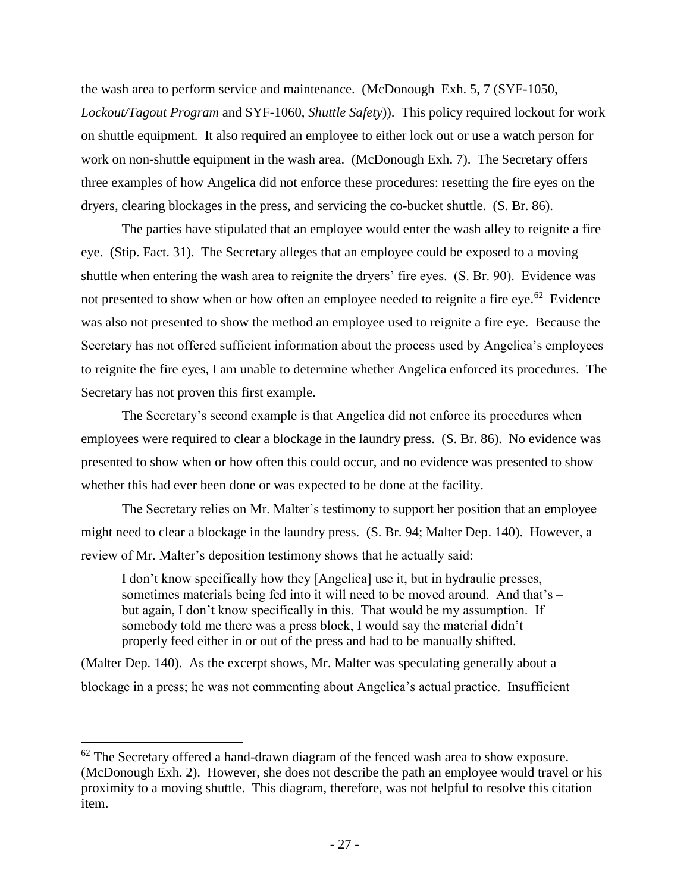the wash area to perform service and maintenance. (McDonough Exh. 5, 7 (SYF-1050, *Lockout/Tagout Program* and SYF-1060, *Shuttle Safety*)). This policy required lockout for work on shuttle equipment. It also required an employee to either lock out or use a watch person for work on non-shuttle equipment in the wash area. (McDonough Exh. 7). The Secretary offers three examples of how Angelica did not enforce these procedures: resetting the fire eyes on the dryers, clearing blockages in the press, and servicing the co-bucket shuttle. (S. Br. 86).

The parties have stipulated that an employee would enter the wash alley to reignite a fire eye. (Stip. Fact. 31). The Secretary alleges that an employee could be exposed to a moving shuttle when entering the wash area to reignite the dryers' fire eyes. (S. Br. 90). Evidence was not presented to show when or how often an employee needed to reignite a fire eye.[62] Evidence was also not presented to show the method an employee used to reignite a fire eye. Because the Secretary has not offered sufficient information about the process used by Angelica's employees to reignite the fire eyes, I am unable to determine whether Angelica enforced its procedures. The Secretary has not proven this first example.

The Secretary's second example is that Angelica did not enforce its procedures when employees were required to clear a blockage in the laundry press. (S. Br. 86). No evidence was presented to show when or how often this could occur, and no evidence was presented to show whether this had ever been done or was expected to be done at the facility.

The Secretary relies on Mr. Malter's testimony to support her position that an employee might need to clear a blockage in the laundry press. (S. Br. 94; Malter Dep. 140). However, a review of Mr. Malter's deposition testimony shows that he actually said:

> I don't know specifically how they [Angelica] use it, but in hydraulic presses, sometimes materials being fed into it will need to be moved around. And that's – but again, I don't know specifically in this. That would be my assumption. If somebody told me there was a press block, I would say the material didn't properly feed either in or out of the press and had to be manually shifted.

(Malter Dep. 140). As the excerpt shows, Mr. Malter was speculating generally about a blockage in a press; he was not commenting about Angelica's actual practice. Insufficient

---

[62] The Secretary offered a hand-drawn diagram of the fenced wash area to show exposure. (McDonough Exh. 2). However, she does not describe the path an employee would travel or his proximity to a moving shuttle. This diagram, therefore, was not helpful to resolve this citation item.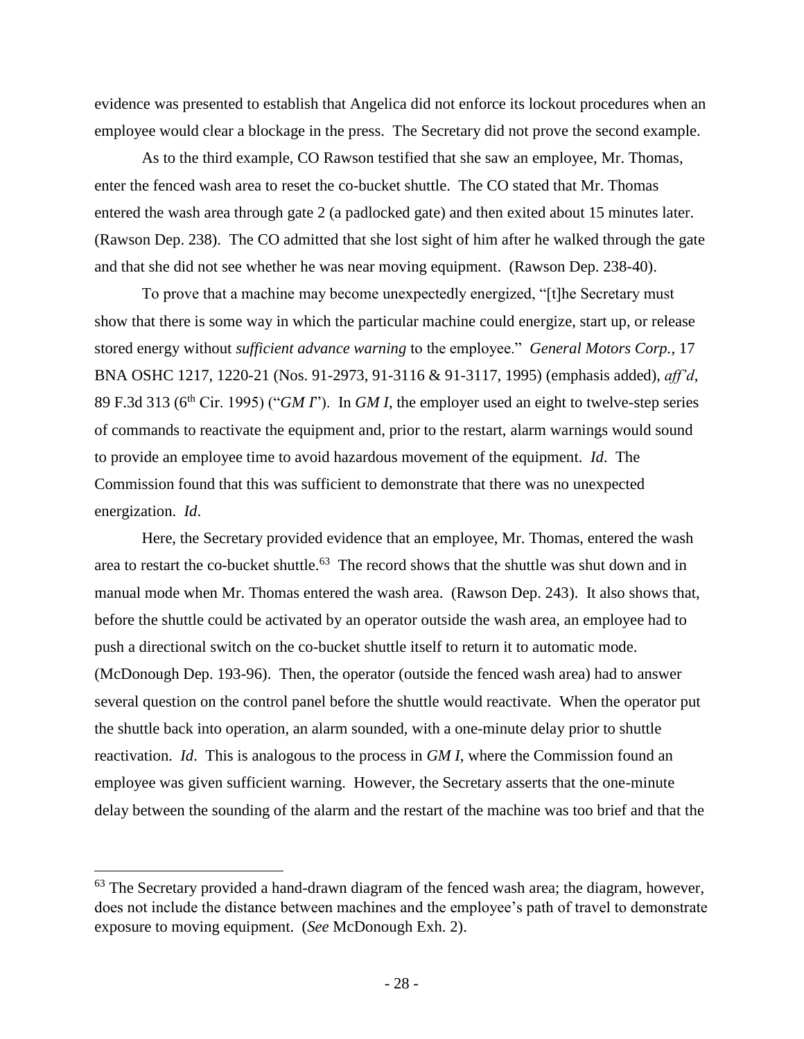evidence was presented to establish that Angelica did not enforce its lockout procedures when an employee would clear a blockage in the press. The Secretary did not prove the second example.

As to the third example, CO Rawson testified that she saw an employee, Mr. Thomas, enter the fenced wash area to reset the co-bucket shuttle. The CO stated that Mr. Thomas entered the wash area through gate 2 (a padlocked gate) and then exited about 15 minutes later. (Rawson Dep. 238). The CO admitted that she lost sight of him after he walked through the gate and that she did not see whether he was near moving equipment. (Rawson Dep. 238-40).

To prove that a machine may become unexpectedly energized, "[t]he Secretary must show that there is some way in which the particular machine could energize, start up, or release stored energy without *sufficient advance warning* to the employee." *General Motors Corp.*, 17 BNA OSHC 1217, 1220-21 (Nos. 91-2973, 91-3116 & 91-3117, 1995) (emphasis added), *aff'd*, 89 F.3d 313 (6th Cir. 1995) ("*GM I*"). In *GM I*, the employer used an eight to twelve-step series of commands to reactivate the equipment and, prior to the restart, alarm warnings would sound to provide an employee time to avoid hazardous movement of the equipment. *Id*. The Commission found that this was sufficient to demonstrate that there was no unexpected energization. *Id*.

Here, the Secretary provided evidence that an employee, Mr. Thomas, entered the wash area to restart the co-bucket shuttle.[63] The record shows that the shuttle was shut down and in manual mode when Mr. Thomas entered the wash area. (Rawson Dep. 243). It also shows that, before the shuttle could be activated by an operator outside the wash area, an employee had to push a directional switch on the co-bucket shuttle itself to return it to automatic mode. (McDonough Dep. 193-96). Then, the operator (outside the fenced wash area) had to answer several question on the control panel before the shuttle would reactivate. When the operator put the shuttle back into operation, an alarm sounded, with a one-minute delay prior to shuttle reactivation. *Id*. This is analogous to the process in *GM I*, where the Commission found an employee was given sufficient warning. However, the Secretary asserts that the one-minute delay between the sounding of the alarm and the restart of the machine was too brief and that the

[63] The Secretary provided a hand-drawn diagram of the fenced wash area; the diagram, however, does not include the distance between machines and the employee's path of travel to demonstrate exposure to moving equipment. (*See* McDonough Exh. 2).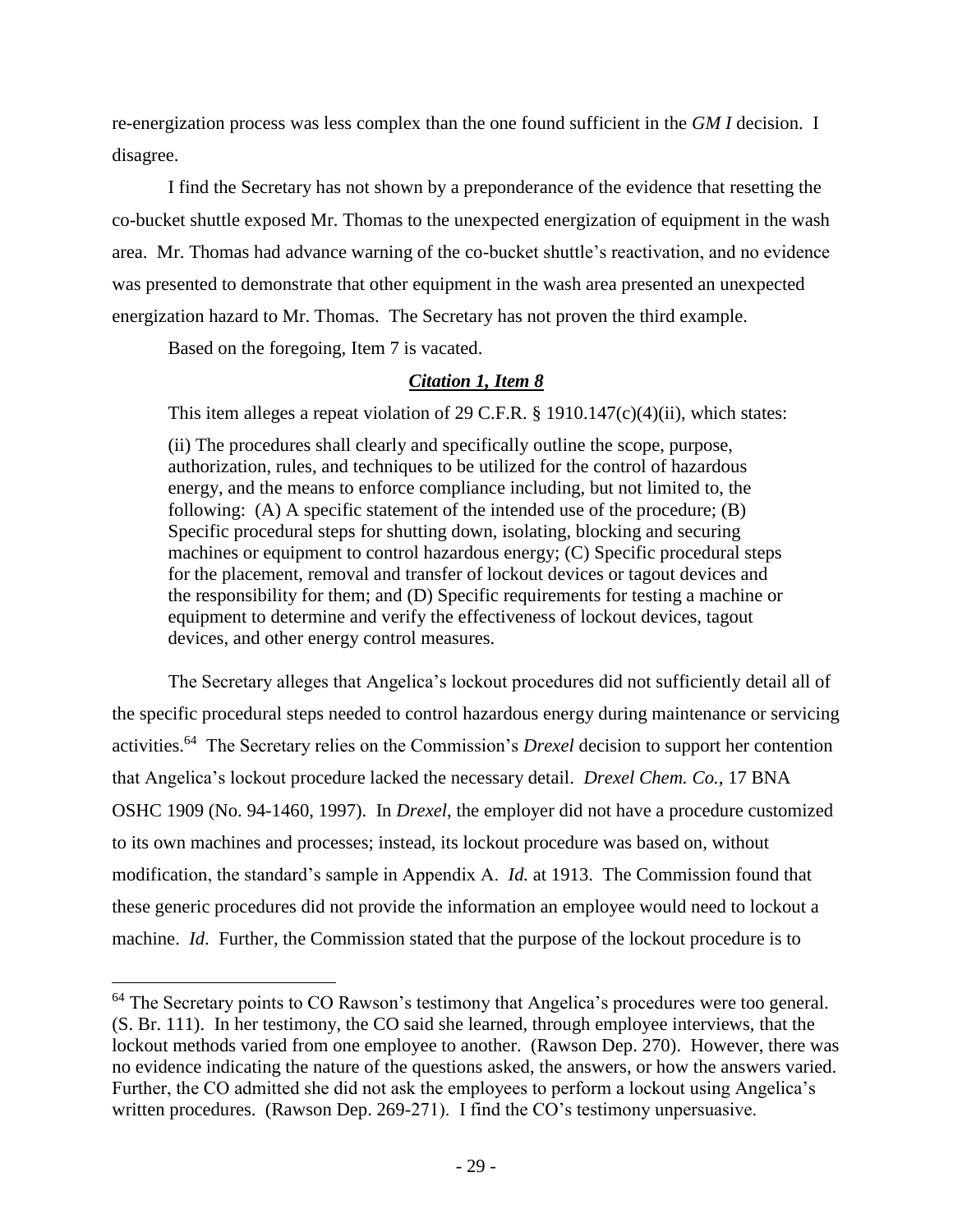re-energization process was less complex than the one found sufficient in the *GM I* decision. I disagree.

I find the Secretary has not shown by a preponderance of the evidence that resetting the co-bucket shuttle exposed Mr. Thomas to the unexpected energization of equipment in the wash area. Mr. Thomas had advance warning of the co-bucket shuttle's reactivation, and no evidence was presented to demonstrate that other equipment in the wash area presented an unexpected energization hazard to Mr. Thomas. The Secretary has not proven the third example.

Based on the foregoing, Item 7 is vacated.

### ***Citation 1, Item 8***

This item alleges a repeat violation of 29 C.F.R. § 1910.147(c)(4)(ii), which states:

> (ii) The procedures shall clearly and specifically outline the scope, purpose, authorization, rules, and techniques to be utilized for the control of hazardous energy, and the means to enforce compliance including, but not limited to, the following: (A) A specific statement of the intended use of the procedure; (B) Specific procedural steps for shutting down, isolating, blocking and securing machines or equipment to control hazardous energy; (C) Specific procedural steps for the placement, removal and transfer of lockout devices or tagout devices and the responsibility for them; and (D) Specific requirements for testing a machine or equipment to determine and verify the effectiveness of lockout devices, tagout devices, and other energy control measures.

The Secretary alleges that Angelica's lockout procedures did not sufficiently detail all of the specific procedural steps needed to control hazardous energy during maintenance or servicing activities.[64] The Secretary relies on the Commission's *Drexel* decision to support her contention that Angelica's lockout procedure lacked the necessary detail. *Drexel Chem. Co.*, 17 BNA OSHC 1909 (No. 94-1460, 1997). In *Drexel*, the employer did not have a procedure customized to its own machines and processes; instead, its lockout procedure was based on, without modification, the standard's sample in Appendix A. *Id.* at 1913. The Commission found that these generic procedures did not provide the information an employee would need to lockout a machine. *Id*. Further, the Commission stated that the purpose of the lockout procedure is to

---

[64] The Secretary points to CO Rawson's testimony that Angelica's procedures were too general. (S. Br. 111). In her testimony, the CO said she learned, through employee interviews, that the lockout methods varied from one employee to another. (Rawson Dep. 270). However, there was no evidence indicating the nature of the questions asked, the answers, or how the answers varied. Further, the CO admitted she did not ask the employees to perform a lockout using Angelica's written procedures. (Rawson Dep. 269-271). I find the CO's testimony unpersuasive.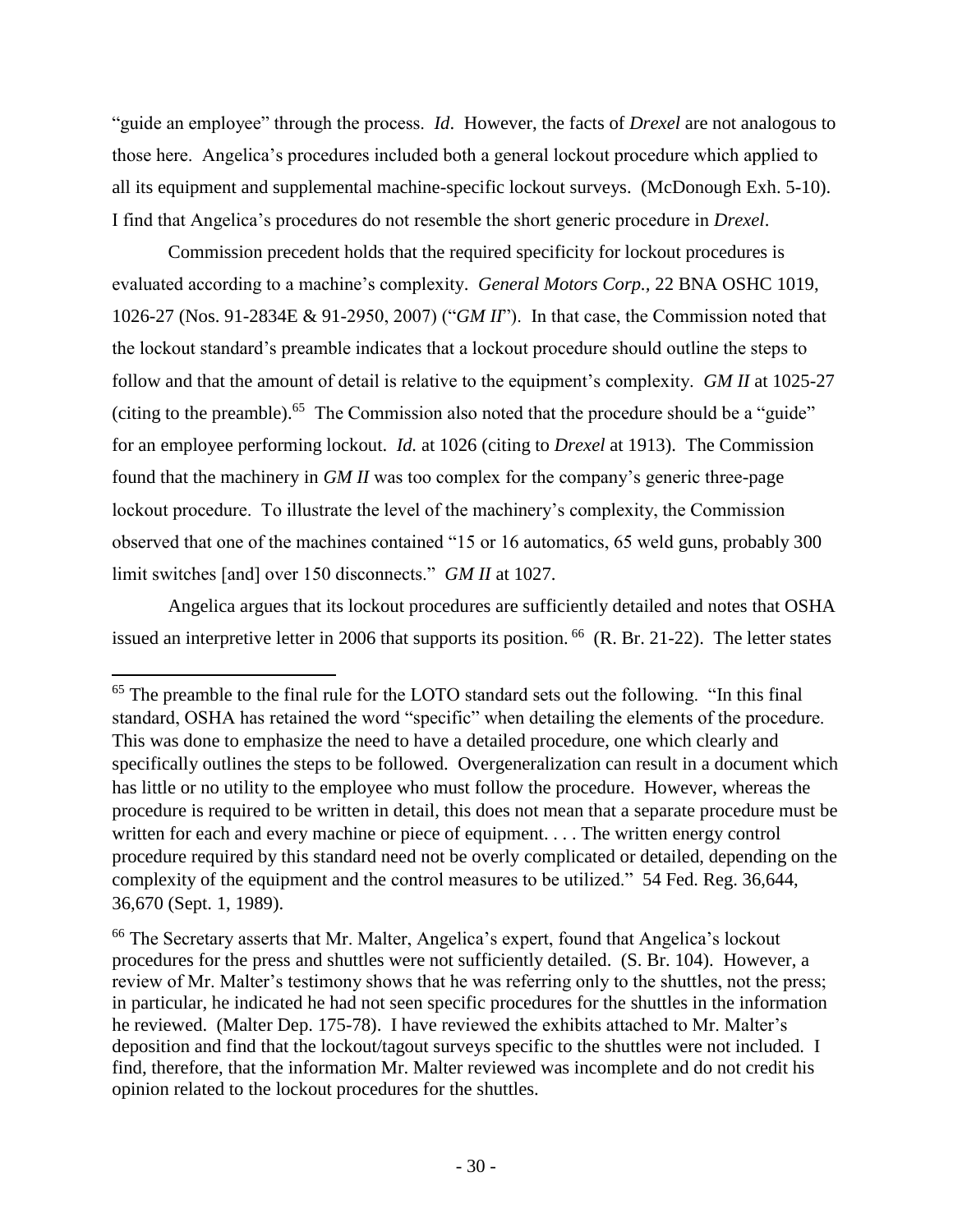"guide an employee" through the process. *Id*. However, the facts of *Drexel* are not analogous to those here. Angelica's procedures included both a general lockout procedure which applied to all its equipment and supplemental machine-specific lockout surveys. (McDonough Exh. 5-10). I find that Angelica's procedures do not resemble the short generic procedure in *Drexel*.

Commission precedent holds that the required specificity for lockout procedures is evaluated according to a machine's complexity. *General Motors Corp.*, 22 BNA OSHC 1019, 1026-27 (Nos. 91-2834E & 91-2950, 2007) ("*GM II*"). In that case, the Commission noted that the lockout standard's preamble indicates that a lockout procedure should outline the steps to follow and that the amount of detail is relative to the equipment's complexity. *GM II* at 1025-27 (citing to the preamble).[65] The Commission also noted that the procedure should be a "guide" for an employee performing lockout. *Id.* at 1026 (citing to *Drexel* at 1913). The Commission found that the machinery in *GM II* was too complex for the company's generic three-page lockout procedure. To illustrate the level of the machinery's complexity, the Commission observed that one of the machines contained "15 or 16 automatics, 65 weld guns, probably 300 limit switches [and] over 150 disconnects." *GM II* at 1027.

Angelica argues that its lockout procedures are sufficiently detailed and notes that OSHA issued an interpretive letter in 2006 that supports its position.[66] (R. Br. 21-22). The letter states

---

[65] The preamble to the final rule for the LOTO standard sets out the following. "In this final standard, OSHA has retained the word "specific" when detailing the elements of the procedure. This was done to emphasize the need to have a detailed procedure, one which clearly and specifically outlines the steps to be followed. Overgeneralization can result in a document which has little or no utility to the employee who must follow the procedure. However, whereas the procedure is required to be written in detail, this does not mean that a separate procedure must be written for each and every machine or piece of equipment. . . . The written energy control procedure required by this standard need not be overly complicated or detailed, depending on the complexity of the equipment and the control measures to be utilized." 54 Fed. Reg. 36,644, 36,670 (Sept. 1, 1989).

[66] The Secretary asserts that Mr. Malter, Angelica's expert, found that Angelica's lockout procedures for the press and shuttles were not sufficiently detailed. (S. Br. 104). However, a review of Mr. Malter's testimony shows that he was referring only to the shuttles, not the press; in particular, he indicated he had not seen specific procedures for the shuttles in the information he reviewed. (Malter Dep. 175-78). I have reviewed the exhibits attached to Mr. Malter's deposition and find that the lockout/tagout surveys specific to the shuttles were not included. I find, therefore, that the information Mr. Malter reviewed was incomplete and do not credit his opinion related to the lockout procedures for the shuttles.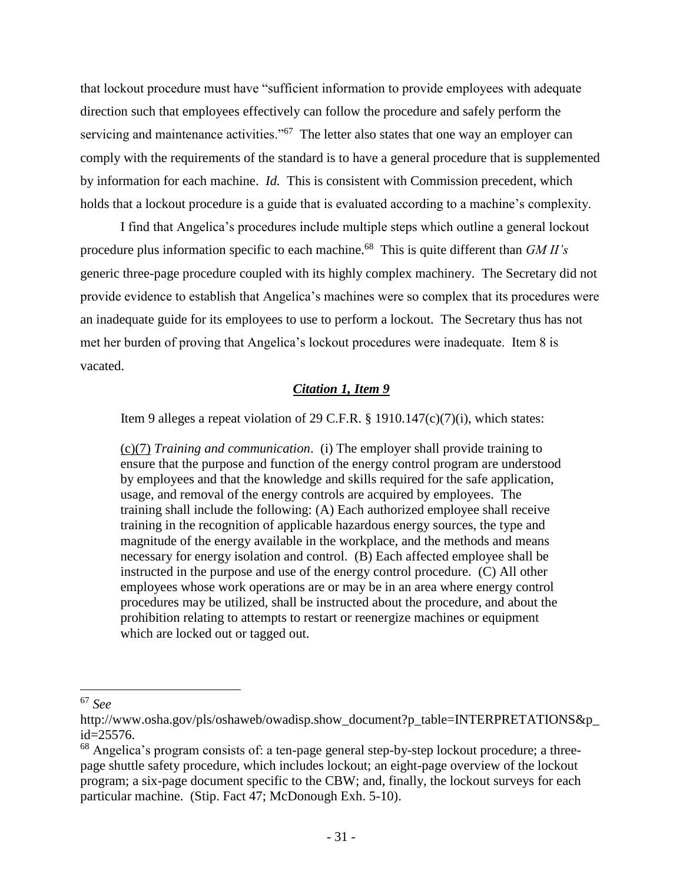that lockout procedure must have "sufficient information to provide employees with adequate direction such that employees effectively can follow the procedure and safely perform the servicing and maintenance activities."[67] The letter also states that one way an employer can comply with the requirements of the standard is to have a general procedure that is supplemented by information for each machine. *Id.* This is consistent with Commission precedent, which holds that a lockout procedure is a guide that is evaluated according to a machine's complexity.

I find that Angelica's procedures include multiple steps which outline a general lockout procedure plus information specific to each machine.[68] This is quite different than *GM II's* generic three-page procedure coupled with its highly complex machinery. The Secretary did not provide evidence to establish that Angelica's machines were so complex that its procedures were an inadequate guide for its employees to use to perform a lockout. The Secretary thus has not met her burden of proving that Angelica's lockout procedures were inadequate. Item 8 is vacated.

### ***Citation 1, Item 9***

Item 9 alleges a repeat violation of 29 C.F.R. § 1910.147(c)(7)(i), which states:

> (c)(7) *Training and communication*. (i) The employer shall provide training to ensure that the purpose and function of the energy control program are understood by employees and that the knowledge and skills required for the safe application, usage, and removal of the energy controls are acquired by employees. The training shall include the following: (A) Each authorized employee shall receive training in the recognition of applicable hazardous energy sources, the type and magnitude of the energy available in the workplace, and the methods and means necessary for energy isolation and control. (B) Each affected employee shall be instructed in the purpose and use of the energy control procedure. (C) All other employees whose work operations are or may be in an area where energy control procedures may be utilized, shall be instructed about the procedure, and about the prohibition relating to attempts to restart or reenergize machines or equipment which are locked out or tagged out.

---

[67] *See* http://www.osha.gov/pls/oshaweb/owadisp.show_document?p_table=INTERPRETATIONS&p_id=25576.

[68] Angelica's program consists of: a ten-page general step-by-step lockout procedure; a three-page shuttle safety procedure, which includes lockout; an eight-page overview of the lockout program; a six-page document specific to the CBW; and, finally, the lockout surveys for each particular machine. (Stip. Fact 47; McDonough Exh. 5-10).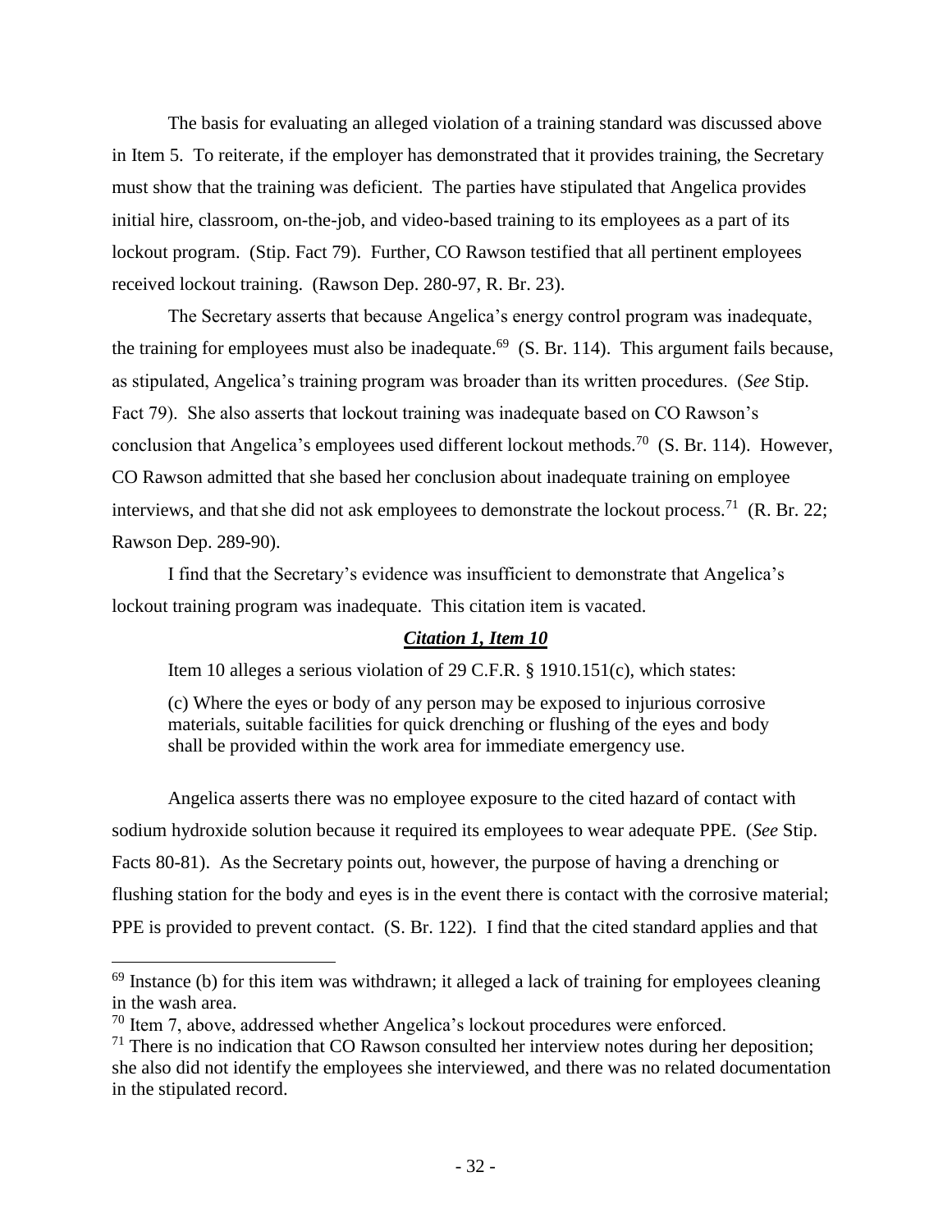The basis for evaluating an alleged violation of a training standard was discussed above in Item 5. To reiterate, if the employer has demonstrated that it provides training, the Secretary must show that the training was deficient. The parties have stipulated that Angelica provides initial hire, classroom, on-the-job, and video-based training to its employees as a part of its lockout program. (Stip. Fact 79). Further, CO Rawson testified that all pertinent employees received lockout training. (Rawson Dep. 280-97, R. Br. 23).

The Secretary asserts that because Angelica's energy control program was inadequate, the training for employees must also be inadequate.[69] (S. Br. 114). This argument fails because, as stipulated, Angelica's training program was broader than its written procedures. (*See* Stip. Fact 79). She also asserts that lockout training was inadequate based on CO Rawson's conclusion that Angelica's employees used different lockout methods.[70] (S. Br. 114). However, CO Rawson admitted that she based her conclusion about inadequate training on employee interviews, and that she did not ask employees to demonstrate the lockout process.[71] (R. Br. 22; Rawson Dep. 289-90).

I find that the Secretary's evidence was insufficient to demonstrate that Angelica's lockout training program was inadequate. This citation item is vacated.

## ***Citation 1, Item 10***

Item 10 alleges a serious violation of 29 C.F.R. § 1910.151(c), which states:

> (c) Where the eyes or body of any person may be exposed to injurious corrosive materials, suitable facilities for quick drenching or flushing of the eyes and body shall be provided within the work area for immediate emergency use.

Angelica asserts there was no employee exposure to the cited hazard of contact with sodium hydroxide solution because it required its employees to wear adequate PPE. (*See* Stip. Facts 80-81). As the Secretary points out, however, the purpose of having a drenching or flushing station for the body and eyes is in the event there is contact with the corrosive material; PPE is provided to prevent contact. (S. Br. 122). I find that the cited standard applies and that

---

[69] Instance (b) for this item was withdrawn; it alleged a lack of training for employees cleaning in the wash area.

[70] Item 7, above, addressed whether Angelica's lockout procedures were enforced.

[71] There is no indication that CO Rawson consulted her interview notes during her deposition; she also did not identify the employees she interviewed, and there was no related documentation in the stipulated record.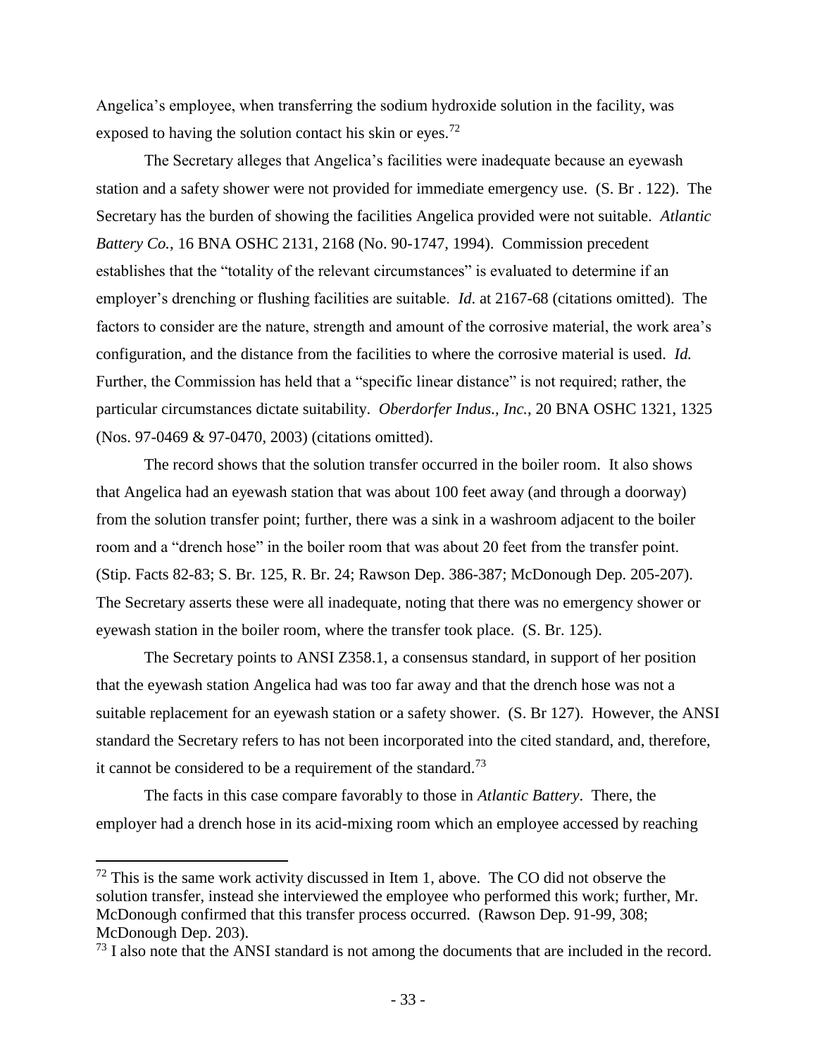Angelica's employee, when transferring the sodium hydroxide solution in the facility, was exposed to having the solution contact his skin or eyes.[72]

The Secretary alleges that Angelica's facilities were inadequate because an eyewash station and a safety shower were not provided for immediate emergency use. (S. Br . 122). The Secretary has the burden of showing the facilities Angelica provided were not suitable. *Atlantic Battery Co.*, 16 BNA OSHC 2131, 2168 (No. 90-1747, 1994). Commission precedent establishes that the "totality of the relevant circumstances" is evaluated to determine if an employer's drenching or flushing facilities are suitable. *Id.* at 2167-68 (citations omitted). The factors to consider are the nature, strength and amount of the corrosive material, the work area's configuration, and the distance from the facilities to where the corrosive material is used. *Id.* Further, the Commission has held that a "specific linear distance" is not required; rather, the particular circumstances dictate suitability. *Oberdorfer Indus., Inc.*, 20 BNA OSHC 1321, 1325 (Nos. 97-0469 & 97-0470, 2003) (citations omitted).

The record shows that the solution transfer occurred in the boiler room. It also shows that Angelica had an eyewash station that was about 100 feet away (and through a doorway) from the solution transfer point; further, there was a sink in a washroom adjacent to the boiler room and a "drench hose" in the boiler room that was about 20 feet from the transfer point. (Stip. Facts 82-83; S. Br. 125, R. Br. 24; Rawson Dep. 386-387; McDonough Dep. 205-207). The Secretary asserts these were all inadequate, noting that there was no emergency shower or eyewash station in the boiler room, where the transfer took place. (S. Br. 125).

The Secretary points to ANSI Z358.1, a consensus standard, in support of her position that the eyewash station Angelica had was too far away and that the drench hose was not a suitable replacement for an eyewash station or a safety shower. (S. Br 127). However, the ANSI standard the Secretary refers to has not been incorporated into the cited standard, and, therefore, it cannot be considered to be a requirement of the standard.[73]

The facts in this case compare favorably to those in *Atlantic Battery*. There, the employer had a drench hose in its acid-mixing room which an employee accessed by reaching

---

[72] This is the same work activity discussed in Item 1, above. The CO did not observe the solution transfer, instead she interviewed the employee who performed this work; further, Mr. McDonough confirmed that this transfer process occurred. (Rawson Dep. 91-99, 308; McDonough Dep. 203).

[73] I also note that the ANSI standard is not among the documents that are included in the record.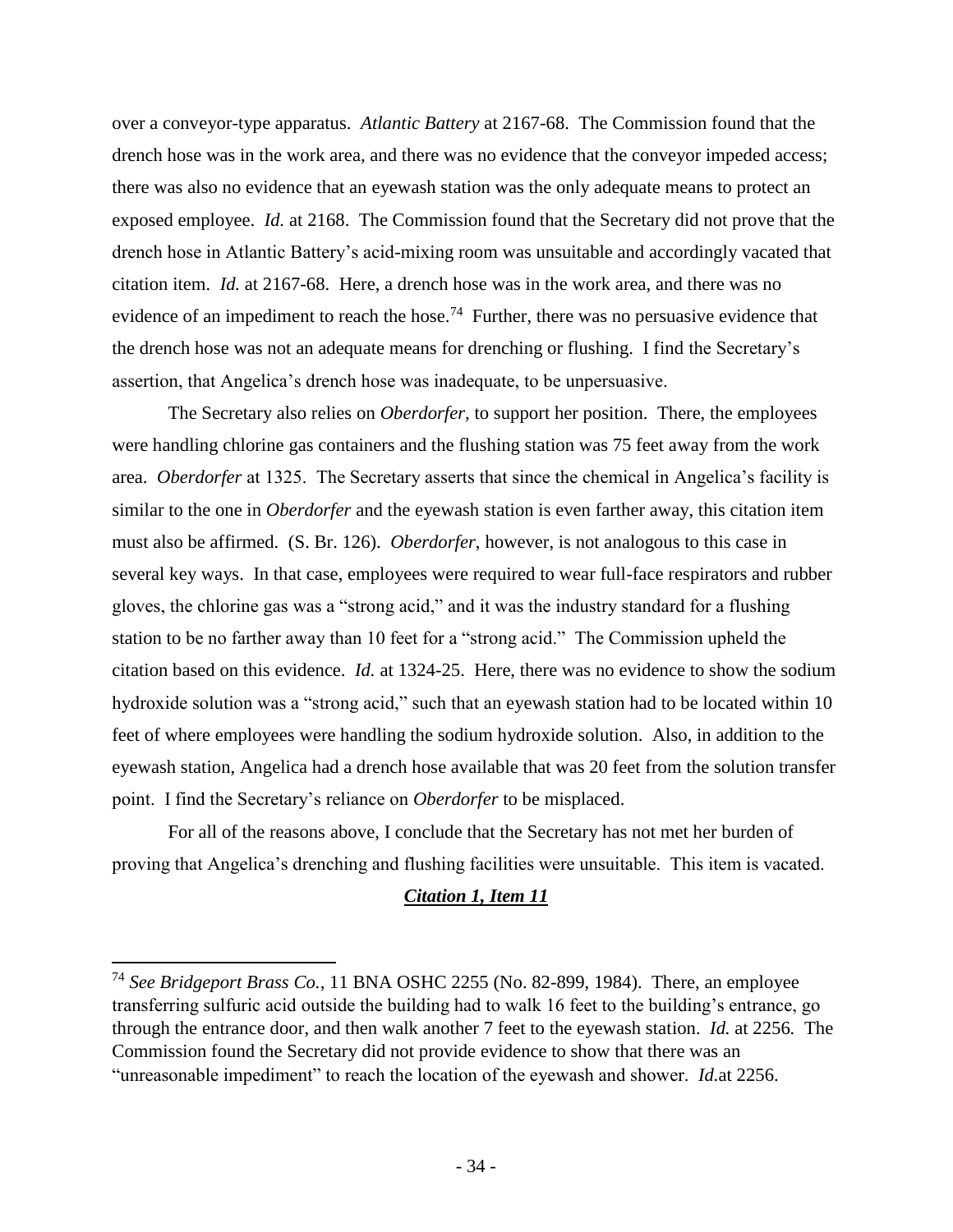over a conveyor-type apparatus. *Atlantic Battery* at 2167-68. The Commission found that the drench hose was in the work area, and there was no evidence that the conveyor impeded access; there was also no evidence that an eyewash station was the only adequate means to protect an exposed employee. *Id.* at 2168. The Commission found that the Secretary did not prove that the drench hose in Atlantic Battery's acid-mixing room was unsuitable and accordingly vacated that citation item. *Id.* at 2167-68. Here, a drench hose was in the work area, and there was no evidence of an impediment to reach the hose.[74] Further, there was no persuasive evidence that the drench hose was not an adequate means for drenching or flushing. I find the Secretary's assertion, that Angelica's drench hose was inadequate, to be unpersuasive.

The Secretary also relies on *Oberdorfer*, to support her position. There, the employees were handling chlorine gas containers and the flushing station was 75 feet away from the work area. *Oberdorfer* at 1325. The Secretary asserts that since the chemical in Angelica's facility is similar to the one in *Oberdorfer* and the eyewash station is even farther away, this citation item must also be affirmed. (S. Br. 126). *Oberdorfer*, however, is not analogous to this case in several key ways. In that case, employees were required to wear full-face respirators and rubber gloves, the chlorine gas was a "strong acid," and it was the industry standard for a flushing station to be no farther away than 10 feet for a "strong acid." The Commission upheld the citation based on this evidence. *Id.* at 1324-25. Here, there was no evidence to show the sodium hydroxide solution was a "strong acid," such that an eyewash station had to be located within 10 feet of where employees were handling the sodium hydroxide solution. Also, in addition to the eyewash station, Angelica had a drench hose available that was 20 feet from the solution transfer point. I find the Secretary's reliance on *Oberdorfer* to be misplaced.

For all of the reasons above, I conclude that the Secretary has not met her burden of proving that Angelica's drenching and flushing facilities were unsuitable. This item is vacated.

## ***Citation 1, Item 11***

---

[74] *See Bridgeport Brass Co.*, 11 BNA OSHC 2255 (No. 82-899, 1984). There, an employee transferring sulfuric acid outside the building had to walk 16 feet to the building's entrance, go through the entrance door, and then walk another 7 feet to the eyewash station. *Id.* at 2256. The Commission found the Secretary did not provide evidence to show that there was an "unreasonable impediment" to reach the location of the eyewash and shower. *Id.*at 2256.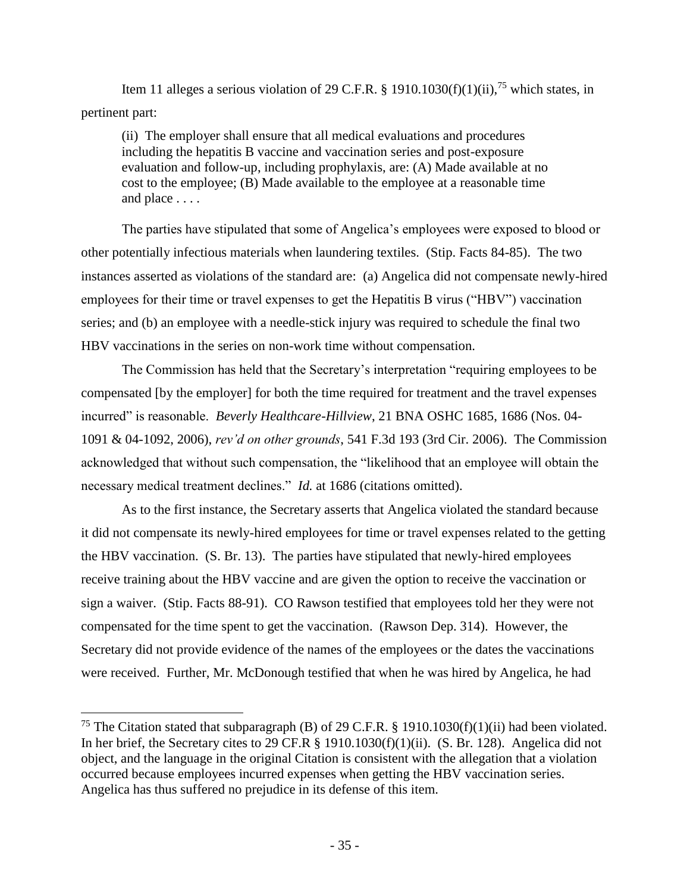Item 11 alleges a serious violation of 29 C.F.R. § 1910.1030(f)(1)(ii),[75] which states, in pertinent part:

> (ii) The employer shall ensure that all medical evaluations and procedures including the hepatitis B vaccine and vaccination series and post-exposure evaluation and follow-up, including prophylaxis, are: (A) Made available at no cost to the employee; (B) Made available to the employee at a reasonable time and place . . . .

The parties have stipulated that some of Angelica's employees were exposed to blood or other potentially infectious materials when laundering textiles. (Stip. Facts 84-85). The two instances asserted as violations of the standard are: (a) Angelica did not compensate newly-hired employees for their time or travel expenses to get the Hepatitis B virus ("HBV") vaccination series; and (b) an employee with a needle-stick injury was required to schedule the final two HBV vaccinations in the series on non-work time without compensation.

The Commission has held that the Secretary's interpretation "requiring employees to be compensated [by the employer] for both the time required for treatment and the travel expenses incurred" is reasonable. *Beverly Healthcare-Hillview*, 21 BNA OSHC 1685, 1686 (Nos. 04-1091 & 04-1092, 2006), *rev'd on other grounds*, 541 F.3d 193 (3rd Cir. 2006). The Commission acknowledged that without such compensation, the "likelihood that an employee will obtain the necessary medical treatment declines." *Id.* at 1686 (citations omitted).

As to the first instance, the Secretary asserts that Angelica violated the standard because it did not compensate its newly-hired employees for time or travel expenses related to the getting the HBV vaccination. (S. Br. 13). The parties have stipulated that newly-hired employees receive training about the HBV vaccine and are given the option to receive the vaccination or sign a waiver. (Stip. Facts 88-91). CO Rawson testified that employees told her they were not compensated for the time spent to get the vaccination. (Rawson Dep. 314). However, the Secretary did not provide evidence of the names of the employees or the dates the vaccinations were received. Further, Mr. McDonough testified that when he was hired by Angelica, he had

---

[75] The Citation stated that subparagraph (B) of 29 C.F.R. § 1910.1030(f)(1)(ii) had been violated. In her brief, the Secretary cites to 29 CF.R § 1910.1030(f)(1)(ii). (S. Br. 128). Angelica did not object, and the language in the original Citation is consistent with the allegation that a violation occurred because employees incurred expenses when getting the HBV vaccination series. Angelica has thus suffered no prejudice in its defense of this item.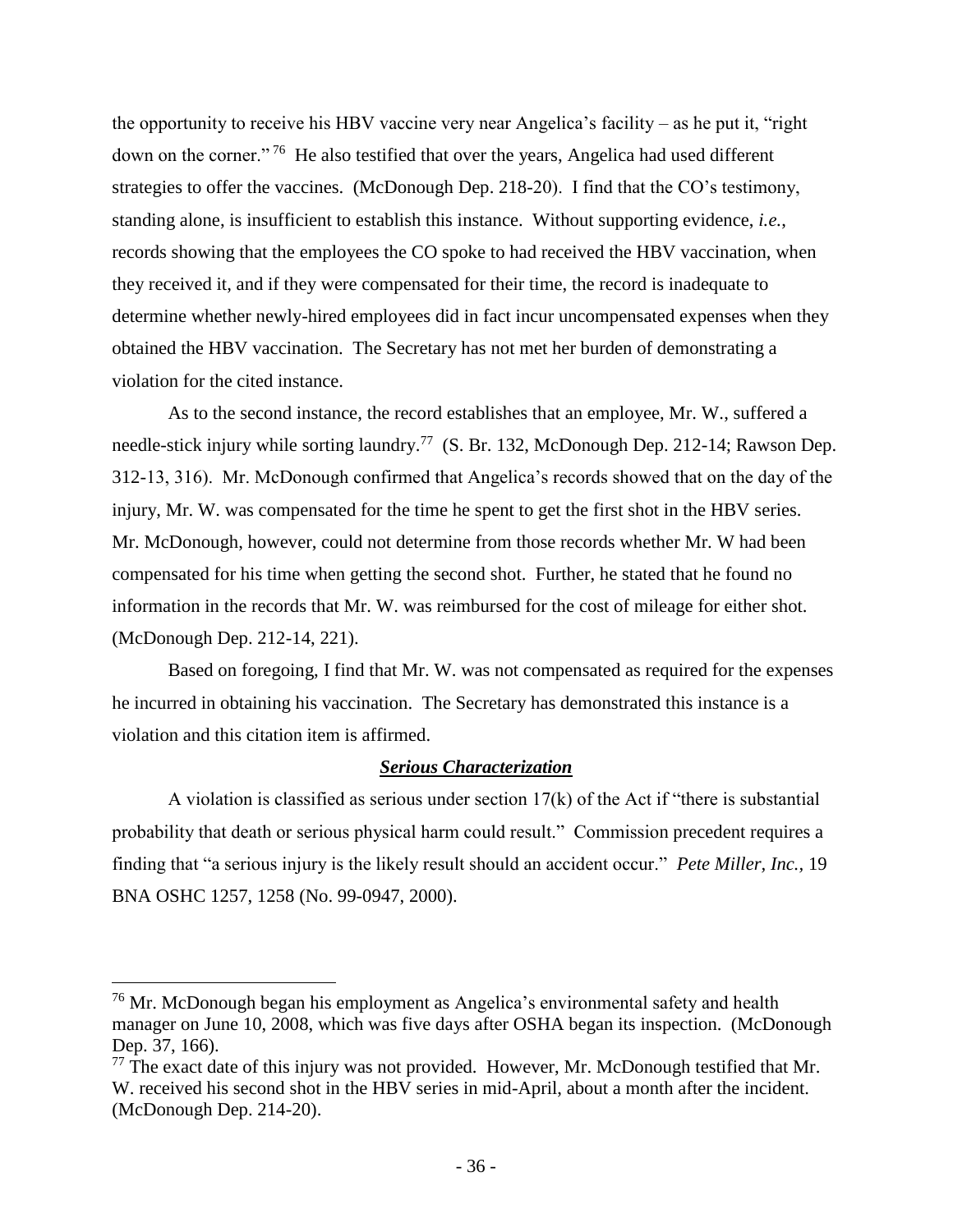the opportunity to receive his HBV vaccine very near Angelica's facility – as he put it, "right down on the corner." [76] He also testified that over the years, Angelica had used different strategies to offer the vaccines. (McDonough Dep. 218-20). I find that the CO's testimony, standing alone, is insufficient to establish this instance. Without supporting evidence, *i.e.*, records showing that the employees the CO spoke to had received the HBV vaccination, when they received it, and if they were compensated for their time, the record is inadequate to determine whether newly-hired employees did in fact incur uncompensated expenses when they obtained the HBV vaccination. The Secretary has not met her burden of demonstrating a violation for the cited instance.

As to the second instance, the record establishes that an employee, Mr. W., suffered a needle-stick injury while sorting laundry.[77] (S. Br. 132, McDonough Dep. 212-14; Rawson Dep. 312-13, 316). Mr. McDonough confirmed that Angelica's records showed that on the day of the injury, Mr. W. was compensated for the time he spent to get the first shot in the HBV series. Mr. McDonough, however, could not determine from those records whether Mr. W had been compensated for his time when getting the second shot. Further, he stated that he found no information in the records that Mr. W. was reimbursed for the cost of mileage for either shot. (McDonough Dep. 212-14, 221).

Based on foregoing, I find that Mr. W. was not compensated as required for the expenses he incurred in obtaining his vaccination. The Secretary has demonstrated this instance is a violation and this citation item is affirmed.

### ***Serious Characterization***

A violation is classified as serious under section 17(k) of the Act if "there is substantial probability that death or serious physical harm could result." Commission precedent requires a finding that "a serious injury is the likely result should an accident occur." *Pete Miller, Inc.*, 19 BNA OSHC 1257, 1258 (No. 99-0947, 2000).

---

[76] Mr. McDonough began his employment as Angelica's environmental safety and health manager on June 10, 2008, which was five days after OSHA began its inspection. (McDonough Dep. 37, 166).

[77] The exact date of this injury was not provided. However, Mr. McDonough testified that Mr. W. received his second shot in the HBV series in mid-April, about a month after the incident. (McDonough Dep. 214-20).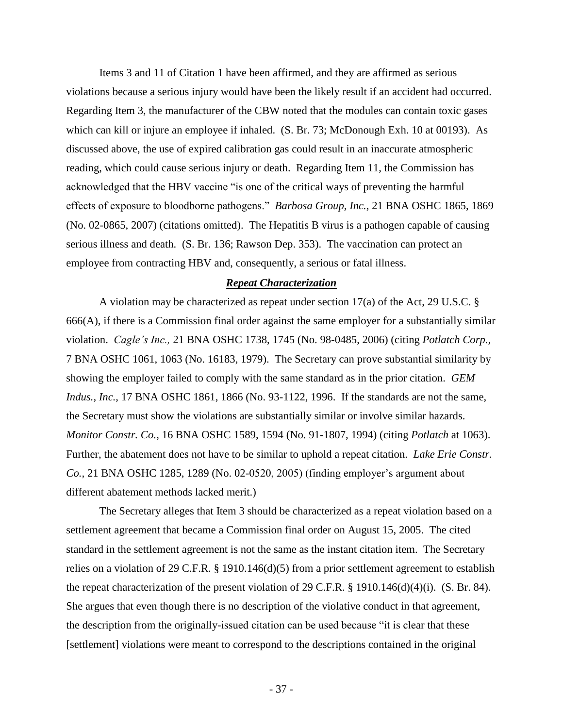Items 3 and 11 of Citation 1 have been affirmed, and they are affirmed as serious violations because a serious injury would have been the likely result if an accident had occurred. Regarding Item 3, the manufacturer of the CBW noted that the modules can contain toxic gases which can kill or injure an employee if inhaled. (S. Br. 73; McDonough Exh. 10 at 00193). As discussed above, the use of expired calibration gas could result in an inaccurate atmospheric reading, which could cause serious injury or death. Regarding Item 11, the Commission has acknowledged that the HBV vaccine "is one of the critical ways of preventing the harmful effects of exposure to bloodborne pathogens." *Barbosa Group, Inc.*, 21 BNA OSHC 1865, 1869 (No. 02-0865, 2007) (citations omitted). The Hepatitis B virus is a pathogen capable of causing serious illness and death. (S. Br. 136; Rawson Dep. 353). The vaccination can protect an employee from contracting HBV and, consequently, a serious or fatal illness.

### ***Repeat Characterization***

A violation may be characterized as repeat under section 17(a) of the Act, 29 U.S.C. § 666(A), if there is a Commission final order against the same employer for a substantially similar violation. *Cagle's Inc.,* 21 BNA OSHC 1738, 1745 (No. 98-0485, 2006) (citing *Potlatch Corp.*, 7 BNA OSHC 1061, 1063 (No. 16183, 1979). The Secretary can prove substantial similarity by showing the employer failed to comply with the same standard as in the prior citation. *GEM Indus., Inc.*, 17 BNA OSHC 1861, 1866 (No. 93-1122, 1996. If the standards are not the same, the Secretary must show the violations are substantially similar or involve similar hazards. *Monitor Constr. Co.*, 16 BNA OSHC 1589, 1594 (No. 91-1807, 1994) (citing *Potlatch* at 1063). Further, the abatement does not have to be similar to uphold a repeat citation. *Lake Erie Constr. Co.,* 21 BNA OSHC 1285, 1289 (No. 02-0520, 2005) (finding employer's argument about different abatement methods lacked merit.)

The Secretary alleges that Item 3 should be characterized as a repeat violation based on a settlement agreement that became a Commission final order on August 15, 2005. The cited standard in the settlement agreement is not the same as the instant citation item. The Secretary relies on a violation of 29 C.F.R. § 1910.146(d)(5) from a prior settlement agreement to establish the repeat characterization of the present violation of 29 C.F.R. § 1910.146(d)(4)(i). (S. Br. 84). She argues that even though there is no description of the violative conduct in that agreement, the description from the originally-issued citation can be used because "it is clear that these [settlement] violations were meant to correspond to the descriptions contained in the original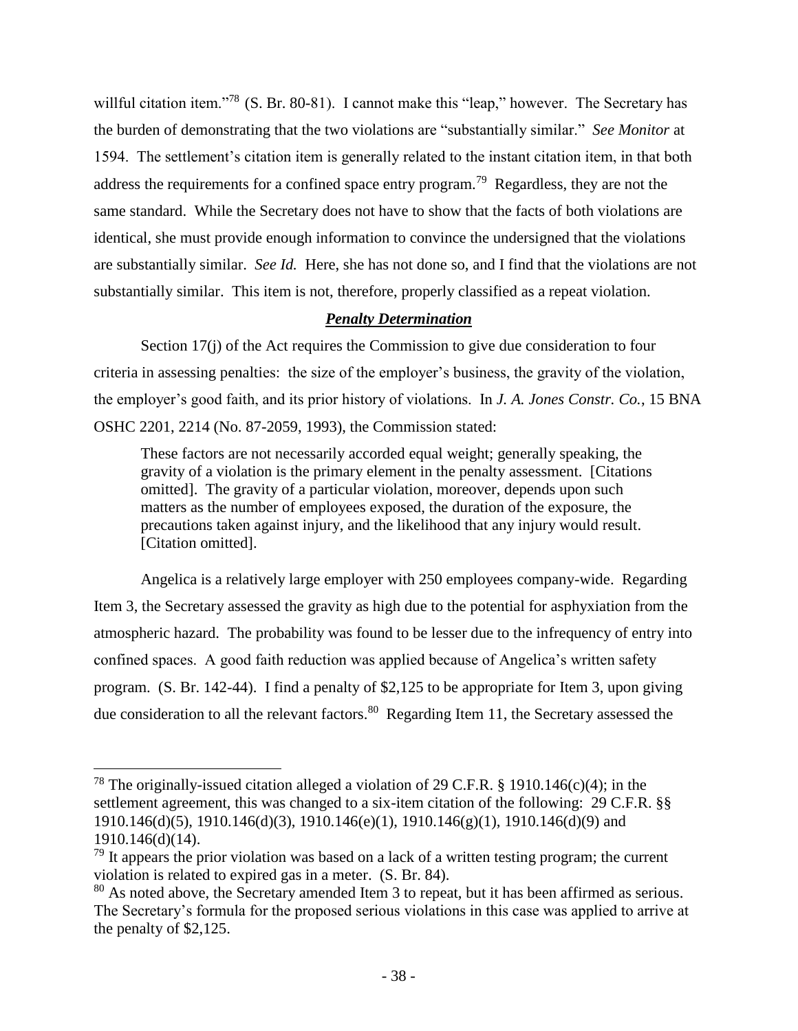willful citation item."[78] (S. Br. 80-81). I cannot make this "leap," however. The Secretary has the burden of demonstrating that the two violations are "substantially similar." *See Monitor* at 1594. The settlement's citation item is generally related to the instant citation item, in that both address the requirements for a confined space entry program.[79] Regardless, they are not the same standard. While the Secretary does not have to show that the facts of both violations are identical, she must provide enough information to convince the undersigned that the violations are substantially similar. *See Id.* Here, she has not done so, and I find that the violations are not substantially similar. This item is not, therefore, properly classified as a repeat violation.

***Penalty Determination***

Section 17(j) of the Act requires the Commission to give due consideration to four criteria in assessing penalties: the size of the employer's business, the gravity of the violation, the employer's good faith, and its prior history of violations. In *J. A. Jones Constr. Co.*, 15 BNA OSHC 2201, 2214 (No. 87-2059, 1993), the Commission stated:

> These factors are not necessarily accorded equal weight; generally speaking, the gravity of a violation is the primary element in the penalty assessment. [Citations omitted]. The gravity of a particular violation, moreover, depends upon such matters as the number of employees exposed, the duration of the exposure, the precautions taken against injury, and the likelihood that any injury would result. [Citation omitted].

Angelica is a relatively large employer with 250 employees company-wide. Regarding Item 3, the Secretary assessed the gravity as high due to the potential for asphyxiation from the atmospheric hazard. The probability was found to be lesser due to the infrequency of entry into confined spaces. A good faith reduction was applied because of Angelica's written safety program. (S. Br. 142-44). I find a penalty of $2,125 to be appropriate for Item 3, upon giving due consideration to all the relevant factors.[80] Regarding Item 11, the Secretary assessed the

---

[78] The originally-issued citation alleged a violation of 29 C.F.R. § 1910.146(c)(4); in the settlement agreement, this was changed to a six-item citation of the following: 29 C.F.R. §§ 1910.146(d)(5), 1910.146(d)(3), 1910.146(e)(1), 1910.146(g)(1), 1910.146(d)(9) and 1910.146(d)(14).

[79] It appears the prior violation was based on a lack of a written testing program; the current violation is related to expired gas in a meter. (S. Br. 84).

[80] As noted above, the Secretary amended Item 3 to repeat, but it has been affirmed as serious. The Secretary's formula for the proposed serious violations in this case was applied to arrive at the penalty of $2,125.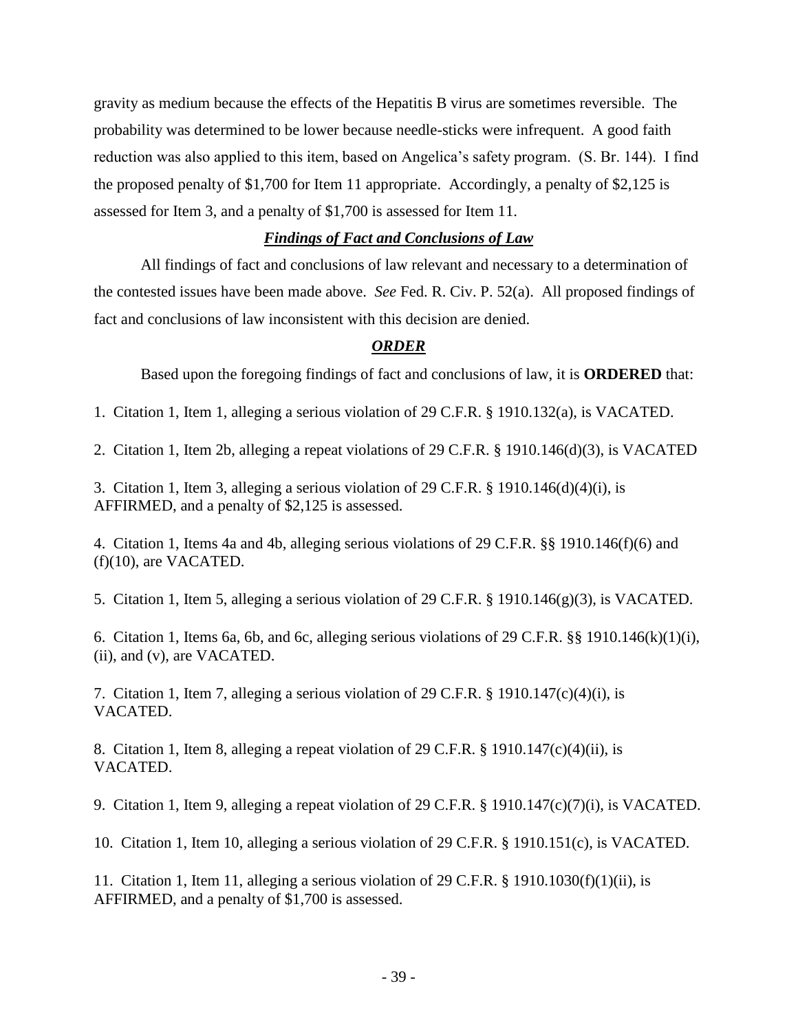gravity as medium because the effects of the Hepatitis B virus are sometimes reversible. The probability was determined to be lower because needle-sticks were infrequent. A good faith reduction was also applied to this item, based on Angelica's safety program. (S. Br. 144). I find the proposed penalty of $1,700 for Item 11 appropriate. Accordingly, a penalty of $2,125 is assessed for Item 3, and a penalty of $1,700 is assessed for Item 11.

## ***Findings of Fact and Conclusions of Law***

All findings of fact and conclusions of law relevant and necessary to a determination of the contested issues have been made above. *See* Fed. R. Civ. P. 52(a). All proposed findings of fact and conclusions of law inconsistent with this decision are denied.

## ***ORDER***

Based upon the foregoing findings of fact and conclusions of law, it is **ORDERED** that:

1. Citation 1, Item 1, alleging a serious violation of 29 C.F.R. § 1910.132(a), is VACATED.

2. Citation 1, Item 2b, alleging a repeat violations of 29 C.F.R. § 1910.146(d)(3), is VACATED

3. Citation 1, Item 3, alleging a serious violation of 29 C.F.R. § 1910.146(d)(4)(i), is AFFIRMED, and a penalty of $2,125 is assessed.

4. Citation 1, Items 4a and 4b, alleging serious violations of 29 C.F.R. §§ 1910.146(f)(6) and (f)(10), are VACATED.

5. Citation 1, Item 5, alleging a serious violation of 29 C.F.R. § 1910.146(g)(3), is VACATED.

6. Citation 1, Items 6a, 6b, and 6c, alleging serious violations of 29 C.F.R. §§ 1910.146(k)(1)(i), (ii), and (v), are VACATED.

7. Citation 1, Item 7, alleging a serious violation of 29 C.F.R. § 1910.147(c)(4)(i), is VACATED.

8. Citation 1, Item 8, alleging a repeat violation of 29 C.F.R. § 1910.147(c)(4)(ii), is VACATED.

9. Citation 1, Item 9, alleging a repeat violation of 29 C.F.R. § 1910.147(c)(7)(i), is VACATED.

10. Citation 1, Item 10, alleging a serious violation of 29 C.F.R. § 1910.151(c), is VACATED.

11. Citation 1, Item 11, alleging a serious violation of 29 C.F.R. § 1910.1030(f)(1)(ii), is AFFIRMED, and a penalty of $1,700 is assessed.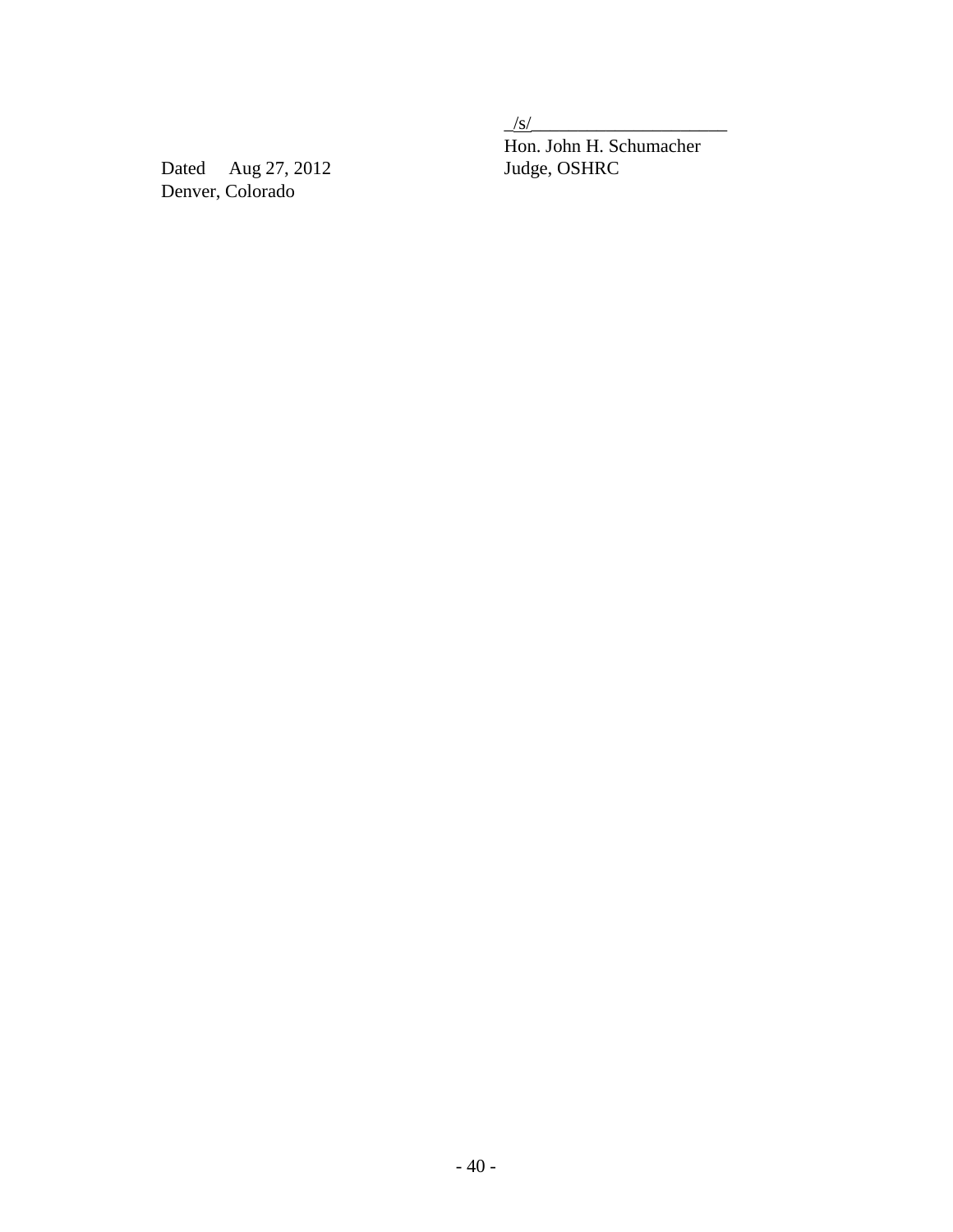_/s/_____________________
Hon. John H. Schumacher
Judge, OSHRC

Dated Aug 27, 2012
Denver, Colorado